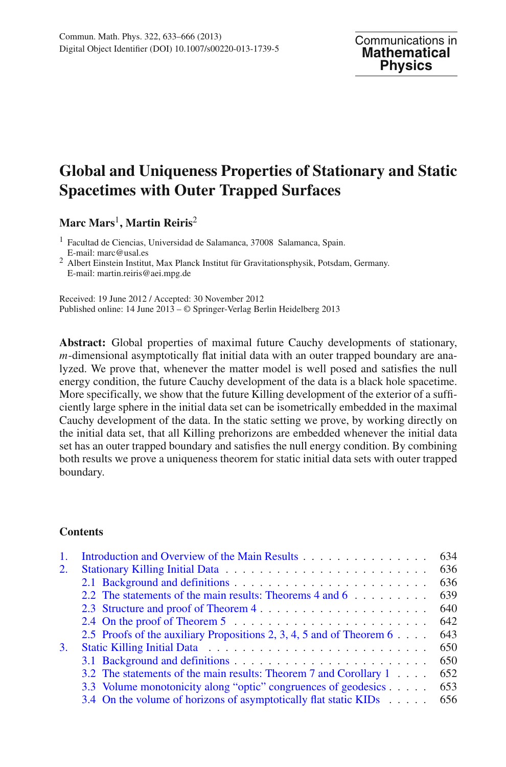# Global and Uniqueness Properties of Stationary and Static Spacetimes with Outer Trapped Surfaces

**Marc Mars**[1], **Martin Reiris**[2]

[1] Facultad de Ciencias, Universidad de Salamanca, 37008 Salamanca, Spain. E-mail: marc@usal.es

[2] Albert Einstein Institut, Max Planck Institut für Gravitationsphysik, Potsdam, Germany. E-mail: martin.reiris@aei.mpg.de

Received: 19 June 2012 / Accepted: 30 November 2012
Published online: 14 June 2013 – © Springer-Verlag Berlin Heidelberg 2013

**Abstract:** Global properties of maximal future Cauchy developments of stationary, $m$-dimensional asymptotically flat initial data with an outer trapped boundary are analyzed. We prove that, whenever the matter model is well posed and satisfies the null energy condition, the future Cauchy development of the data is a black hole spacetime. More specifically, we show that the future Killing development of the exterior of a sufficiently large sphere in the initial data set can be isometrically embedded in the maximal Cauchy development of the data. In the static setting we prove, by working directly on the initial data set, that all Killing prehorizons are embedded whenever the initial data set has an outer trapped boundary and satisfies the null energy condition. By combining both results we prove a uniqueness theorem for static initial data sets with outer trapped boundary.

**Contents**

1. Introduction and Overview of the Main Results . . . . . . . . . . . . . . . . 634
2. Stationary Killing Initial Data . . . . . . . . . . . . . . . . . . . . . . . . 636
   - 2.1 Background and definitions . . . . . . . . . . . . . . . . . . . . . . 636
   - 2.2 The statements of the main results: Theorems 4 and 6 . . . . . . . . . 639
   - 2.3 Structure and proof of Theorem 4 . . . . . . . . . . . . . . . . . . . 640
   - 2.4 On the proof of Theorem 5 . . . . . . . . . . . . . . . . . . . . . . 642
   - 2.5 Proofs of the auxiliary Propositions 2, 3, 4, 5 and of Theorem 6 . . . . 643
3. Static Killing Initial Data . . . . . . . . . . . . . . . . . . . . . . . . . 650
   - 3.1 Background and definitions . . . . . . . . . . . . . . . . . . . . . . 650
   - 3.2 The statements of the main results: Theorem 7 and Corollary 1 . . . . 652
   - 3.3 Volume monotonicity along "optic" congruences of geodesics . . . . . 653
   - 3.4 On the volume of horizons of asymptotically flat static KIDs . . . . . 656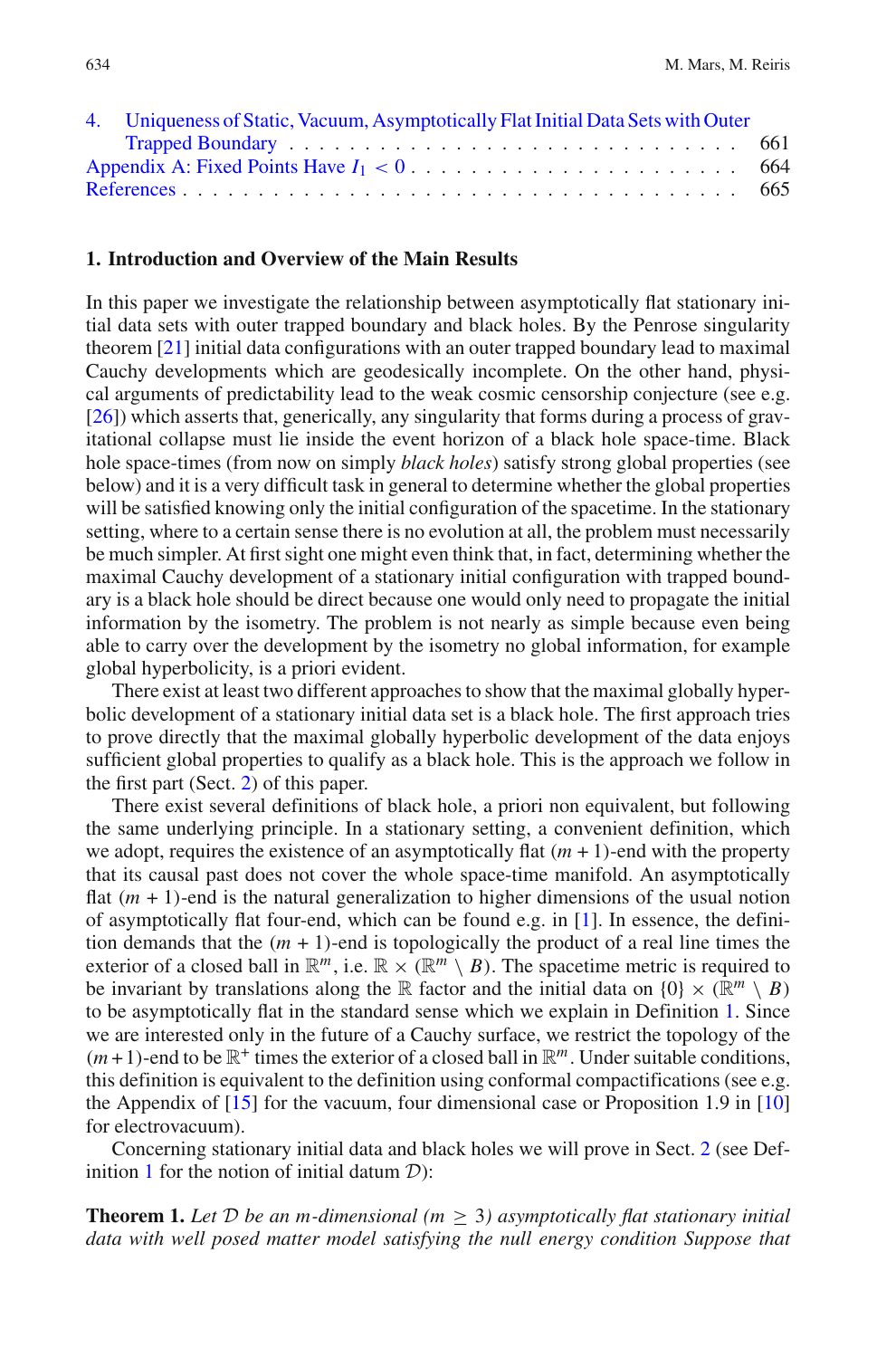4. Uniqueness of Static, Vacuum, Asymptotically Flat Initial Data Sets with Outer Trapped Boundary . . . . . . . . . . . . . . . . . . . . . . . . . . . . 661
Appendix A: Fixed Points Have $I_1 < 0$ . . . . . . . . . . . . . . . . . . . . . 664
References . . . . . . . . . . . . . . . . . . . . . . . . . . . . . . . . . . . 665

## 1. Introduction and Overview of the Main Results

In this paper we investigate the relationship between asymptotically flat stationary initial data sets with outer trapped boundary and black holes. By the Penrose singularity theorem [21] initial data configurations with an outer trapped boundary lead to maximal Cauchy developments which are geodesically incomplete. On the other hand, physical arguments of predictability lead to the weak cosmic censorship conjecture (see e.g. [26]) which asserts that, generically, any singularity that forms during a process of gravitational collapse must lie inside the event horizon of a black hole space-time. Black hole space-times (from now on simply *black holes*) satisfy strong global properties (see below) and it is a very difficult task in general to determine whether the global properties will be satisfied knowing only the initial configuration of the spacetime. In the stationary setting, where to a certain sense there is no evolution at all, the problem must necessarily be much simpler. At first sight one might even think that, in fact, determining whether the maximal Cauchy development of a stationary initial configuration with trapped boundary is a black hole should be direct because one would only need to propagate the initial information by the isometry. The problem is not nearly as simple because even being able to carry over the development by the isometry no global information, for example global hyperbolicity, is a priori evident.

There exist at least two different approaches to show that the maximal globally hyperbolic development of a stationary initial data set is a black hole. The first approach tries to prove directly that the maximal globally hyperbolic development of the data enjoys sufficient global properties to qualify as a black hole. This is the approach we follow in the first part (Sect. 2) of this paper.

There exist several definitions of black hole, a priori non equivalent, but following the same underlying principle. In a stationary setting, a convenient definition, which we adopt, requires the existence of an asymptotically flat $(m+1)$-end with the property that its causal past does not cover the whole space-time manifold. An asymptotically flat $(m+1)$-end is the natural generalization to higher dimensions of the usual notion of asymptotically flat four-end, which can be found e.g. in [1]. In essence, the definition demands that the $(m+1)$-end is topologically the product of a real line times the exterior of a closed ball in $\mathbb{R}^m$, i.e. $\mathbb{R} \times (\mathbb{R}^m \setminus B)$. The spacetime metric is required to be invariant by translations along the $\mathbb{R}$ factor and the initial data on $\{0\} \times (\mathbb{R}^m \setminus B)$ to be asymptotically flat in the standard sense which we explain in Definition 1. Since we are interested only in the future of a Cauchy surface, we restrict the topology of the $(m+1)$-end to be $\mathbb{R}^+$ times the exterior of a closed ball in $\mathbb{R}^m$. Under suitable conditions, this definition is equivalent to the definition using conformal compactifications (see e.g. the Appendix of [15] for the vacuum, four dimensional case or Proposition 1.9 in [10] for electrovacuum).

Concerning stationary initial data and black holes we will prove in Sect. 2 (see Definition 1 for the notion of initial datum $\mathcal{D}$):

**Theorem 1.** *Let $\mathcal{D}$ be an $m$-dimensional ($m \geq 3$) asymptotically flat stationary initial data with well posed matter model satisfying the null energy condition Suppose that*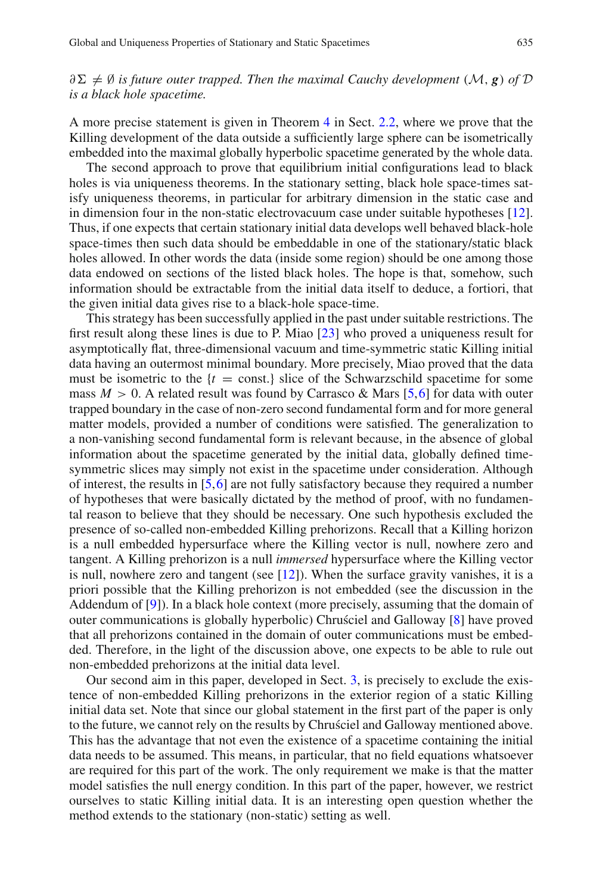*$\partial\Sigma \neq \emptyset$ is future outer trapped. Then the maximal Cauchy development $(\mathcal{M}, \boldsymbol{g})$ of $\mathcal{D}$ is a black hole spacetime.*

A more precise statement is given in Theorem 4 in Sect. 2.2, where we prove that the Killing development of the data outside a sufficiently large sphere can be isometrically embedded into the maximal globally hyperbolic spacetime generated by the whole data.

The second approach to prove that equilibrium initial configurations lead to black holes is via uniqueness theorems. In the stationary setting, black hole space-times satisfy uniqueness theorems, in particular for arbitrary dimension in the static case and in dimension four in the non-static electrovacuum case under suitable hypotheses [12]. Thus, if one expects that certain stationary initial data develops well behaved black-hole space-times then such data should be embeddable in one of the stationary/static black holes allowed. In other words the data (inside some region) should be one among those data endowed on sections of the listed black holes. The hope is that, somehow, such information should be extractable from the initial data itself to deduce, a fortiori, that the given initial data gives rise to a black-hole space-time.

This strategy has been successfully applied in the past under suitable restrictions. The first result along these lines is due to P. Miao [23] who proved a uniqueness result for asymptotically flat, three-dimensional vacuum and time-symmetric static Killing initial data having an outermost minimal boundary. More precisely, Miao proved that the data must be isometric to the $\{t = \text{const.}\}$ slice of the Schwarzschild spacetime for some mass $M > 0$. A related result was found by Carrasco & Mars [5,6] for data with outer trapped boundary in the case of non-zero second fundamental form and for more general matter models, provided a number of conditions were satisfied. The generalization to a non-vanishing second fundamental form is relevant because, in the absence of global information about the spacetime generated by the initial data, globally defined time-symmetric slices may simply not exist in the spacetime under consideration. Although of interest, the results in [5,6] are not fully satisfactory because they required a number of hypotheses that were basically dictated by the method of proof, with no fundamental reason to believe that they should be necessary. One such hypothesis excluded the presence of so-called non-embedded Killing prehorizons. Recall that a Killing horizon is a null embedded hypersurface where the Killing vector is null, nowhere zero and tangent. A Killing prehorizon is a null *immersed* hypersurface where the Killing vector is null, nowhere zero and tangent (see [12]). When the surface gravity vanishes, it is a priori possible that the Killing prehorizon is not embedded (see the discussion in the Addendum of [9]). In a black hole context (more precisely, assuming that the domain of outer communications is globally hyperbolic) Chruściel and Galloway [8] have proved that all prehorizons contained in the domain of outer communications must be embedded. Therefore, in the light of the discussion above, one expects to be able to rule out non-embedded prehorizons at the initial data level.

Our second aim in this paper, developed in Sect. 3, is precisely to exclude the existence of non-embedded Killing prehorizons in the exterior region of a static Killing initial data set. Note that since our global statement in the first part of the paper is only to the future, we cannot rely on the results by Chruściel and Galloway mentioned above. This has the advantage that not even the existence of a spacetime containing the initial data needs to be assumed. This means, in particular, that no field equations whatsoever are required for this part of the work. The only requirement we make is that the matter model satisfies the null energy condition. In this part of the paper, however, we restrict ourselves to static Killing initial data. It is an interesting open question whether the method extends to the stationary (non-static) setting as well.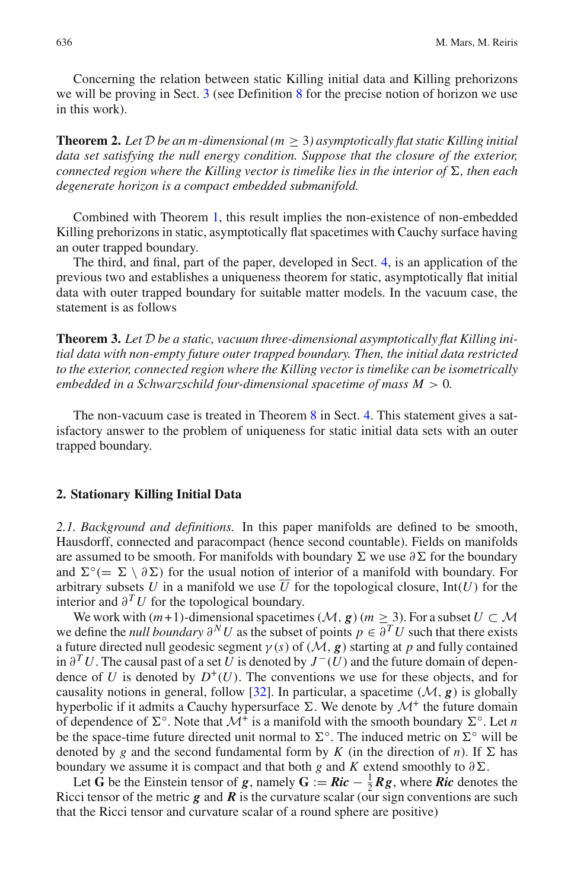Concerning the relation between static Killing initial data and Killing prehorizons we will be proving in Sect. 3 (see Definition 8 for the precise notion of horizon we use in this work).

**Theorem 2.** *Let $\mathcal{D}$ be an m-dimensional ($m \geq 3$) asymptotically flat static Killing initial data set satisfying the null energy condition. Suppose that the closure of the exterior, connected region where the Killing vector is timelike lies in the interior of $\Sigma$, then each degenerate horizon is a compact embedded submanifold.*

Combined with Theorem 1, this result implies the non-existence of non-embedded Killing prehorizons in static, asymptotically flat spacetimes with Cauchy surface having an outer trapped boundary.

The third, and final, part of the paper, developed in Sect. 4, is an application of the previous two and establishes a uniqueness theorem for static, asymptotically flat initial data with outer trapped boundary for suitable matter models. In the vacuum case, the statement is as follows

**Theorem 3.** *Let $\mathcal{D}$ be a static, vacuum three-dimensional asymptotically flat Killing initial data with non-empty future outer trapped boundary. Then, the initial data restricted to the exterior, connected region where the Killing vector is timelike can be isometrically embedded in a Schwarzschild four-dimensional spacetime of mass $M > 0$.*

The non-vacuum case is treated in Theorem 8 in Sect. 4. This statement gives a satisfactory answer to the problem of uniqueness for static initial data sets with an outer trapped boundary.

## 2. Stationary Killing Initial Data

*2.1. Background and definitions.* In this paper manifolds are defined to be smooth, Hausdorff, connected and paracompact (hence second countable). Fields on manifolds are assumed to be smooth. For manifolds with boundary $\Sigma$ we use $\partial\Sigma$ for the boundary and $\Sigma^{\circ}(= \Sigma \setminus \partial\Sigma)$ for the usual notion of interior of a manifold with boundary. For arbitrary subsets $U$ in a manifold we use $\overline{U}$ for the topological closure, $\text{Int}(U)$ for the interior and $\partial^{T} U$ for the topological boundary.

We work with $(m+1)$-dimensional spacetimes $(\mathcal{M}, \boldsymbol{g})$ ($m \geq 3$). For a subset $U \subset \mathcal{M}$ we define the *null boundary* $\partial^{N} U$ as the subset of points $p \in \partial^{T} U$ such that there exists a future directed null geodesic segment $\gamma(s)$ of $(\mathcal{M}, \boldsymbol{g})$ starting at $p$ and fully contained in $\partial^{T} U$. The causal past of a set $U$ is denoted by $J^{-}(U)$ and the future domain of dependence of $U$ is denoted by $D^{+}(U)$. The conventions we use for these objects, and for causality notions in general, follow [32]. In particular, a spacetime $(\mathcal{M}, \boldsymbol{g})$ is globally hyperbolic if it admits a Cauchy hypersurface $\Sigma$. We denote by $\mathcal{M}^{+}$ the future domain of dependence of $\Sigma^{\circ}$. Note that $\mathcal{M}^{+}$ is a manifold with the smooth boundary $\Sigma^{\circ}$. Let $n$ be the space-time future directed unit normal to $\Sigma^{\circ}$. The induced metric on $\Sigma^{\circ}$ will be denoted by $g$ and the second fundamental form by $K$ (in the direction of $n$). If $\Sigma$ has boundary we assume it is compact and that both $g$ and $K$ extend smoothly to $\partial\Sigma$.

Let $\mathbf{G}$ be the Einstein tensor of $\boldsymbol{g}$, namely $\mathbf{G} := \boldsymbol{Ric} - \frac{1}{2}\boldsymbol{R}\boldsymbol{g}$, where $\boldsymbol{Ric}$ denotes the Ricci tensor of the metric $\boldsymbol{g}$ and $\boldsymbol{R}$ is the curvature scalar (our sign conventions are such that the Ricci tensor and curvature scalar of a round sphere are positive)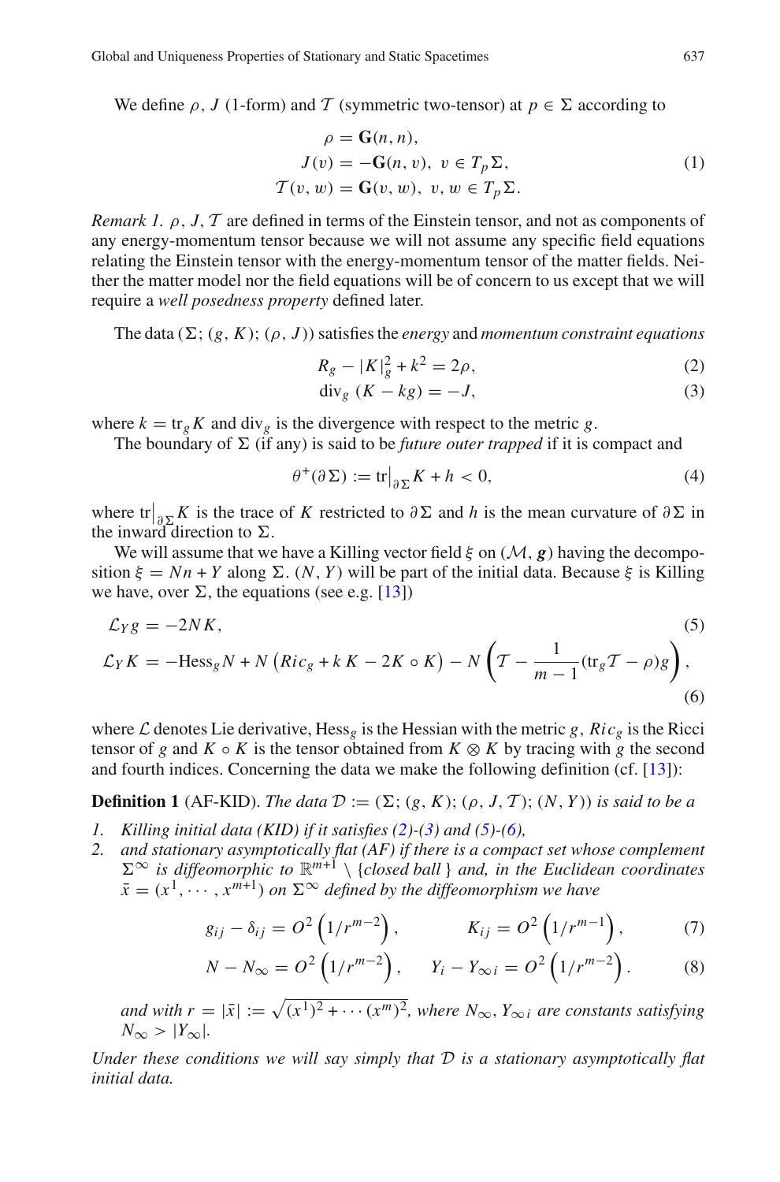We define $\rho$, $J$ (1-form) and $\mathcal{T}$ (symmetric two-tensor) at $p \in \Sigma$ according to

$$
\begin{aligned}
\rho &= \mathbf{G}(n, n), \\
J(v) &= -\mathbf{G}(n, v), \; v \in T_p\Sigma, \\
\mathcal{T}(v, w) &= \mathbf{G}(v, w), \; v, w \in T_p\Sigma.
\end{aligned}
\tag{1}
$$

*Remark 1.* $\rho$, $J$, $\mathcal{T}$ are defined in terms of the Einstein tensor, and not as components of any energy-momentum tensor because we will not assume any specific field equations relating the Einstein tensor with the energy-momentum tensor of the matter fields. Neither the matter model nor the field equations will be of concern to us except that we will require a *well posedness property* defined later.

The data $(\Sigma; (g, K); (\rho, J))$ satisfies the *energy* and *momentum constraint equations*

$$
R_g - |K|_g^2 + k^2 = 2\rho, \tag{2}
$$

$$
\mathrm{div}_g \, (K - kg) = -J, \tag{3}
$$

where $k = \mathrm{tr}_g K$ and $\mathrm{div}_g$ is the divergence with respect to the metric $g$.

The boundary of $\Sigma$ (if any) is said to be *future outer trapped* if it is compact and

$$
\theta^+(\partial\Sigma) := \mathrm{tr}\big|_{\partial\Sigma} K + h < 0, \tag{4}
$$

where $\mathrm{tr}\big|_{\partial\Sigma} K$ is the trace of $K$ restricted to $\partial\Sigma$ and $h$ is the mean curvature of $\partial\Sigma$ in the inward direction to $\Sigma$.

We will assume that we have a Killing vector field $\xi$ on $(\mathcal{M}, \boldsymbol{g})$ having the decomposition $\xi = Nn + Y$ along $\Sigma$. $(N, Y)$ will be part of the initial data. Because $\xi$ is Killing we have, over $\Sigma$, the equations (see e.g. [13])

$$
\mathcal{L}_Y g = -2NK, \tag{5}
$$

$$
\mathcal{L}_Y K = -\mathrm{Hess}_g N + N\left(Ric_g + k\,K - 2K \circ K\right) - N\left(\mathcal{T} - \frac{1}{m-1}(\mathrm{tr}_g \mathcal{T} - \rho) g\right), \tag{6}
$$

where $\mathcal{L}$ denotes Lie derivative, $\mathrm{Hess}_g$ is the Hessian with the metric $g$, $Ric_g$ is the Ricci tensor of $g$ and $K \circ K$ is the tensor obtained from $K \otimes K$ by tracing with $g$ the second and fourth indices. Concerning the data we make the following definition (cf. [13]):

**Definition 1** (AF-KID). *The data $\mathcal{D} := (\Sigma; (g, K); (\rho, J, \mathcal{T}); (N, Y))$ is said to be a*

1. *Killing initial data (KID) if it satisfies (2)-(3) and (5)-(6),*
2. *and stationary asymptotically flat (AF) if there is a compact set whose complement $\Sigma^\infty$ is diffeomorphic to $\mathbb{R}^{m+1} \setminus \{$closed ball$\}$ and, in the Euclidean coordinates $\bar{x} = (x^1, \cdots, x^{m+1})$ on $\Sigma^\infty$ defined by the diffeomorphism we have*

$$
g_{ij} - \delta_{ij} = O^2\left(1/r^{m-2}\right), \qquad K_{ij} = O^2\left(1/r^{m-1}\right), \tag{7}
$$

$$
N - N_\infty = O^2\left(1/r^{m-2}\right), \qquad Y_i - Y_{\infty\, i} = O^2\left(1/r^{m-2}\right). \tag{8}
$$

*and with $r = |\bar{x}| := \sqrt{(x^1)^2 + \cdots (x^m)^2}$, where $N_\infty$, $Y_{\infty\, i}$ are constants satisfying $N_\infty > |Y_\infty|$.*

*Under these conditions we will say simply that $\mathcal{D}$ is a stationary asymptotically flat initial data.*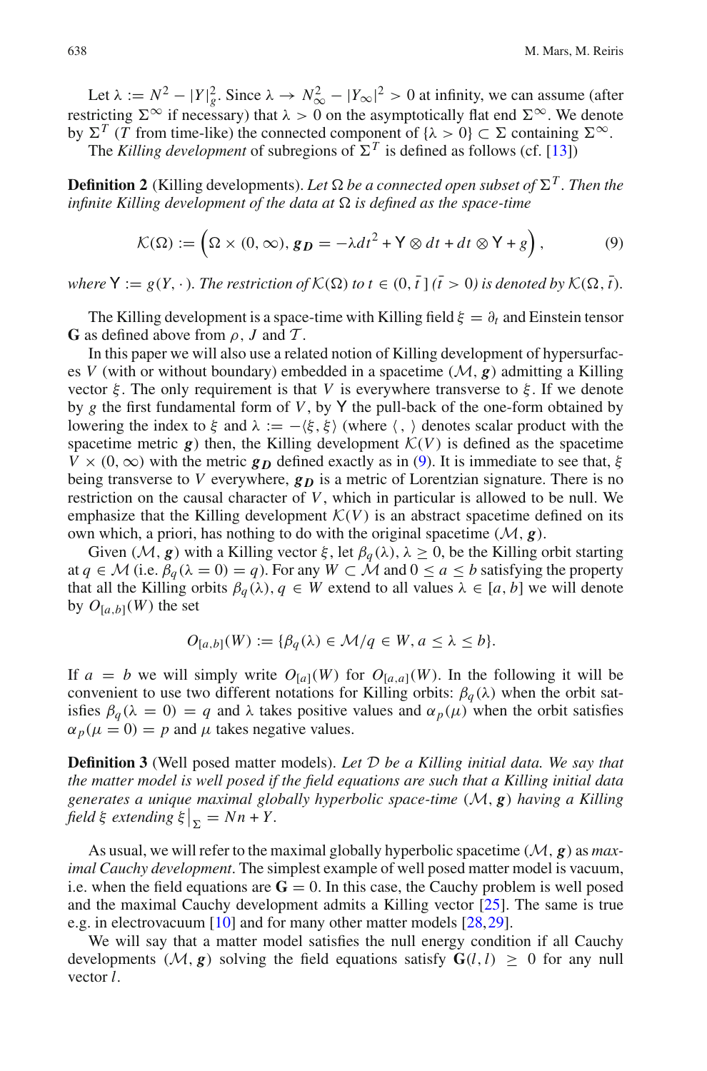Let $\lambda := N^2 - |Y|^2_g$. Since $\lambda \to N^2_\infty - |Y_\infty|^2 > 0$ at infinity, we can assume (after restricting $\Sigma^\infty$ if necessary) that $\lambda > 0$ on the asymptotically flat end $\Sigma^\infty$. We denote by $\Sigma^T$ ($T$ from time-like) the connected component of $\{\lambda > 0\} \subset \Sigma$ containing $\Sigma^\infty$.

The *Killing development* of subregions of $\Sigma^T$ is defined as follows (cf. [13])

**Definition 2** (Killing developments). *Let $\Omega$ be a connected open subset of $\Sigma^T$. Then the infinite Killing development of the data at $\Omega$ is defined as the space-time*

$$\mathcal{K}(\Omega) := \left(\Omega \times (0, \infty), \boldsymbol{g_D} = -\lambda dt^2 + \mathsf{Y} \otimes dt + dt \otimes \mathsf{Y} + g\right), \tag{9}$$

*where $\mathsf{Y} := g(Y, \cdot)$. The restriction of $\mathcal{K}(\Omega)$ to $t \in (0, \bar{t}\,]$ ($\bar{t} > 0$) is denoted by $\mathcal{K}(\Omega, \bar{t})$.*

The Killing development is a space-time with Killing field $\xi = \partial_t$ and Einstein tensor $\mathbf{G}$ as defined above from $\rho$, $J$ and $\mathcal{T}$.

In this paper we will also use a related notion of Killing development of hypersurfaces $V$ (with or without boundary) embedded in a spacetime $(\mathcal{M}, \boldsymbol{g})$ admitting a Killing vector $\xi$. The only requirement is that $V$ is everywhere transverse to $\xi$. If we denote by $g$ the first fundamental form of $V$, by $\mathsf{Y}$ the pull-back of the one-form obtained by lowering the index to $\xi$ and $\lambda := -\langle \xi, \xi \rangle$ (where $\langle\, , \,\rangle$ denotes scalar product with the spacetime metric $\boldsymbol{g}$) then, the Killing development $\mathcal{K}(V)$ is defined as the spacetime $V \times (0, \infty)$ with the metric $\boldsymbol{g_D}$ defined exactly as in (9). It is immediate to see that, $\xi$ being transverse to $V$ everywhere, $\boldsymbol{g_D}$ is a metric of Lorentzian signature. There is no restriction on the causal character of $V$, which in particular is allowed to be null. We emphasize that the Killing development $\mathcal{K}(V)$ is an abstract spacetime defined on its own which, a priori, has nothing to do with the original spacetime $(\mathcal{M}, \boldsymbol{g})$.

Given $(\mathcal{M}, \boldsymbol{g})$ with a Killing vector $\xi$, let $\beta_q(\lambda)$, $\lambda \geq 0$, be the Killing orbit starting at $q \in \mathcal{M}$ (i.e. $\beta_q(\lambda = 0) = q$). For any $W \subset \mathcal{M}$ and $0 \leq a \leq b$ satisfying the property that all the Killing orbits $\beta_q(\lambda)$, $q \in W$ extend to all values $\lambda \in [a, b]$ we will denote by $O_{[a,b]}(W)$ the set

$$O_{[a,b]}(W) := \{\beta_q(\lambda) \in \mathcal{M} / q \in W, a \leq \lambda \leq b\}.$$

If $a = b$ we will simply write $O_{[a]}(W)$ for $O_{[a,a]}(W)$. In the following it will be convenient to use two different notations for Killing orbits: $\beta_q(\lambda)$ when the orbit satisfies $\beta_q(\lambda = 0) = q$ and $\lambda$ takes positive values and $\alpha_p(\mu)$ when the orbit satisfies $\alpha_p(\mu = 0) = p$ and $\mu$ takes negative values.

**Definition 3** (Well posed matter models). *Let $\mathcal{D}$ be a Killing initial data. We say that the matter model is well posed if the field equations are such that a Killing initial data generates a unique maximal globally hyperbolic space-time $(\mathcal{M}, \boldsymbol{g})$ having a Killing field $\xi$ extending $\xi\big|_\Sigma = Nn + Y$.*

As usual, we will refer to the maximal globally hyperbolic spacetime $(\mathcal{M}, \boldsymbol{g})$ as *maximal Cauchy development*. The simplest example of well posed matter model is vacuum, i.e. when the field equations are $\mathbf{G} = 0$. In this case, the Cauchy problem is well posed and the maximal Cauchy development admits a Killing vector [25]. The same is true e.g. in electrovacuum [10] and for many other matter models [28,29].

We will say that a matter model satisfies the null energy condition if all Cauchy developments $(\mathcal{M}, \boldsymbol{g})$ solving the field equations satisfy $\mathbf{G}(l, l) \geq 0$ for any null vector $l$.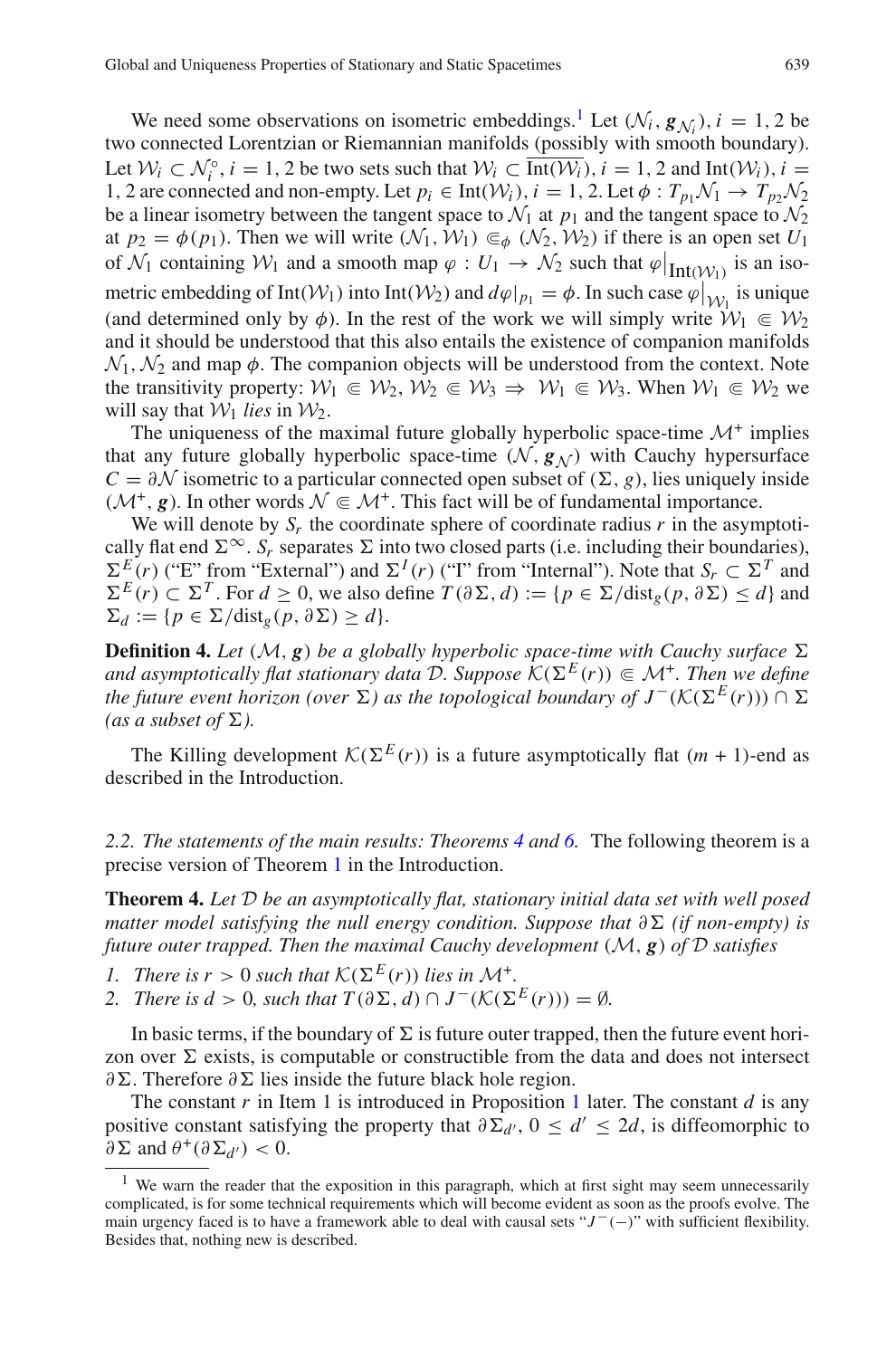We need some observations on isometric embeddings.[1] Let $(\mathcal{N}_i, \boldsymbol{g}_{\mathcal{N}_i})$, $i = 1, 2$ be two connected Lorentzian or Riemannian manifolds (possibly with smooth boundary). Let $\mathcal{W}_i \subset \mathcal{N}_i^\circ$, $i = 1, 2$ be two sets such that $\mathcal{W}_i \subset \overline{\text{Int}(\mathcal{W}_i)}$, $i = 1, 2$ and $\text{Int}(\mathcal{W}_i)$, $i = 1, 2$ are connected and non-empty. Let $p_i \in \text{Int}(\mathcal{W}_i)$, $i = 1, 2$. Let $\phi : T_{p_1}\mathcal{N}_1 \to T_{p_2}\mathcal{N}_2$ be a linear isometry between the tangent space to $\mathcal{N}_1$ at $p_1$ and the tangent space to $\mathcal{N}_2$ at $p_2 = \phi(p_1)$. Then we will write $(\mathcal{N}_1, \mathcal{W}_1) \Subset_\phi (\mathcal{N}_2, \mathcal{W}_2)$ if there is an open set $U_1$ of $\mathcal{N}_1$ containing $\mathcal{W}_1$ and a smooth map $\varphi : U_1 \to \mathcal{N}_2$ such that $\varphi\big|_{\text{Int}(\mathcal{W}_1)}$ is an isometric embedding of $\text{Int}(\mathcal{W}_1)$ into $\text{Int}(\mathcal{W}_2)$ and $d\varphi|_{p_1} = \phi$. In such case $\varphi\big|_{\mathcal{W}_1}$ is unique (and determined only by $\phi$). In the rest of the work we will simply write $\mathcal{W}_1 \Subset \mathcal{W}_2$ and it should be understood that this also entails the existence of companion manifolds $\mathcal{N}_1, \mathcal{N}_2$ and map $\phi$. The companion objects will be understood from the context. Note the transitivity property: $\mathcal{W}_1 \Subset \mathcal{W}_2$, $\mathcal{W}_2 \Subset \mathcal{W}_3 \Rightarrow \mathcal{W}_1 \Subset \mathcal{W}_3$. When $\mathcal{W}_1 \Subset \mathcal{W}_2$ we will say that $\mathcal{W}_1$ *lies* in $\mathcal{W}_2$.

The uniqueness of the maximal future globally hyperbolic space-time $\mathcal{M}^+$ implies that any future globally hyperbolic space-time $(\mathcal{N}, \boldsymbol{g}_{\mathcal{N}})$ with Cauchy hypersurface $C = \partial\mathcal{N}$ isometric to a particular connected open subset of $(\Sigma, g)$, lies uniquely inside $(\mathcal{M}^+, \boldsymbol{g})$. In other words $\mathcal{N} \Subset \mathcal{M}^+$. This fact will be of fundamental importance.

We will denote by $S_r$ the coordinate sphere of coordinate radius $r$ in the asymptotically flat end $\Sigma^\infty$. $S_r$ separates $\Sigma$ into two closed parts (i.e. including their boundaries), $\Sigma^E(r)$ ("E" from "External") and $\Sigma^I(r)$ ("I" from "Internal"). Note that $S_r \subset \Sigma^T$ and $\Sigma^E(r) \subset \Sigma^T$. For $d \geq 0$, we also define $T(\partial\Sigma, d) := \{p \in \Sigma/\text{dist}_g(p, \partial\Sigma) \leq d\}$ and $\Sigma_d := \{p \in \Sigma/\text{dist}_g(p, \partial\Sigma) \geq d\}$.

**Definition 4.** *Let $(\mathcal{M}, \boldsymbol{g})$ be a globally hyperbolic space-time with Cauchy surface $\Sigma$ and asymptotically flat stationary data $\mathcal{D}$. Suppose $\mathcal{K}(\Sigma^E(r)) \Subset \mathcal{M}^+$. Then we define the future event horizon (over $\Sigma$) as the topological boundary of $J^-(\mathcal{K}(\Sigma^E(r))) \cap \Sigma$ (as a subset of $\Sigma$).*

The Killing development $\mathcal{K}(\Sigma^E(r))$ is a future asymptotically flat $(m+1)$-end as described in the Introduction.

### 2.2. The statements of the main results: Theorems 4 and 6.

The following theorem is a precise version of Theorem 1 in the Introduction.

**Theorem 4.** *Let $\mathcal{D}$ be an asymptotically flat, stationary initial data set with well posed matter model satisfying the null energy condition. Suppose that $\partial\Sigma$ (if non-empty) is future outer trapped. Then the maximal Cauchy development $(\mathcal{M}, \boldsymbol{g})$ of $\mathcal{D}$ satisfies*

1. *There is $r > 0$ such that $\mathcal{K}(\Sigma^E(r))$ lies in $\mathcal{M}^+$.*
2. *There is $d > 0$, such that $T(\partial\Sigma, d) \cap J^-(\mathcal{K}(\Sigma^E(r))) = \emptyset$.*

In basic terms, if the boundary of $\Sigma$ is future outer trapped, then the future event horizon over $\Sigma$ exists, is computable or constructible from the data and does not intersect $\partial\Sigma$. Therefore $\partial\Sigma$ lies inside the future black hole region.

The constant $r$ in Item 1 is introduced in Proposition 1 later. The constant $d$ is any positive constant satisfying the property that $\partial\Sigma_{d'}$, $0 \leq d' \leq 2d$, is diffeomorphic to $\partial\Sigma$ and $\theta^+(\partial\Sigma_{d'}) < 0$.

---

[1] We warn the reader that the exposition in this paragraph, which at first sight may seem unnecessarily complicated, is for some technical requirements which will become evident as soon as the proofs evolve. The main urgency faced is to have a framework able to deal with causal sets "$J^-(-)$" with sufficient flexibility. Besides that, nothing new is described.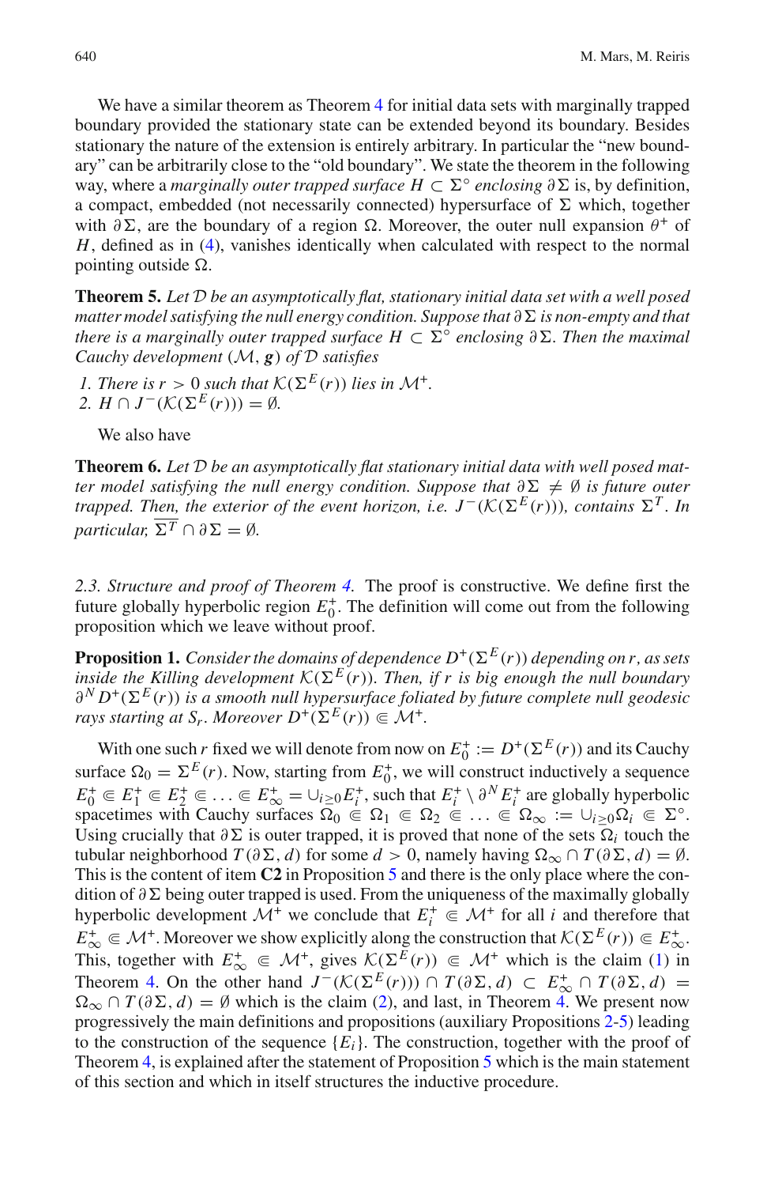We have a similar theorem as Theorem 4 for initial data sets with marginally trapped boundary provided the stationary state can be extended beyond its boundary. Besides stationary the nature of the extension is entirely arbitrary. In particular the "new boundary" can be arbitrarily close to the "old boundary". We state the theorem in the following way, where a *marginally outer trapped surface* $H \subset \Sigma^{\circ}$ *enclosing* $\partial\Sigma$ is, by definition, a compact, embedded (not necessarily connected) hypersurface of $\Sigma$ which, together with $\partial\Sigma$, are the boundary of a region $\Omega$. Moreover, the outer null expansion $\theta^+$ of $H$, defined as in (4), vanishes identically when calculated with respect to the normal pointing outside $\Omega$.

**Theorem 5.** *Let $\mathcal{D}$ be an asymptotically flat, stationary initial data set with a well posed matter model satisfying the null energy condition. Suppose that $\partial\Sigma$ is non-empty and that there is a marginally outer trapped surface $H \subset \Sigma^{\circ}$ enclosing $\partial\Sigma$. Then the maximal Cauchy development $(\mathcal{M}, \boldsymbol{g})$ of $\mathcal{D}$ satisfies*

1. *There is $r > 0$ such that $\mathcal{K}(\Sigma^E(r))$ lies in $\mathcal{M}^+$.*
2. *$H \cap J^-(\mathcal{K}(\Sigma^E(r))) = \emptyset$.*

We also have

**Theorem 6.** *Let $\mathcal{D}$ be an asymptotically flat stationary initial data with well posed matter model satisfying the null energy condition. Suppose that $\partial\Sigma \neq \emptyset$ is future outer trapped. Then, the exterior of the event horizon, i.e. $J^-(\mathcal{K}(\Sigma^E(r)))$, contains $\Sigma^T$. In particular, $\overline{\Sigma^T} \cap \partial\Sigma = \emptyset$.*

*2.3. Structure and proof of Theorem 4.* The proof is constructive. We define first the future globally hyperbolic region $E_0^+$. The definition will come out from the following proposition which we leave without proof.

**Proposition 1.** *Consider the domains of dependence $D^+(\Sigma^E(r))$ depending on $r$, as sets inside the Killing development $\mathcal{K}(\Sigma^E(r))$. Then, if $r$ is big enough the null boundary $\partial^N D^+(\Sigma^E(r))$ is a smooth null hypersurface foliated by future complete null geodesic rays starting at $S_r$. Moreover $D^+(\Sigma^E(r)) \Subset \mathcal{M}^+$.*

With one such $r$ fixed we will denote from now on $E_0^+ := D^+(\Sigma^E(r))$ and its Cauchy surface $\Omega_0 = \Sigma^E(r)$. Now, starting from $E_0^+$, we will construct inductively a sequence $E_0^+ \Subset E_1^+ \Subset E_2^+ \Subset \ldots \Subset E_\infty^+ = \cup_{i\geq 0} E_i^+$, such that $E_i^+ \setminus \partial^N E_i^+$ are globally hyperbolic spacetimes with Cauchy surfaces $\Omega_0 \Subset \Omega_1 \Subset \Omega_2 \Subset \ldots \Subset \Omega_\infty := \cup_{i\geq 0}\Omega_i \Subset \Sigma^{\circ}$. Using crucially that $\partial\Sigma$ is outer trapped, it is proved that none of the sets $\Omega_i$ touch the tubular neighborhood $T(\partial\Sigma, d)$ for some $d > 0$, namely having $\Omega_\infty \cap T(\partial\Sigma, d) = \emptyset$. This is the content of item **C2** in Proposition 5 and there is the only place where the condition of $\partial\Sigma$ being outer trapped is used. From the uniqueness of the maximally globally hyperbolic development $\mathcal{M}^+$ we conclude that $E_i^+ \Subset \mathcal{M}^+$ for all $i$ and therefore that $E_\infty^+ \Subset \mathcal{M}^+$. Moreover we show explicitly along the construction that $\mathcal{K}(\Sigma^E(r)) \Subset E_\infty^+$. This, together with $E_\infty^+ \Subset \mathcal{M}^+$, gives $\mathcal{K}(\Sigma^E(r)) \Subset \mathcal{M}^+$ which is the claim (1) in Theorem 4. On the other hand $J^-(\mathcal{K}(\Sigma^E(r))) \cap T(\partial\Sigma, d) \subset E_\infty^+ \cap T(\partial\Sigma, d) = \Omega_\infty \cap T(\partial\Sigma, d) = \emptyset$ which is the claim (2), and last, in Theorem 4. We present now progressively the main definitions and propositions (auxiliary Propositions 2-5) leading to the construction of the sequence $\{E_i\}$. The construction, together with the proof of Theorem 4, is explained after the statement of Proposition 5 which is the main statement of this section and which in itself structures the inductive procedure.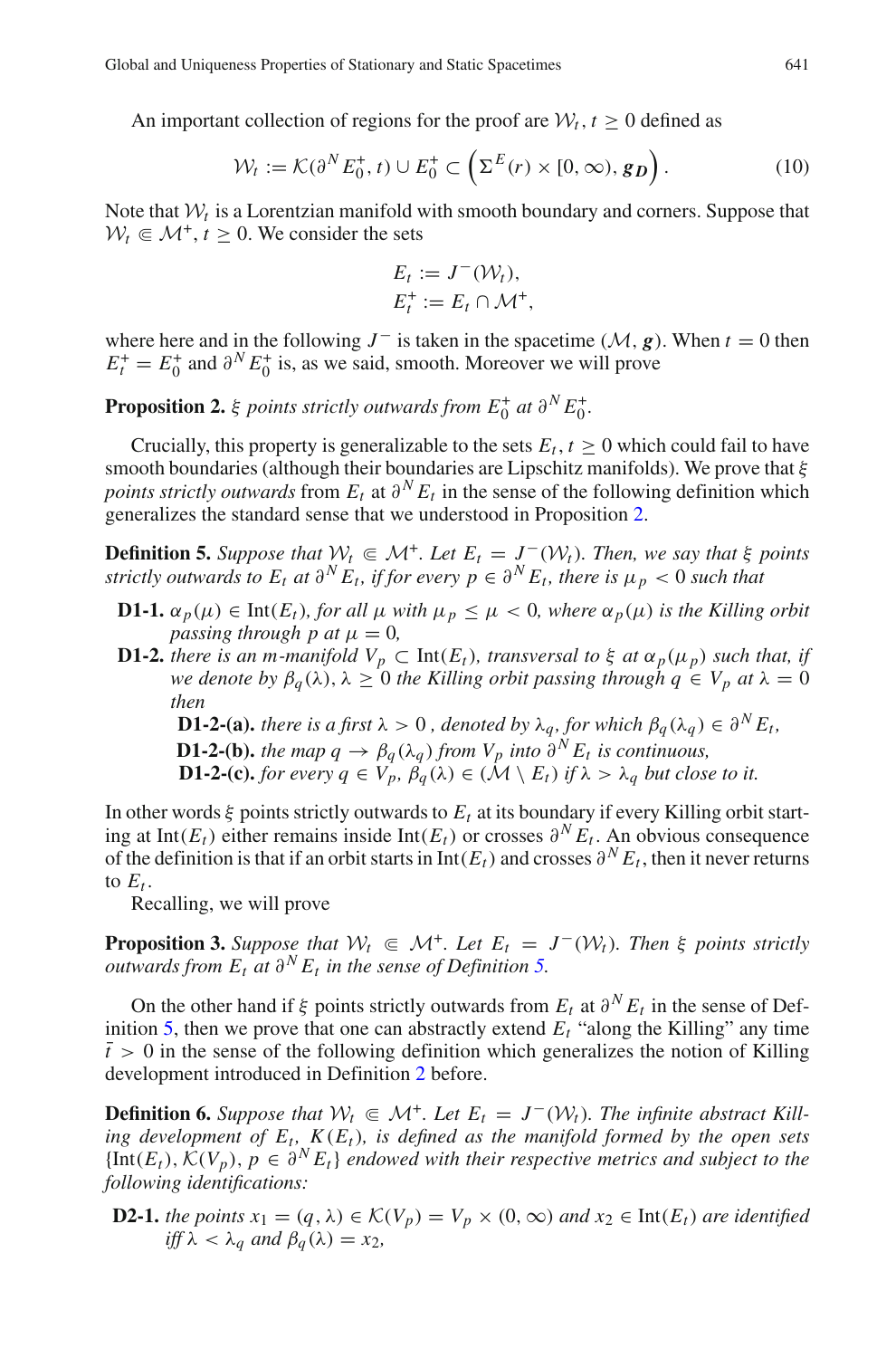An important collection of regions for the proof are $\mathcal{W}_t$, $t \geq 0$ defined as

$$\mathcal{W}_t := \mathcal{K}(\partial^N E_0^+, t) \cup E_0^+ \subset \left(\Sigma^E(r) \times [0, \infty), \boldsymbol{g_D}\right). \tag{10}$$

Note that $\mathcal{W}_t$ is a Lorentzian manifold with smooth boundary and corners. Suppose that $\mathcal{W}_t \Subset \mathcal{M}^+$, $t \geq 0$. We consider the sets

$$E_t := J^-(\mathcal{W}_t),$$
$$E_t^+ := E_t \cap \mathcal{M}^+,$$

where here and in the following $J^-$ is taken in the spacetime $(\mathcal{M}, \boldsymbol{g})$. When $t = 0$ then $E_t^+ = E_0^+$ and $\partial^N E_0^+$ is, as we said, smooth. Moreover we will prove

**Proposition 2.** *$\xi$ points strictly outwards from $E_0^+$ at $\partial^N E_0^+$.*

Crucially, this property is generalizable to the sets $E_t$, $t \geq 0$ which could fail to have smooth boundaries (although their boundaries are Lipschitz manifolds). We prove that $\xi$ *points strictly outwards* from $E_t$ at $\partial^N E_t$ in the sense of the following definition which generalizes the standard sense that we understood in Proposition 2.

**Definition 5.** *Suppose that $\mathcal{W}_t \Subset \mathcal{M}^+$. Let $E_t = J^-(\mathcal{W}_t)$. Then, we say that $\xi$ points strictly outwards to $E_t$ at $\partial^N E_t$, if for every $p \in \partial^N E_t$, there is $\mu_p < 0$ such that*

- **D1-1.** *$\alpha_p(\mu) \in \text{Int}(E_t)$, for all $\mu$ with $\mu_p \leq \mu < 0$, where $\alpha_p(\mu)$ is the Killing orbit passing through $p$ at $\mu = 0$,*
- **D1-2.** *there is an $m$-manifold $V_p \subset \text{Int}(E_t)$, transversal to $\xi$ at $\alpha_p(\mu_p)$ such that, if we denote by $\beta_q(\lambda)$, $\lambda \geq 0$ the Killing orbit passing through $q \in V_p$ at $\lambda = 0$ then*
  - **D1-2-(a).** *there is a first $\lambda > 0$ , denoted by $\lambda_q$, for which $\beta_q(\lambda_q) \in \partial^N E_t$,*
  - **D1-2-(b).** *the map $q \to \beta_q(\lambda_q)$ from $V_p$ into $\partial^N E_t$ is continuous,*
  - **D1-2-(c).** *for every $q \in V_p$, $\beta_q(\lambda) \in (\mathcal{M} \setminus E_t)$ if $\lambda > \lambda_q$ but close to it.*

In other words $\xi$ points strictly outwards to $E_t$ at its boundary if every Killing orbit starting at $\text{Int}(E_t)$ either remains inside $\text{Int}(E_t)$ or crosses $\partial^N E_t$. An obvious consequence of the definition is that if an orbit starts in $\text{Int}(E_t)$ and crosses $\partial^N E_t$, then it never returns to $E_t$.

Recalling, we will prove

**Proposition 3.** *Suppose that $\mathcal{W}_t \Subset \mathcal{M}^+$. Let $E_t = J^-(\mathcal{W}_t)$. Then $\xi$ points strictly outwards from $E_t$ at $\partial^N E_t$ in the sense of Definition 5.*

On the other hand if $\xi$ points strictly outwards from $E_t$ at $\partial^N E_t$ in the sense of Definition 5, then we prove that one can abstractly extend $E_t$ "along the Killing" any time $\bar{t} > 0$ in the sense of the following definition which generalizes the notion of Killing development introduced in Definition 2 before.

**Definition 6.** *Suppose that $\mathcal{W}_t \Subset \mathcal{M}^+$. Let $E_t = J^-(\mathcal{W}_t)$. The infinite abstract Killing development of $E_t$, $K(E_t)$, is defined as the manifold formed by the open sets $\{\text{Int}(E_t), \mathcal{K}(V_p), p \in \partial^N E_t\}$ endowed with their respective metrics and subject to the following identifications:*

- **D2-1.** *the points $x_1 = (q, \lambda) \in \mathcal{K}(V_p) = V_p \times (0, \infty)$ and $x_2 \in \text{Int}(E_t)$ are identified iff $\lambda < \lambda_q$ and $\beta_q(\lambda) = x_2$,*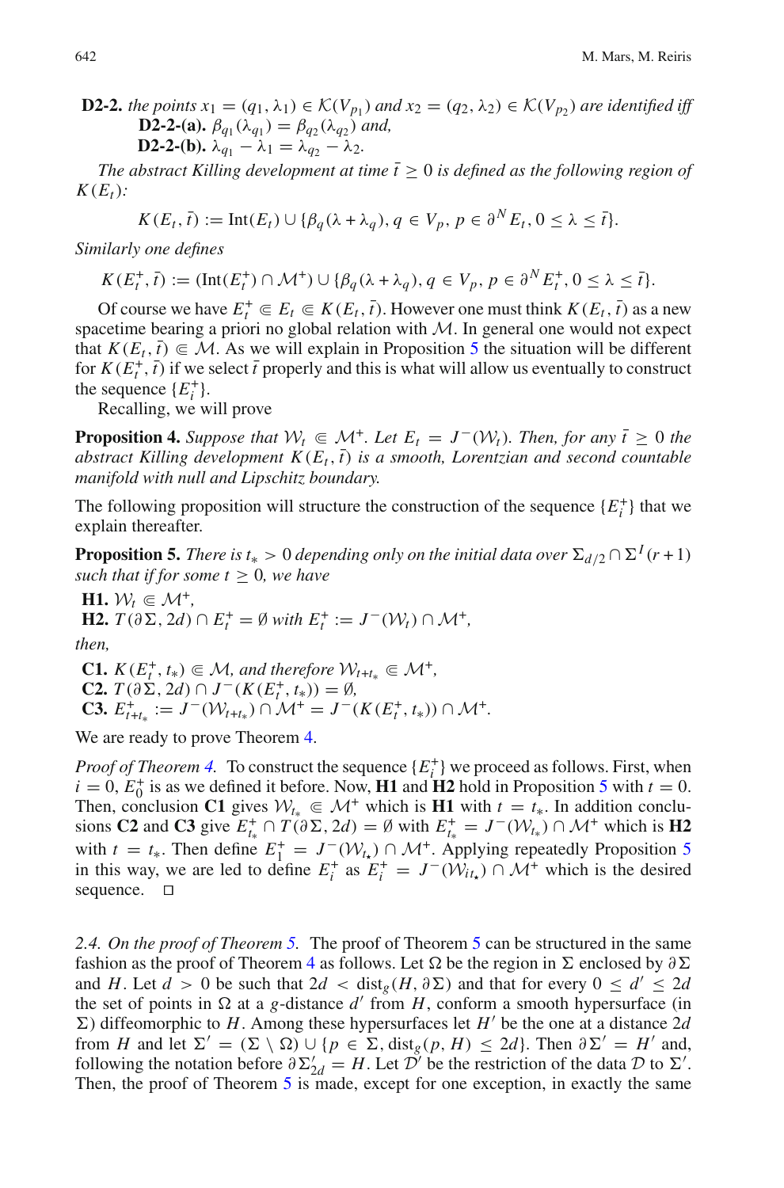**D2-2.** *the points $x_1 = (q_1, \lambda_1) \in \mathcal{K}(V_{p_1})$ and $x_2 = (q_2, \lambda_2) \in \mathcal{K}(V_{p_2})$ are identified iff*

**D2-2-(a).** $\beta_{q_1}(\lambda_{q_1}) = \beta_{q_2}(\lambda_{q_2})$ *and,*

**D2-2-(b).** $\lambda_{q_1} - \lambda_1 = \lambda_{q_2} - \lambda_2$.

*The abstract Killing development at time $\bar{t} \geq 0$ is defined as the following region of $K(E_t)$:*

$$K(E_t, \bar{t}) := \text{Int}(E_t) \cup \{\beta_q(\lambda + \lambda_q), q \in V_p, p \in \partial^N E_t, 0 \leq \lambda \leq \bar{t}\}.$$

*Similarly one defines*

$$K(E_t^+, \bar{t}) := (\text{Int}(E_t^+) \cap \mathcal{M}^+) \cup \{\beta_q(\lambda + \lambda_q), q \in V_p, p \in \partial^N E_t^+, 0 \leq \lambda \leq \bar{t}\}.$$

Of course we have $E_t^+ \Subset E_t \Subset K(E_t, \bar{t})$. However one must think $K(E_t, \bar{t})$ as a new spacetime bearing a priori no global relation with $\mathcal{M}$. In general one would not expect that $K(E_t, \bar{t}) \Subset \mathcal{M}$. As we will explain in Proposition 5 the situation will be different for $K(E_t^+, \bar{t})$ if we select $\bar{t}$ properly and this is what will allow us eventually to construct the sequence $\{E_i^+\}$.

Recalling, we will prove

**Proposition 4.** *Suppose that $\mathcal{W}_t \Subset \mathcal{M}^+$. Let $E_t = J^-(\mathcal{W}_t)$. Then, for any $\bar{t} \geq 0$ the abstract Killing development $K(E_t, \bar{t})$ is a smooth, Lorentzian and second countable manifold with null and Lipschitz boundary.*

The following proposition will structure the construction of the sequence $\{E_i^+\}$ that we explain thereafter.

**Proposition 5.** *There is $t_* > 0$ depending only on the initial data over $\Sigma_{d/2} \cap \Sigma^I(r+1)$ such that if for some $t \geq 0$, we have*

**H1.** $\mathcal{W}_t \Subset \mathcal{M}^+$,

**H2.** $T(\partial \Sigma, 2d) \cap E_t^+ = \emptyset$ *with* $E_t^+ := J^-(\mathcal{W}_t) \cap \mathcal{M}^+$,

*then,*

**C1.** $K(E_t^+, t_*) \Subset \mathcal{M}$, *and therefore* $\mathcal{W}_{t+t_*} \Subset \mathcal{M}^+$,

**C2.** $T(\partial \Sigma, 2d) \cap J^-(K(E_t^+, t_*)) = \emptyset$,

**C3.** $E_{t+t_*}^+ := J^-(\mathcal{W}_{t+t_*}) \cap \mathcal{M}^+ = J^-(K(E_t^+, t_*)) \cap \mathcal{M}^+$.

We are ready to prove Theorem 4.

*Proof of Theorem 4.* To construct the sequence $\{E_i^+\}$ we proceed as follows. First, when $i = 0$, $E_0^+$ is as we defined it before. Now, **H1** and **H2** hold in Proposition 5 with $t = 0$. Then, conclusion **C1** gives $\mathcal{W}_{t_*} \Subset \mathcal{M}^+$ which is **H1** with $t = t_*$. In addition conclusions **C2** and **C3** give $E_{t_*}^+ \cap T(\partial \Sigma, 2d) = \emptyset$ with $E_{t_*}^+ = J^-(\mathcal{W}_{t_*}) \cap \mathcal{M}^+$ which is **H2** with $t = t_*$. Then define $E_1^+ = J^-(\mathcal{W}_{t_\star}) \cap \mathcal{M}^+$. Applying repeatedly Proposition 5 in this way, we are led to define $E_i^+$ as $E_i^+ = J^-(\mathcal{W}_{it_\star}) \cap \mathcal{M}^+$ which is the desired sequence. $\square$

*2.4. On the proof of Theorem 5.* The proof of Theorem 5 can be structured in the same fashion as the proof of Theorem 4 as follows. Let $\Omega$ be the region in $\Sigma$ enclosed by $\partial \Sigma$ and $H$. Let $d > 0$ be such that $2d < \text{dist}_g(H, \partial \Sigma)$ and that for every $0 \leq d' \leq 2d$ the set of points in $\Omega$ at a $g$-distance $d'$ from $H$, conform a smooth hypersurface (in $\Sigma$) diffeomorphic to $H$. Among these hypersurfaces let $H'$ be the one at a distance $2d$ from $H$ and let $\Sigma' = (\Sigma \setminus \Omega) \cup \{p \in \Sigma, \text{dist}_g(p, H) \leq 2d\}$. Then $\partial \Sigma' = H'$ and, following the notation before $\partial \Sigma'_{2d} = H$. Let $\mathcal{D}'$ be the restriction of the data $\mathcal{D}$ to $\Sigma'$. Then, the proof of Theorem 5 is made, except for one exception, in exactly the same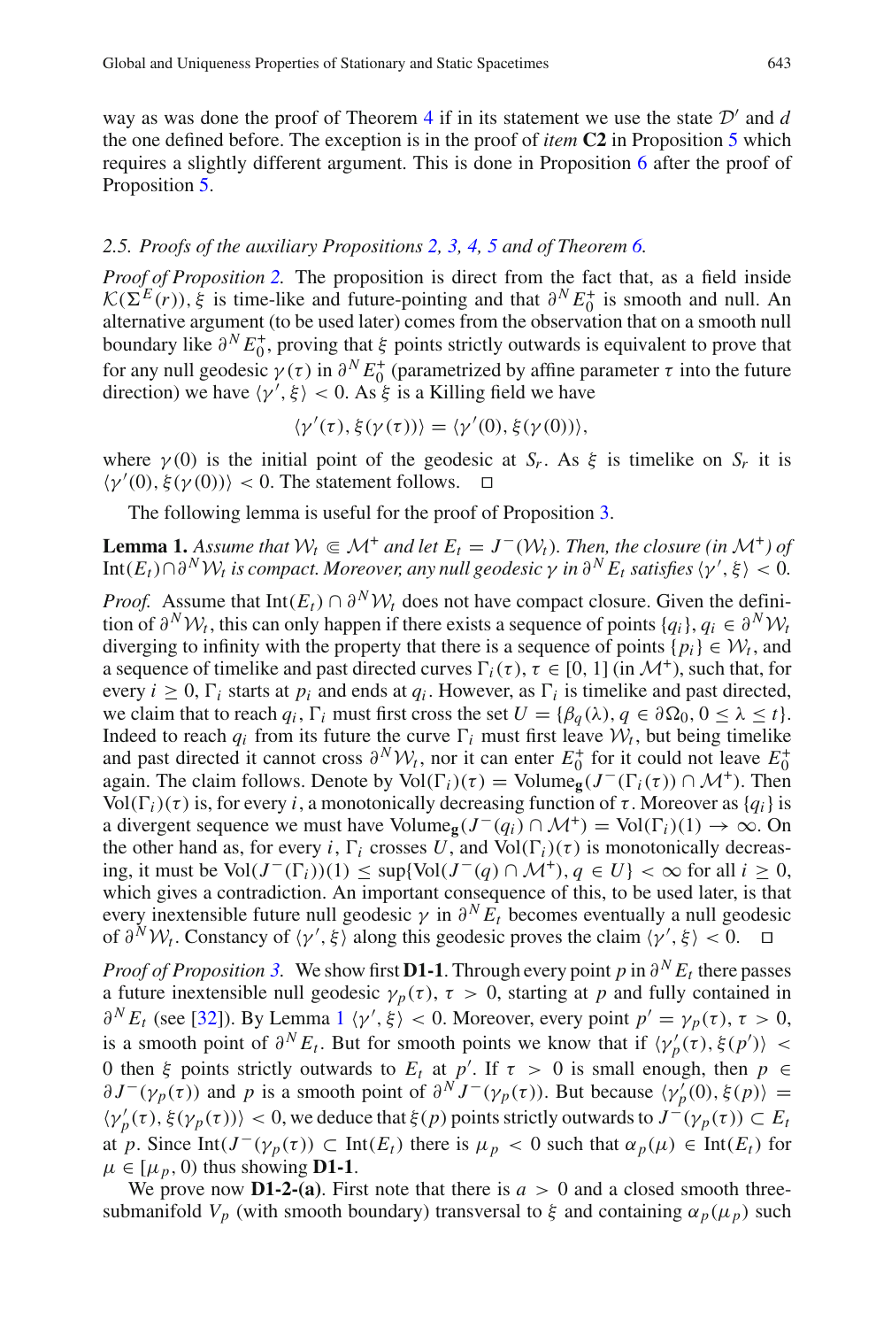way as was done the proof of Theorem 4 if in its statement we use the state $\mathcal{D}'$ and $d$ the one defined before. The exception is in the proof of *item* **C2** in Proposition 5 which requires a slightly different argument. This is done in Proposition 6 after the proof of Proposition 5.

### *2.5. Proofs of the auxiliary Propositions 2, 3, 4, 5 and of Theorem 6.*

*Proof of Proposition 2.* The proposition is direct from the fact that, as a field inside $\mathcal{K}(\Sigma^E(r))$, $\xi$ is time-like and future-pointing and that $\partial^N E_0^+$ is smooth and null. An alternative argument (to be used later) comes from the observation that on a smooth null boundary like $\partial^N E_0^+$, proving that $\xi$ points strictly outwards is equivalent to prove that for any null geodesic $\gamma(\tau)$ in $\partial^N E_0^+$ (parametrized by affine parameter $\tau$ into the future direction) we have $\langle \gamma', \xi \rangle < 0$. As $\xi$ is a Killing field we have

$$\langle \gamma'(\tau), \xi(\gamma(\tau)) \rangle = \langle \gamma'(0), \xi(\gamma(0)) \rangle,$$

where $\gamma(0)$ is the initial point of the geodesic at $S_r$. As $\xi$ is timelike on $S_r$ it is $\langle \gamma'(0), \xi(\gamma(0)) \rangle < 0$. The statement follows. $\square$

The following lemma is useful for the proof of Proposition 3.

**Lemma 1.** *Assume that $\mathcal{W}_t \Subset \mathcal{M}^+$ and let $E_t = J^-(\mathcal{W}_t)$. Then, the closure (in $\mathcal{M}^+$) of $\text{Int}(E_t) \cap \partial^N \mathcal{W}_t$ is compact. Moreover, any null geodesic $\gamma$ in $\partial^N E_t$ satisfies $\langle \gamma', \xi \rangle < 0$.*

*Proof.* Assume that $\text{Int}(E_t) \cap \partial^N \mathcal{W}_t$ does not have compact closure. Given the definition of $\partial^N \mathcal{W}_t$, this can only happen if there exists a sequence of points $\{q_i\}$, $q_i \in \partial^N \mathcal{W}_t$ diverging to infinity with the property that there is a sequence of points $\{p_i\} \in \mathcal{W}_t$, and a sequence of timelike and past directed curves $\Gamma_i(\tau)$, $\tau \in [0, 1]$ (in $\mathcal{M}^+$), such that, for every $i \geq 0$, $\Gamma_i$ starts at $p_i$ and ends at $q_i$. However, as $\Gamma_i$ is timelike and past directed, we claim that to reach $q_i$, $\Gamma_i$ must first cross the set $U = \{\beta_q(\lambda), q \in \partial\Omega_0, 0 \leq \lambda \leq t\}$. Indeed to reach $q_i$ from its future the curve $\Gamma_i$ must first leave $\mathcal{W}_t$, but being timelike and past directed it cannot cross $\partial^N \mathcal{W}_t$, nor it can enter $E_0^+$ for it could not leave $E_0^+$ again. The claim follows. Denote by $\text{Vol}(\Gamma_i)(\tau) = \text{Volume}_{\mathbf{g}}(J^-(\Gamma_i(\tau)) \cap \mathcal{M}^+)$. Then $\text{Vol}(\Gamma_i)(\tau)$ is, for every $i$, a monotonically decreasing function of $\tau$. Moreover as $\{q_i\}$ is a divergent sequence we must have $\text{Volume}_{\mathbf{g}}(J^-(q_i) \cap \mathcal{M}^+) = \text{Vol}(\Gamma_i)(1) \to \infty$. On the other hand as, for every $i$, $\Gamma_i$ crosses $U$, and $\text{Vol}(\Gamma_i)(\tau)$ is monotonically decreasing, it must be $\text{Vol}(J^-(\Gamma_i))(1) \leq \sup\{\text{Vol}(J^-(q) \cap \mathcal{M}^+), q \in U\} < \infty$ for all $i \geq 0$, which gives a contradiction. An important consequence of this, to be used later, is that every inextensible future null geodesic $\gamma$ in $\partial^N E_t$ becomes eventually a null geodesic of $\partial^N \mathcal{W}_t$. Constancy of $\langle \gamma', \xi \rangle$ along this geodesic proves the claim $\langle \gamma', \xi \rangle < 0$. $\square$

*Proof of Proposition 3.* We show first **D1-1**. Through every point $p$ in $\partial^N E_t$ there passes a future inextensible null geodesic $\gamma_p(\tau)$, $\tau > 0$, starting at $p$ and fully contained in $\partial^N E_t$ (see [32]). By Lemma 1 $\langle \gamma', \xi \rangle < 0$. Moreover, every point $p' = \gamma_p(\tau)$, $\tau > 0$, is a smooth point of $\partial^N E_t$. But for smooth points we know that if $\langle \gamma_p'(\tau), \xi(p') \rangle < 0$ then $\xi$ points strictly outwards to $E_t$ at $p'$. If $\tau > 0$ is small enough, then $p \in \partial J^-(\gamma_p(\tau))$ and $p$ is a smooth point of $\partial^N J^-(\gamma_p(\tau))$. But because $\langle \gamma_p'(0), \xi(p) \rangle = \langle \gamma_p'(\tau), \xi(\gamma_p(\tau)) \rangle < 0$, we deduce that $\xi(p)$ points strictly outwards to $J^-(\gamma_p(\tau)) \subset E_t$ at $p$. Since $\text{Int}(J^-(\gamma_p(\tau)) \subset \text{Int}(E_t)$ there is $\mu_p < 0$ such that $\alpha_p(\mu) \in \text{Int}(E_t)$ for $\mu \in [\mu_p, 0)$ thus showing **D1-1**.

We prove now **D1-2-(a)**. First note that there is $a > 0$ and a closed smooth three-submanifold $V_p$ (with smooth boundary) transversal to $\xi$ and containing $\alpha_p(\mu_p)$ such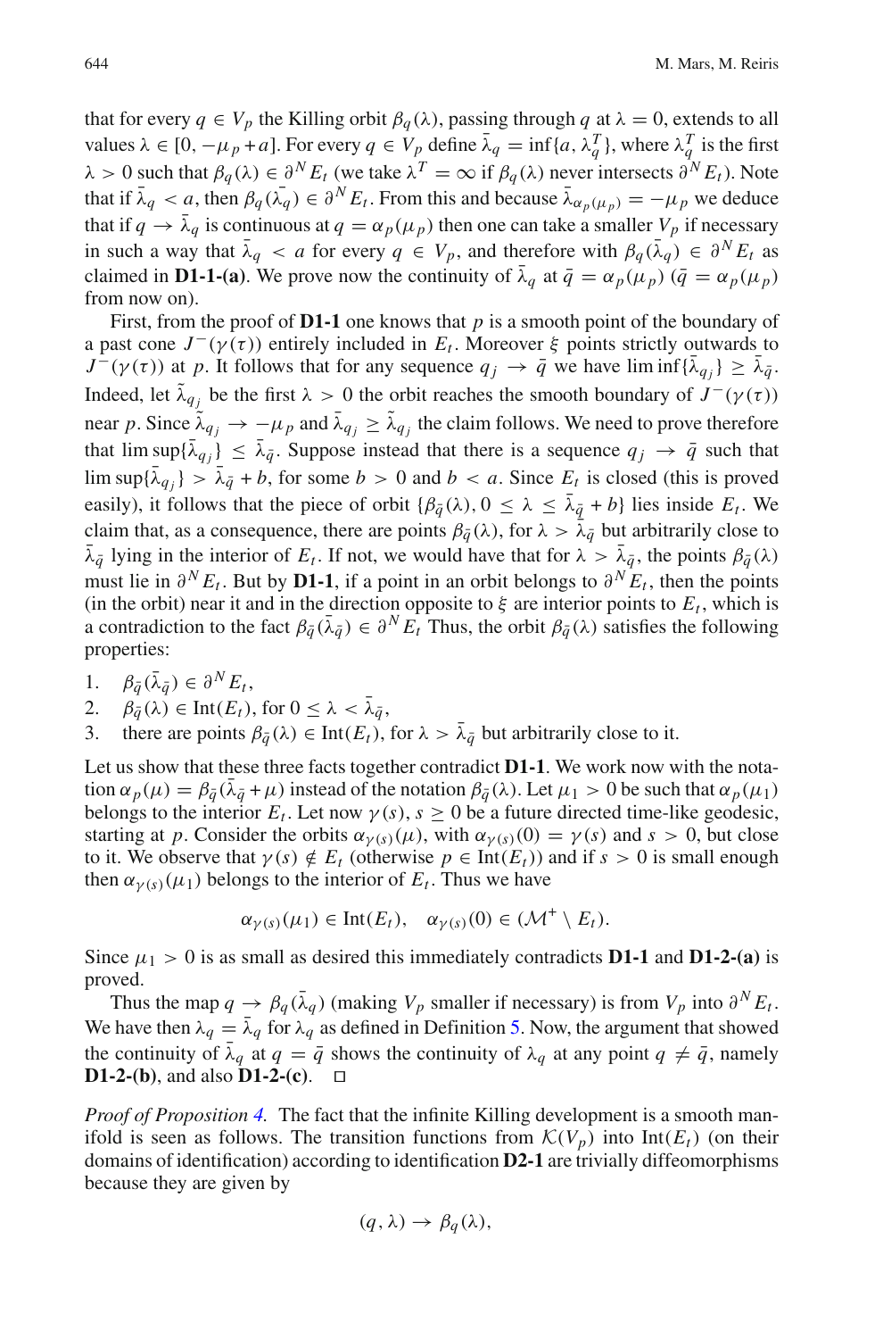that for every $q \in V_p$ the Killing orbit $\beta_q(\lambda)$, passing through $q$ at $\lambda = 0$, extends to all values $\lambda \in [0, -\mu_p + a]$. For every $q \in V_p$ define $\bar{\lambda}_q = \inf\{a, \lambda^T_q\}$, where $\lambda^T_q$ is the first $\lambda > 0$ such that $\beta_q(\lambda) \in \partial^N E_t$ (we take $\lambda^T = \infty$ if $\beta_q(\lambda)$ never intersects $\partial^N E_t$). Note that if $\bar{\lambda}_q < a$, then $\beta_q(\bar{\lambda}_q) \in \partial^N E_t$. From this and because $\bar{\lambda}_{\alpha_p(\mu_p)} = -\mu_p$ we deduce that if $q \to \bar{\lambda}_q$ is continuous at $q = \alpha_p(\mu_p)$ then one can take a smaller $V_p$ if necessary in such a way that $\bar{\lambda}_q < a$ for every $q \in V_p$, and therefore with $\beta_q(\bar{\lambda}_q) \in \partial^N E_t$ as claimed in **D1-1-(a)**. We prove now the continuity of $\bar{\lambda}_q$ at $\bar{q} = \alpha_p(\mu_p)$ ($\bar{q} = \alpha_p(\mu_p)$ from now on).

First, from the proof of **D1-1** one knows that $p$ is a smooth point of the boundary of a past cone $J^-(\gamma(\tau))$ entirely included in $E_t$. Moreover $\xi$ points strictly outwards to $J^-(\gamma(\tau))$ at $p$. It follows that for any sequence $q_j \to \bar{q}$ we have $\liminf\{\bar{\lambda}_{q_j}\} \geq \bar{\lambda}_{\bar{q}}$. Indeed, let $\tilde{\lambda}_{q_j}$ be the first $\lambda > 0$ the orbit reaches the smooth boundary of $J^-(\gamma(\tau))$ near $p$. Since $\tilde{\lambda}_{q_j} \to -\mu_p$ and $\bar{\lambda}_{q_j} \geq \tilde{\lambda}_{q_j}$ the claim follows. We need to prove therefore that $\limsup\{\bar{\lambda}_{q_j}\} \leq \bar{\lambda}_{\bar{q}}$. Suppose instead that there is a sequence $q_j \to \bar{q}$ such that $\limsup\{\bar{\lambda}_{q_j}\} > \bar{\lambda}_{\bar{q}} + b$, for some $b > 0$ and $b < a$. Since $E_t$ is closed (this is proved easily), it follows that the piece of orbit $\{\beta_{\bar{q}}(\lambda), 0 \leq \lambda \leq \bar{\lambda}_{\bar{q}} + b\}$ lies inside $E_t$. We claim that, as a consequence, there are points $\beta_{\bar{q}}(\lambda)$, for $\lambda > \bar{\lambda}_{\bar{q}}$ but arbitrarily close to $\bar{\lambda}_{\bar{q}}$ lying in the interior of $E_t$. If not, we would have that for $\lambda > \bar{\lambda}_{\bar{q}}$, the points $\beta_{\bar{q}}(\lambda)$ must lie in $\partial^N E_t$. But by **D1-1**, if a point in an orbit belongs to $\partial^N E_t$, then the points (in the orbit) near it and in the direction opposite to $\xi$ are interior points to $E_t$, which is a contradiction to the fact $\beta_{\bar{q}}(\bar{\lambda}_{\bar{q}}) \in \partial^N E_t$ Thus, the orbit $\beta_{\bar{q}}(\lambda)$ satisfies the following properties:

1. $\beta_{\bar{q}}(\bar{\lambda}_{\bar{q}}) \in \partial^N E_t$,
2. $\beta_{\bar{q}}(\lambda) \in \text{Int}(E_t)$, for $0 \leq \lambda < \bar{\lambda}_{\bar{q}}$,
3. there are points $\beta_{\bar{q}}(\lambda) \in \text{Int}(E_t)$, for $\lambda > \bar{\lambda}_{\bar{q}}$ but arbitrarily close to it.

Let us show that these three facts together contradict **D1-1**. We work now with the notation $\alpha_p(\mu) = \beta_{\bar{q}}(\bar{\lambda}_{\bar{q}} + \mu)$ instead of the notation $\beta_{\bar{q}}(\lambda)$. Let $\mu_1 > 0$ be such that $\alpha_p(\mu_1)$ belongs to the interior $E_t$. Let now $\gamma(s)$, $s \geq 0$ be a future directed time-like geodesic, starting at $p$. Consider the orbits $\alpha_{\gamma(s)}(\mu)$, with $\alpha_{\gamma(s)}(0) = \gamma(s)$ and $s > 0$, but close to it. We observe that $\gamma(s) \notin E_t$ (otherwise $p \in \text{Int}(E_t)$) and if $s > 0$ is small enough then $\alpha_{\gamma(s)}(\mu_1)$ belongs to the interior of $E_t$. Thus we have

$$\alpha_{\gamma(s)}(\mu_1) \in \text{Int}(E_t), \quad \alpha_{\gamma(s)}(0) \in (\mathcal{M}^+ \setminus E_t).$$

Since $\mu_1 > 0$ is as small as desired this immediately contradicts **D1-1** and **D1-2-(a)** is proved.

Thus the map $q \to \beta_q(\bar{\lambda}_q)$ (making $V_p$ smaller if necessary) is from $V_p$ into $\partial^N E_t$. We have then $\lambda_q = \bar{\lambda}_q$ for $\lambda_q$ as defined in Definition 5. Now, the argument that showed the continuity of $\bar{\lambda}_q$ at $q = \bar{q}$ shows the continuity of $\lambda_q$ at any point $q \neq \bar{q}$, namely **D1-2-(b)**, and also **D1-2-(c)**. □

*Proof of Proposition 4.* The fact that the infinite Killing development is a smooth manifold is seen as follows. The transition functions from $\mathcal{K}(V_p)$ into $\text{Int}(E_t)$ (on their domains of identification) according to identification **D2-1** are trivially diffeomorphisms because they are given by

$$(q, \lambda) \to \beta_q(\lambda),$$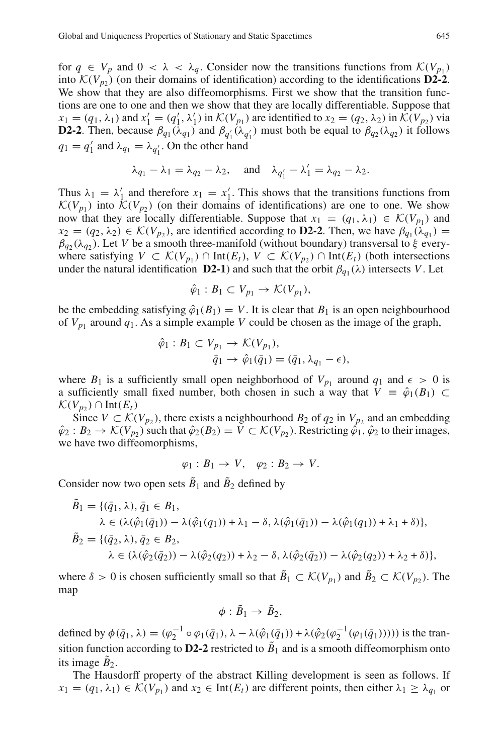for $q \in V_p$ and $0 < \lambda < \lambda_q$. Consider now the transitions functions from $\mathcal{K}(V_{p_1})$ into $\mathcal{K}(V_{p_2})$ (on their domains of identification) according to the identifications **D2-2**. We show that they are also diffeomorphisms. First we show that the transition functions are one to one and then we show that they are locally differentiable. Suppose that $x_1 = (q_1, \lambda_1)$ and $x_1' = (q_1', \lambda_1')$ in $\mathcal{K}(V_{p_1})$ are identified to $x_2 = (q_2, \lambda_2)$ in $\mathcal{K}(V_{p_2})$ via **D2-2**. Then, because $\beta_{q_1}(\lambda_{q_1})$ and $\beta_{q_1'}(\lambda_{q_1'})$ must both be equal to $\beta_{q_2}(\lambda_{q_2})$ it follows $q_1 = q_1'$ and $\lambda_{q_1} = \lambda_{q_1'}$. On the other hand

$$\lambda_{q_1} - \lambda_1 = \lambda_{q_2} - \lambda_2, \quad \text{and} \quad \lambda_{q_1'} - \lambda_1' = \lambda_{q_2} - \lambda_2.$$

Thus $\lambda_1 = \lambda_1'$ and therefore $x_1 = x_1'$. This shows that the transitions functions from $\mathcal{K}(V_{p_1})$ into $\mathcal{K}(V_{p_2})$ (on their domains of identifications) are one to one. We show now that they are locally differentiable. Suppose that $x_1 = (q_1, \lambda_1) \in \mathcal{K}(V_{p_1})$ and $x_2 = (q_2, \lambda_2) \in \mathcal{K}(V_{p_2})$, are identified according to **D2-2**. Then, we have $\beta_{q_1}(\lambda_{q_1}) = \beta_{q_2}(\lambda_{q_2})$. Let $V$ be a smooth three-manifold (without boundary) transversal to $\xi$ everywhere satisfying $V \subset \mathcal{K}(V_{p_1}) \cap \text{Int}(E_t)$, $V \subset \mathcal{K}(V_{p_2}) \cap \text{Int}(E_t)$ (both intersections under the natural identification **D2-1**) and such that the orbit $\beta_{q_1}(\lambda)$ intersects $V$. Let

$$\hat{\varphi}_1 : B_1 \subset V_{p_1} \to \mathcal{K}(V_{p_1}),$$

be the embedding satisfying $\hat{\varphi}_1(B_1) = V$. It is clear that $B_1$ is an open neighbourhood of $V_{p_1}$ around $q_1$. As a simple example $V$ could be chosen as the image of the graph,

$$\begin{aligned}
\hat{\varphi}_1 : B_1 \subset V_{p_1} &\to \mathcal{K}(V_{p_1}),\\
\bar{q}_1 &\to \hat{\varphi}_1(\bar{q}_1) = (\bar{q}_1, \lambda_{q_1} - \epsilon),
\end{aligned}$$

where $B_1$ is a sufficiently small open neighborhood of $V_{p_1}$ around $q_1$ and $\epsilon > 0$ is a sufficiently small fixed number, both chosen in such a way that $V \equiv \hat{\varphi}_1(B_1) \subset \mathcal{K}(V_{p_2}) \cap \text{Int}(E_t)$

Since $V \subset \mathcal{K}(V_{p_2})$, there exists a neighbourhood $B_2$ of $q_2$ in $V_{p_2}$ and an embedding $\hat{\varphi}_2 : B_2 \to \mathcal{K}(V_{p_2})$ such that $\hat{\varphi}_2(B_2) = V \subset \mathcal{K}(V_{p_2})$. Restricting $\hat{\varphi}_1, \hat{\varphi}_2$ to their images, we have two diffeomorphisms,

$$\varphi_1 : B_1 \to V, \quad \varphi_2 : B_2 \to V.$$

Consider now two open sets $\tilde{B}_1$ and $\tilde{B}_2$ defined by

$$\begin{aligned}
\tilde{B}_1 = \{&(\bar{q}_1, \lambda), \bar{q}_1 \in B_1,\\
&\lambda \in (\lambda(\hat{\varphi}_1(\bar{q}_1)) - \lambda(\hat{\varphi}_1(q_1)) + \lambda_1 - \delta, \lambda(\hat{\varphi}_1(\bar{q}_1)) - \lambda(\hat{\varphi}_1(q_1)) + \lambda_1 + \delta)\},\\
\tilde{B}_2 = \{&(\bar{q}_2, \lambda), \bar{q}_2 \in B_2,\\
&\lambda \in (\lambda(\hat{\varphi}_2(\bar{q}_2)) - \lambda(\hat{\varphi}_2(q_2)) + \lambda_2 - \delta, \lambda(\hat{\varphi}_2(\bar{q}_2)) - \lambda(\hat{\varphi}_2(q_2)) + \lambda_2 + \delta)\},
\end{aligned}$$

where $\delta > 0$ is chosen sufficiently small so that $\tilde{B}_1 \subset \mathcal{K}(V_{p_1})$ and $\tilde{B}_2 \subset \mathcal{K}(V_{p_2})$. The map

$$\phi : \tilde{B}_1 \to \tilde{B}_2,$$

defined by $\phi(\bar{q}_1, \lambda) = (\varphi_2^{-1} \circ \varphi_1(\bar{q}_1), \lambda - \lambda(\hat{\varphi}_1(\bar{q}_1)) + \lambda(\hat{\varphi}_2(\varphi_2^{-1}(\varphi_1(\bar{q}_1)))))$ is the transition function according to **D2-2** restricted to $\tilde{B}_1$ and is a smooth diffeomorphism onto its image $\tilde{B}_2$.

The Hausdorff property of the abstract Killing development is seen as follows. If $x_1 = (q_1, \lambda_1) \in \mathcal{K}(V_{p_1})$ and $x_2 \in \text{Int}(E_t)$ are different points, then either $\lambda_1 \geq \lambda_{q_1}$ or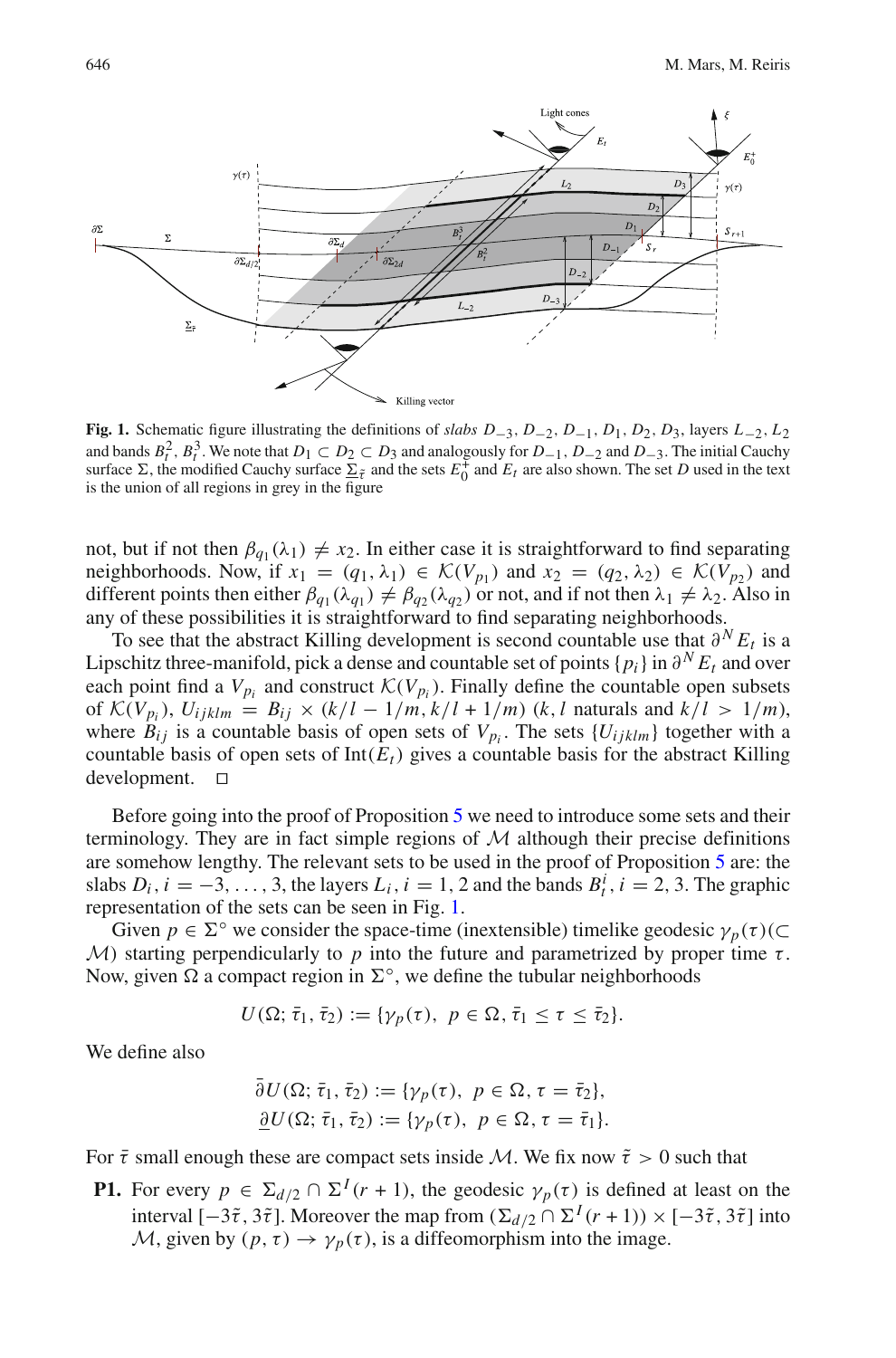**Fig. 1.** Schematic figure illustrating the definitions of *slabs* $D_{-3}, D_{-2}, D_{-1}, D_1, D_2, D_3$, layers $L_{-2}, L_2$ and bands $B_t^2, B_t^3$. We note that $D_1 \subset D_2 \subset D_3$ and analogously for $D_{-1}, D_{-2}$ and $D_{-3}$. The initial Cauchy surface $\Sigma$, the modified Cauchy surface $\underline{\Sigma}_{\tilde{\tau}}$ and the sets $E_0^+$ and $E_t$ are also shown. The set $D$ used in the text is the union of all regions in grey in the figure

not, but if not then $\beta_{q_1}(\lambda_1) \neq x_2$. In either case it is straightforward to find separating neighborhoods. Now, if $x_1 = (q_1, \lambda_1) \in \mathcal{K}(V_{p_1})$ and $x_2 = (q_2, \lambda_2) \in \mathcal{K}(V_{p_2})$ and different points then either $\beta_{q_1}(\lambda_{q_1}) \neq \beta_{q_2}(\lambda_{q_2})$ or not, and if not then $\lambda_1 \neq \lambda_2$. Also in any of these possibilities it is straightforward to find separating neighborhoods.

To see that the abstract Killing development is second countable use that $\partial^N E_t$ is a Lipschitz three-manifold, pick a dense and countable set of points $\{p_i\}$ in $\partial^N E_t$ and over each point find a $V_{p_i}$ and construct $\mathcal{K}(V_{p_i})$. Finally define the countable open subsets of $\mathcal{K}(V_{p_i})$, $U_{ijklm} = B_{ij} \times (k/l - 1/m, k/l + 1/m)$ ($k, l$ naturals and $k/l > 1/m$), where $B_{ij}$ is a countable basis of open sets of $V_{p_i}$. The sets $\{U_{ijklm}\}$ together with a countable basis of open sets of $\text{Int}(E_t)$ gives a countable basis for the abstract Killing development. $\square$

Before going into the proof of Proposition 5 we need to introduce some sets and their terminology. They are in fact simple regions of $\mathcal{M}$ although their precise definitions are somehow lengthy. The relevant sets to be used in the proof of Proposition 5 are: the slabs $D_i$, $i = -3, \ldots, 3$, the layers $L_i$, $i = 1, 2$ and the bands $B_t^i$, $i = 2, 3$. The graphic representation of the sets can be seen in Fig. 1.

Given $p \in \Sigma^\circ$ we consider the space-time (inextensible) timelike geodesic $\gamma_p(\tau)(\subset \mathcal{M})$ starting perpendicularly to $p$ into the future and parametrized by proper time $\tau$. Now, given $\Omega$ a compact region in $\Sigma^\circ$, we define the tubular neighborhoods

$$U(\Omega; \bar{\tau}_1, \bar{\tau}_2) := \{\gamma_p(\tau),\ p \in \Omega, \bar{\tau}_1 \leq \tau \leq \bar{\tau}_2\}.$$

We define also

$$\bar{\partial} U(\Omega; \bar{\tau}_1, \bar{\tau}_2) := \{\gamma_p(\tau),\ p \in \Omega, \tau = \bar{\tau}_2\},$$
$$\underline{\partial} U(\Omega; \bar{\tau}_1, \bar{\tau}_2) := \{\gamma_p(\tau),\ p \in \Omega, \tau = \bar{\tau}_1\}.$$

For $\bar{\tau}$ small enough these are compact sets inside $\mathcal{M}$. We fix now $\tilde{\tau} > 0$ such that

**P1.** For every $p \in \Sigma_{d/2} \cap \Sigma^I(r+1)$, the geodesic $\gamma_p(\tau)$ is defined at least on the interval $[-3\tilde{\tau}, 3\tilde{\tau}]$. Moreover the map from $(\Sigma_{d/2} \cap \Sigma^I(r+1)) \times [-3\tilde{\tau}, 3\tilde{\tau}]$ into $\mathcal{M}$, given by $(p, \tau) \to \gamma_p(\tau)$, is a diffeomorphism into the image.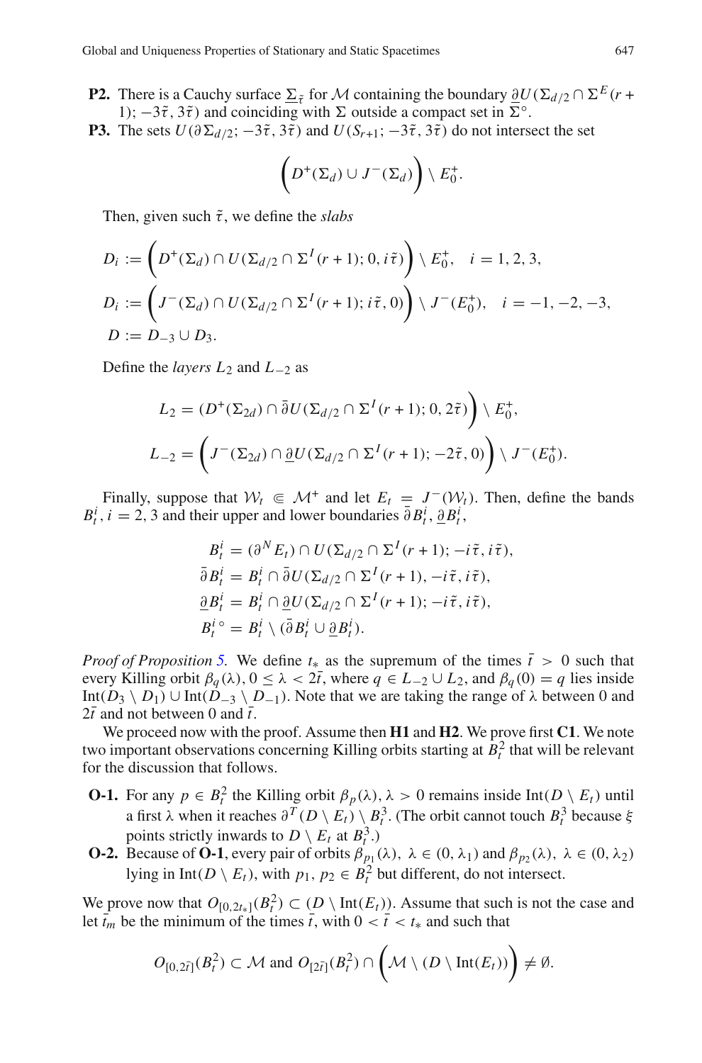- **P2.** There is a Cauchy surface $\underline{\Sigma}_{\tilde{\tau}}$ for $\mathcal{M}$ containing the boundary $\underline{\partial} U(\Sigma_{d/2} \cap \Sigma^E(r+1); -3\tilde{\tau}, 3\tilde{\tau})$ and coinciding with $\Sigma$ outside a compact set in $\Sigma^\circ$.
- **P3.** The sets $U(\partial \Sigma_{d/2}; -3\tilde{\tau}, 3\tilde{\tau})$ and $U(S_{r+1}; -3\tilde{\tau}, 3\tilde{\tau})$ do not intersect the set

$$\left( D^+(\Sigma_d) \cup J^-(\Sigma_d) \right) \setminus E_0^+.$$

Then, given such $\tilde{\tau}$, we define the *slabs*

$$D_i := \left( D^+(\Sigma_d) \cap U(\Sigma_{d/2} \cap \Sigma^I(r+1); 0, i\tilde{\tau}) \right) \setminus E_0^+, \quad i = 1, 2, 3,$$

$$D_i := \left( J^-(\Sigma_d) \cap U(\Sigma_{d/2} \cap \Sigma^I(r+1); i\tilde{\tau}, 0) \right) \setminus J^-(E_0^+), \quad i = -1, -2, -3,$$

$$D := D_{-3} \cup D_3.$$

Define the *layers* $L_2$ and $L_{-2}$ as

$$L_2 = (D^+(\Sigma_{2d}) \cap \bar{\partial} U(\Sigma_{d/2} \cap \Sigma^I(r+1); 0, 2\tilde{\tau}) \Big) \setminus E_0^+,$$

$$L_{-2} = \left( J^-(\Sigma_{2d}) \cap \underline{\partial} U(\Sigma_{d/2} \cap \Sigma^I(r+1); -2\tilde{\tau}, 0) \right) \setminus J^-(E_0^+).$$

Finally, suppose that $\mathcal{W}_t \Subset \mathcal{M}^+$ and let $E_t = J^-(\mathcal{W}_t)$. Then, define the bands $B_t^i$, $i = 2, 3$ and their upper and lower boundaries $\bar{\partial} B_t^i$, $\underline{\partial} B_t^i$,

$$B_t^i = (\partial^N E_t) \cap U(\Sigma_{d/2} \cap \Sigma^I(r+1); -i\tilde{\tau}, i\tilde{\tau}),$$

$$\bar{\partial} B_t^i = B_t^i \cap \bar{\partial} U(\Sigma_{d/2} \cap \Sigma^I(r+1), -i\tilde{\tau}, i\tilde{\tau}),$$

$$\underline{\partial} B_t^i = B_t^i \cap \underline{\partial} U(\Sigma_{d/2} \cap \Sigma^I(r+1); -i\tilde{\tau}, i\tilde{\tau}),$$

$$B_t^{i\,\circ} = B_t^i \setminus (\bar{\partial} B_t^i \cup \underline{\partial} B_t^i).$$

*Proof of Proposition 5.* We define $t_*$ as the supremum of the times $\bar{t} > 0$ such that every Killing orbit $\beta_q(\lambda)$, $0 \le \lambda < 2\bar{t}$, where $q \in L_{-2} \cup L_2$, and $\beta_q(0) = q$ lies inside $\text{Int}(D_3 \setminus D_1) \cup \text{Int}(D_{-3} \setminus D_{-1})$. Note that we are taking the range of $\lambda$ between 0 and $2\bar{t}$ and not between 0 and $\bar{t}$.

We proceed now with the proof. Assume then **H1** and **H2**. We prove first **C1**. We note two important observations concerning Killing orbits starting at $B_t^2$ that will be relevant for the discussion that follows.

- **O-1.** For any $p \in B_t^2$ the Killing orbit $\beta_p(\lambda)$, $\lambda > 0$ remains inside $\text{Int}(D \setminus E_t)$ until a first $\lambda$ when it reaches $\partial^T(D \setminus E_t) \setminus B_t^3$. (The orbit cannot touch $B_t^3$ because $\xi$ points strictly inwards to $D \setminus E_t$ at $B_t^3$.)
- **O-2.** Because of **O-1**, every pair of orbits $\beta_{p_1}(\lambda)$, $\lambda \in (0, \lambda_1)$ and $\beta_{p_2}(\lambda)$, $\lambda \in (0, \lambda_2)$ lying in $\text{Int}(D \setminus E_t)$, with $p_1, p_2 \in B_t^2$ but different, do not intersect.

We prove now that $O_{[0,2t_*]}(B_t^2) \subset (D \setminus \text{Int}(E_t))$. Assume that such is not the case and let $\bar{t}_m$ be the minimum of the times $\bar{t}$, with $0 < \bar{t} < t_*$ and such that

$$O_{[0,2\bar{t}]}(B_t^2) \subset \mathcal{M} \text{ and } O_{[2\bar{t}]}(B_t^2) \cap \left( \mathcal{M} \setminus (D \setminus \text{Int}(E_t)) \right) \neq \emptyset.$$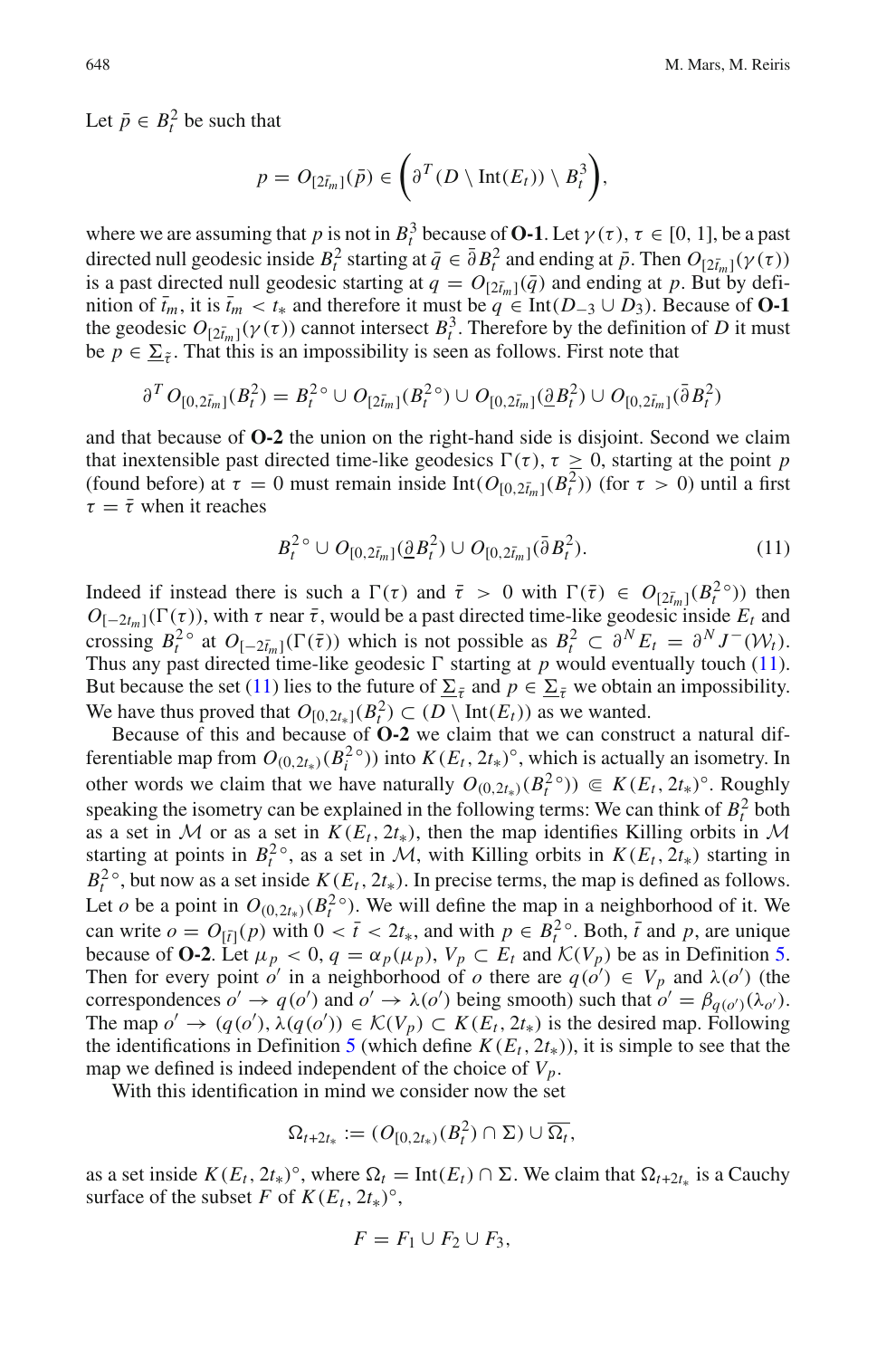Let $\bar{p} \in B_t^2$ be such that

$$p = O_{[2\bar{t}_m]}(\bar{p}) \in \left( \partial^T (D \setminus \text{Int}(E_t)) \setminus B_t^3 \right),$$

where we are assuming that $p$ is not in $B_t^3$ because of **O-1**. Let $\gamma(\tau)$, $\tau \in [0, 1]$, be a past directed null geodesic inside $B_t^2$ starting at $\bar{q} \in \bar{\partial} B_t^2$ and ending at $\bar{p}$. Then $O_{[2\bar{t}_m]}(\gamma(\tau))$ is a past directed null geodesic starting at $q = O_{[2\bar{t}_m]}(\bar{q})$ and ending at $p$. But by definition of $\bar{t}_m$, it is $\bar{t}_m < t_*$ and therefore it must be $q \in \text{Int}(D_{-3} \cup D_3)$. Because of **O-1** the geodesic $O_{[2\bar{t}_m]}(\gamma(\tau))$ cannot intersect $B_t^3$. Therefore by the definition of $D$ it must be $p \in \underline{\Sigma}_{\bar{\tau}}$. That this is an impossibility is seen as follows. First note that

$$\partial^T O_{[0,2\bar{t}_m]}(B_t^2) = B_t^{2\circ} \cup O_{[2\bar{t}_m]}(B_t^{2\circ}) \cup O_{[0,2\bar{t}_m]}(\underline{\partial} B_t^2) \cup O_{[0,2\bar{t}_m]}(\bar{\partial} B_t^2)$$

and that because of **O-2** the union on the right-hand side is disjoint. Second we claim that inextensible past directed time-like geodesics $\Gamma(\tau)$, $\tau \geq 0$, starting at the point $p$ (found before) at $\tau = 0$ must remain inside $\text{Int}(O_{[0,2\bar{t}_m]}(B_t^2))$ (for $\tau > 0$) until a first $\tau = \bar{\tau}$ when it reaches

$$B_t^{2\circ} \cup O_{[0,2\bar{t}_m]}(\underline{\partial} B_t^2) \cup O_{[0,2\bar{t}_m]}(\bar{\partial} B_t^2). \tag{11}$$

Indeed if instead there is such a $\Gamma(\tau)$ and $\bar{\tau} > 0$ with $\Gamma(\bar{\tau}) \in O_{[2\bar{t}_m]}(B_t^{2\circ})$ then $O_{[-2t_m]}(\Gamma(\tau))$, with $\tau$ near $\bar{\tau}$, would be a past directed time-like geodesic inside $E_t$ and crossing $B_t^{2\circ}$ at $O_{[-2\bar{t}_m]}(\Gamma(\bar{\tau}))$ which is not possible as $B_t^2 \subset \partial^N E_t = \partial^N J^-(\mathcal{W}_t)$. Thus any past directed time-like geodesic $\Gamma$ starting at $p$ would eventually touch (11). But because the set (11) lies to the future of $\underline{\Sigma}_{\bar{\tau}}$ and $p \in \underline{\Sigma}_{\bar{\tau}}$ we obtain an impossibility. We have thus proved that $O_{[0,2t_*]}(B_t^2) \subset (D \setminus \text{Int}(E_t))$ as we wanted.

Because of this and because of **O-2** we claim that we can construct a natural differentiable map from $O_{(0,2t_*)}(B_t^{2\circ}))$ into $K(E_t, 2t_*)^\circ$, which is actually an isometry. In other words we claim that we have naturally $O_{(0,2t_*)}(B_t^{2\circ})) \Subset K(E_t, 2t_*)^\circ$. Roughly speaking the isometry can be explained in the following terms: We can think of $B_t^2$ both as a set in $\mathcal{M}$ or as a set in $K(E_t, 2t_*)$, then the map identifies Killing orbits in $\mathcal{M}$ starting at points in $B_t^{2\circ}$, as a set in $\mathcal{M}$, with Killing orbits in $K(E_t, 2t_*)$ starting in $B_t^{2\circ}$, but now as a set inside $K(E_t, 2t_*)$. In precise terms, the map is defined as follows. Let $o$ be a point in $O_{(0,2t_*)}(B_t^{2\circ})$. We will define the map in a neighborhood of it. We can write $o = O_{[\bar{t}]}(p)$ with $0 < \bar{t} < 2t_*$, and with $p \in B_t^{2\circ}$. Both, $\bar{t}$ and $p$, are unique because of **O-2**. Let $\mu_p < 0$, $q = \alpha_p(\mu_p)$, $V_p \subset E_t$ and $\mathcal{K}(V_p)$ be as in Definition 5. Then for every point $o'$ in a neighborhood of $o$ there are $q(o') \in V_p$ and $\lambda(o')$ (the correspondences $o' \to q(o')$ and $o' \to \lambda(o')$ being smooth) such that $o' = \beta_{q(o')}(\lambda_{o'})$. The map $o' \to (q(o'), \lambda(q(o')) \in \mathcal{K}(V_p) \subset K(E_t, 2t_*)$ is the desired map. Following the identifications in Definition 5 (which define $K(E_t, 2t_*)$), it is simple to see that the map we defined is indeed independent of the choice of $V_p$.

With this identification in mind we consider now the set

$$\Omega_{t+2t_*} := (O_{[0,2t_*)}(B_t^2) \cap \Sigma) \cup \overline{\Omega_t},$$

as a set inside $K(E_t, 2t_*)^\circ$, where $\Omega_t = \text{Int}(E_t) \cap \Sigma$. We claim that $\Omega_{t+2t_*}$ is a Cauchy surface of the subset $F$ of $K(E_t, 2t_*)^\circ$,

$$F = F_1 \cup F_2 \cup F_3,$$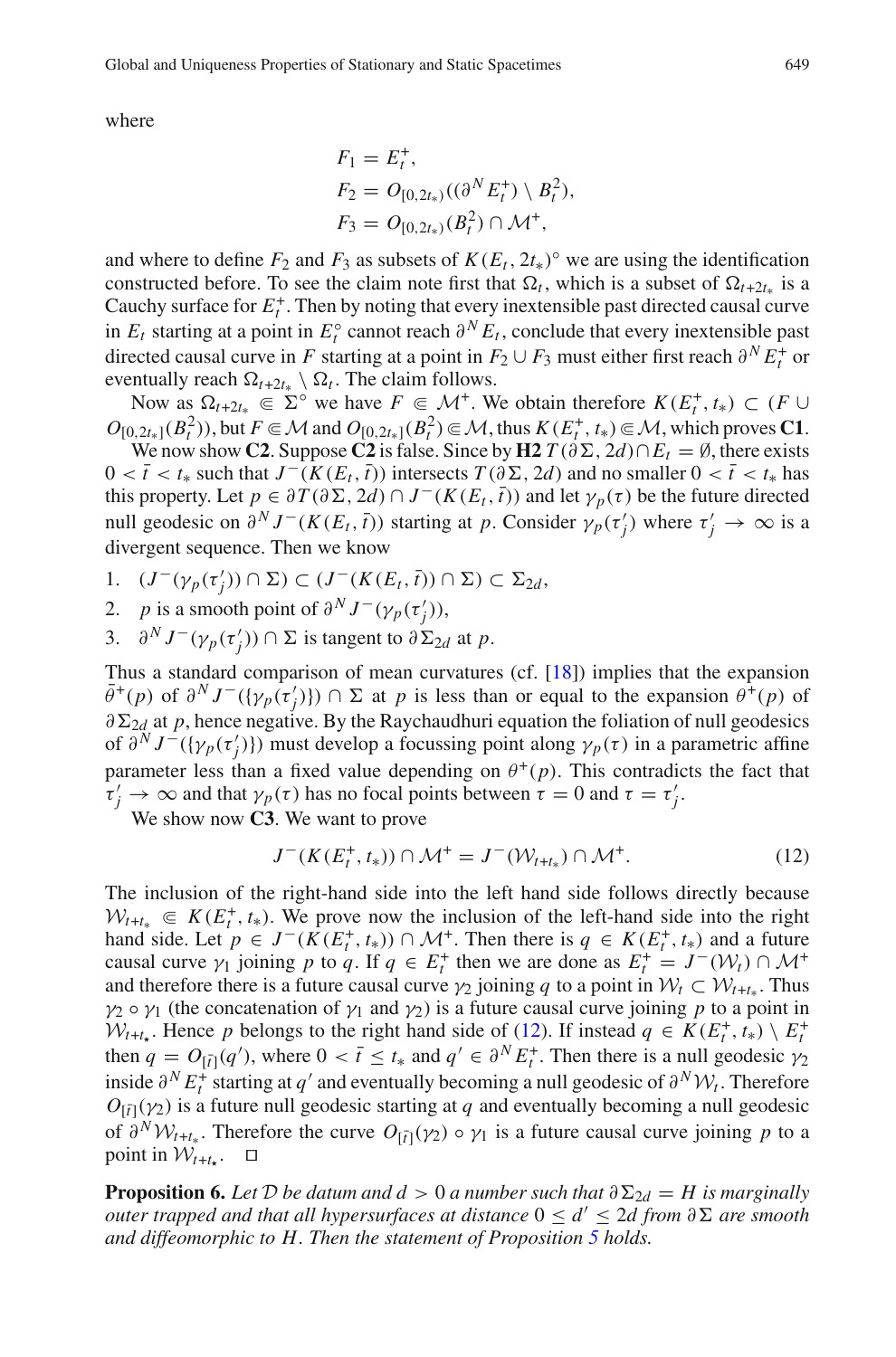where

$$
\begin{aligned}
F_1 &= E_t^+, \\
F_2 &= O_{[0,2t_*)}((\partial^N E_t^+) \setminus B_t^2), \\
F_3 &= O_{[0,2t_*)}(B_t^2) \cap \mathcal{M}^+,
\end{aligned}
$$

and where to define $F_2$ and $F_3$ as subsets of $K(E_t, 2t_*)^\circ$ we are using the identification constructed before. To see the claim note first that $\Omega_t$, which is a subset of $\Omega_{t+2t_*}$ is a Cauchy surface for $E_t^+$. Then by noting that every inextensible past directed causal curve in $E_t$ starting at a point in $E_t^\circ$ cannot reach $\partial^N E_t$, conclude that every inextensible past directed causal curve in $F$ starting at a point in $F_2 \cup F_3$ must either first reach $\partial^N E_t^+$ or eventually reach $\Omega_{t+2t_*} \setminus \Omega_t$. The claim follows.

Now as $\Omega_{t+2t_*} \Subset \Sigma^\circ$ we have $F \Subset \mathcal{M}^+$. We obtain therefore $K(E_t^+, t_*) \subset (F \cup O_{[0,2t_*]}(B_t^2))$, but $F \Subset \mathcal{M}$ and $O_{[0,2t_*]}(B_t^2) \Subset \mathcal{M}$, thus $K(E_t^+, t_*) \Subset \mathcal{M}$, which proves **C1**.

We now show **C2**. Suppose **C2** is false. Since by **H2** $T(\partial\Sigma, 2d) \cap E_t = \emptyset$, there exists $0 < \bar{t} < t_*$ such that $J^-(K(E_t, \bar{t}))$ intersects $T(\partial\Sigma, 2d)$ and no smaller $0 < \bar{t} < t_*$ has this property. Let $p \in \partial T(\partial\Sigma, 2d) \cap J^-(K(E_t, \bar{t}))$ and let $\gamma_p(\tau)$ be the future directed null geodesic on $\partial^N J^-(K(E_t, \bar{t}))$ starting at $p$. Consider $\gamma_p(\tau_j')$ where $\tau_j' \to \infty$ is a divergent sequence. Then we know

1. $(J^-(\gamma_p(\tau_j')) \cap \Sigma) \subset (J^-(K(E_t, \bar{t})) \cap \Sigma) \subset \Sigma_{2d}$,
2. $p$ is a smooth point of $\partial^N J^-(\gamma_p(\tau_j'))$,
3. $\partial^N J^-(\gamma_p(\tau_j')) \cap \Sigma$ is tangent to $\partial\Sigma_{2d}$ at $p$.

Thus a standard comparison of mean curvatures (cf. [18]) implies that the expansion $\bar{\theta}^+(p)$ of $\partial^N J^-(\{\gamma_p(\tau_j')\}) \cap \Sigma$ at $p$ is less than or equal to the expansion $\theta^+(p)$ of $\partial\Sigma_{2d}$ at $p$, hence negative. By the Raychaudhuri equation the foliation of null geodesics of $\partial^N J^-(\{\gamma_p(\tau_j')\})$ must develop a focussing point along $\gamma_p(\tau)$ in a parametric affine parameter less than a fixed value depending on $\theta^+(p)$. This contradicts the fact that $\tau_j' \to \infty$ and that $\gamma_p(\tau)$ has no focal points between $\tau = 0$ and $\tau = \tau_j'$.

We show now **C3**. We want to prove

$$
J^-(K(E_t^+, t_*)) \cap \mathcal{M}^+ = J^-(\mathcal{W}_{t+t_*}) \cap \mathcal{M}^+. \tag{12}
$$

The inclusion of the right-hand side into the left hand side follows directly because $\mathcal{W}_{t+t_*} \Subset K(E_t^+, t_*)$. We prove now the inclusion of the left-hand side into the right hand side. Let $p \in J^-(K(E_t^+, t_*)) \cap \mathcal{M}^+$. Then there is $q \in K(E_t^+, t_*)$ and a future causal curve $\gamma_1$ joining $p$ to $q$. If $q \in E_t^+$ then we are done as $E_t^+ = J^-(\mathcal{W}_t) \cap \mathcal{M}^+$ and therefore there is a future causal curve $\gamma_2$ joining $q$ to a point in $\mathcal{W}_t \subset \mathcal{W}_{t+t_*}$. Thus $\gamma_2 \circ \gamma_1$ (the concatenation of $\gamma_1$ and $\gamma_2$) is a future causal curve joining $p$ to a point in $\mathcal{W}_{t+t_\star}$. Hence $p$ belongs to the right hand side of (12). If instead $q \in K(E_t^+, t_*) \setminus E_t^+$ then $q = O_{[\bar{t}]}(q')$, where $0 < \bar{t} \le t_*$ and $q' \in \partial^N E_t^+$. Then there is a null geodesic $\gamma_2$ inside $\partial^N E_t^+$ starting at $q'$ and eventually becoming a null geodesic of $\partial^N \mathcal{W}_t$. Therefore $O_{[\bar{t}]}(\gamma_2)$ is a future null geodesic starting at $q$ and eventually becoming a null geodesic of $\partial^N \mathcal{W}_{t+t_*}$. Therefore the curve $O_{[\bar{t}]}(\gamma_2) \circ \gamma_1$ is a future causal curve joining $p$ to a point in $\mathcal{W}_{t+t_\star}$. $\square$

**Proposition 6.** *Let $\mathcal{D}$ be datum and $d > 0$ a number such that $\partial\Sigma_{2d} = H$ is marginally outer trapped and that all hypersurfaces at distance $0 \le d' \le 2d$ from $\partial\Sigma$ are smooth and diffeomorphic to $H$. Then the statement of Proposition 5 holds.*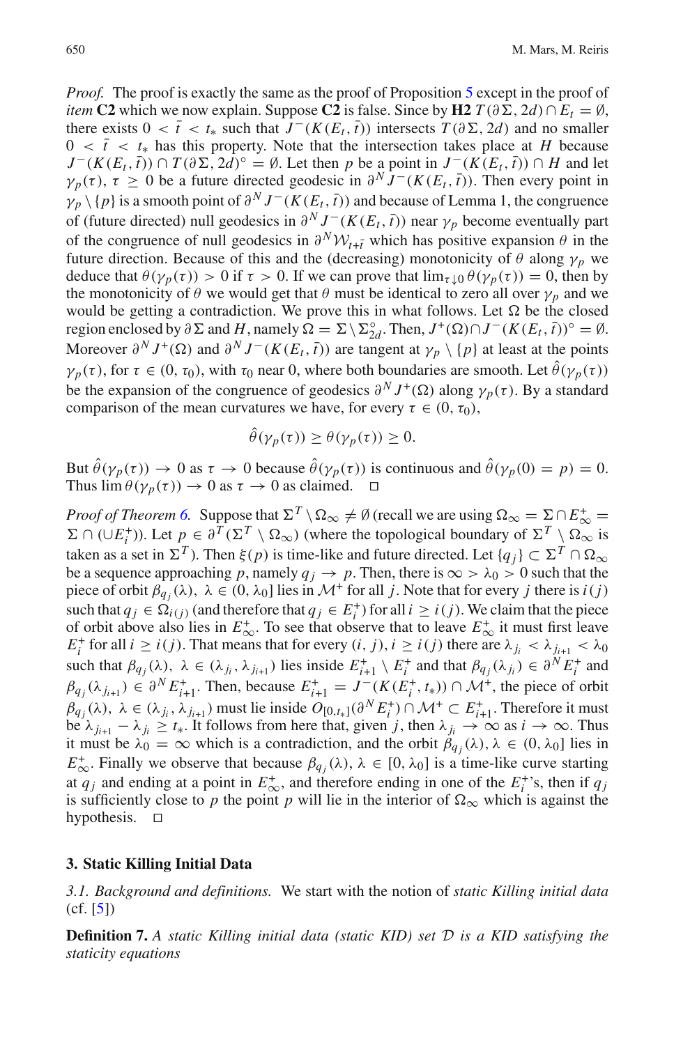*Proof.* The proof is exactly the same as the proof of Proposition 5 except in the proof of *item* **C2** which we now explain. Suppose **C2** is false. Since by **H2** $T(\partial\Sigma, 2d) \cap E_t = \emptyset$, there exists $0 < \bar{t} < t_*$ such that $J^-(K(E_t, \bar{t}))$ intersects $T(\partial\Sigma, 2d)$ and no smaller $0 < \bar{t} < t_*$ has this property. Note that the intersection takes place at $H$ because $J^-(K(E_t, \bar{t})) \cap T(\partial\Sigma, 2d)^\circ = \emptyset$. Let then $p$ be a point in $J^-(K(E_t, \bar{t})) \cap H$ and let $\gamma_p(\tau)$, $\tau \geq 0$ be a future directed geodesic in $\partial^N J^-(K(E_t, \bar{t}))$. Then every point in $\gamma_p \setminus \{p\}$ is a smooth point of $\partial^N J^-(K(E_t, \bar{t}))$ and because of Lemma 1, the congruence of (future directed) null geodesics in $\partial^N J^-(K(E_t, \bar{t}))$ near $\gamma_p$ become eventually part of the congruence of null geodesics in $\partial^N \mathcal{W}_{t+\bar{t}}$ which has positive expansion $\theta$ in the future direction. Because of this and the (decreasing) monotonicity of $\theta$ along $\gamma_p$ we deduce that $\theta(\gamma_p(\tau)) > 0$ if $\tau > 0$. If we can prove that $\lim_{\tau \downarrow 0} \theta(\gamma_p(\tau)) = 0$, then by the monotonicity of $\theta$ we would get that $\theta$ must be identical to zero all over $\gamma_p$ and we would be getting a contradiction. We prove this in what follows. Let $\Omega$ be the closed region enclosed by $\partial\Sigma$ and $H$, namely $\Omega = \Sigma \setminus \Sigma_{2d}^\circ$. Then, $J^+(\Omega) \cap J^-(K(E_t, \bar{t}))^\circ = \emptyset$. Moreover $\partial^N J^+(\Omega)$ and $\partial^N J^-(K(E_t, \bar{t}))$ are tangent at $\gamma_p \setminus \{p\}$ at least at the points $\gamma_p(\tau)$, for $\tau \in (0, \tau_0)$, with $\tau_0$ near 0, where both boundaries are smooth. Let $\hat{\theta}(\gamma_p(\tau))$ be the expansion of the congruence of geodesics $\partial^N J^+(\Omega)$ along $\gamma_p(\tau)$. By a standard comparison of the mean curvatures we have, for every $\tau \in (0, \tau_0)$,

$$\hat{\theta}(\gamma_p(\tau)) \geq \theta(\gamma_p(\tau)) \geq 0.$$

But $\hat{\theta}(\gamma_p(\tau)) \to 0$ as $\tau \to 0$ because $\hat{\theta}(\gamma_p(\tau))$ is continuous and $\hat{\theta}(\gamma_p(0) = p) = 0$. Thus $\lim \theta(\gamma_p(\tau)) \to 0$ as $\tau \to 0$ as claimed. $\square$

*Proof of Theorem 6.* Suppose that $\Sigma^T \setminus \Omega_\infty \neq \emptyset$ (recall we are using $\Omega_\infty = \Sigma \cap E_\infty^+ = \Sigma \cap (\cup E_i^+)$). Let $p \in \partial^T(\Sigma^T \setminus \Omega_\infty)$ (where the topological boundary of $\Sigma^T \setminus \Omega_\infty$ is taken as a set in $\Sigma^T$). Then $\xi(p)$ is time-like and future directed. Let $\{q_j\} \subset \Sigma^T \cap \Omega_\infty$ be a sequence approaching $p$, namely $q_j \to p$. Then, there is $\infty > \lambda_0 > 0$ such that the piece of orbit $\beta_{q_j}(\lambda)$, $\lambda \in (0, \lambda_0]$ lies in $\mathcal{M}^+$ for all $j$. Note that for every $j$ there is $i(j)$ such that $q_j \in \Omega_{i(j)}$ (and therefore that $q_j \in E_i^+$) for all $i \geq i(j)$. We claim that the piece of orbit above also lies in $E_\infty^+$. To see that observe that to leave $E_\infty^+$ it must first leave $E_i^+$ for all $i \geq i(j)$. That means that for every $(i, j)$, $i \geq i(j)$ there are $\lambda_{j_i} < \lambda_{j_{i+1}} < \lambda_0$ such that $\beta_{q_j}(\lambda)$, $\lambda \in (\lambda_{j_i}, \lambda_{j_{i+1}})$ lies inside $E_{i+1}^+ \setminus E_i^+$ and that $\beta_{q_j}(\lambda_{j_i}) \in \partial^N E_i^+$ and $\beta_{q_j}(\lambda_{j_{i+1}}) \in \partial^N E_{i+1}^+$. Then, because $E_{i+1}^+ = J^-(K(E_i^+, t_*)) \cap \mathcal{M}^+$, the piece of orbit $\beta_{q_j}(\lambda)$, $\lambda \in (\lambda_{j_i}, \lambda_{j_{i+1}})$ must lie inside $O_{[0,t_*]}(\partial^N E_i^+) \cap \mathcal{M}^+ \subset E_{i+1}^+$. Therefore it must be $\lambda_{j_{i+1}} - \lambda_{j_i} \geq t_*$. It follows from here that, given $j$, then $\lambda_{j_i} \to \infty$ as $i \to \infty$. Thus it must be $\lambda_0 = \infty$ which is a contradiction, and the orbit $\beta_{q_j}(\lambda)$, $\lambda \in (0, \lambda_0]$ lies in $E_\infty^+$. Finally we observe that because $\beta_{q_j}(\lambda)$, $\lambda \in [0, \lambda_0]$ is a time-like curve starting at $q_j$ and ending at a point in $E_\infty^+$, and therefore ending in one of the $E_i^+$'s, then if $q_j$ is sufficiently close to $p$ the point $p$ will lie in the interior of $\Omega_\infty$ which is against the hypothesis. $\square$

## 3. Static Killing Initial Data

*3.1. Background and definitions.* We start with the notion of *static Killing initial data* (cf. [5])

**Definition 7.** *A static Killing initial data (static KID) set $\mathcal{D}$ is a KID satisfying the staticity equations*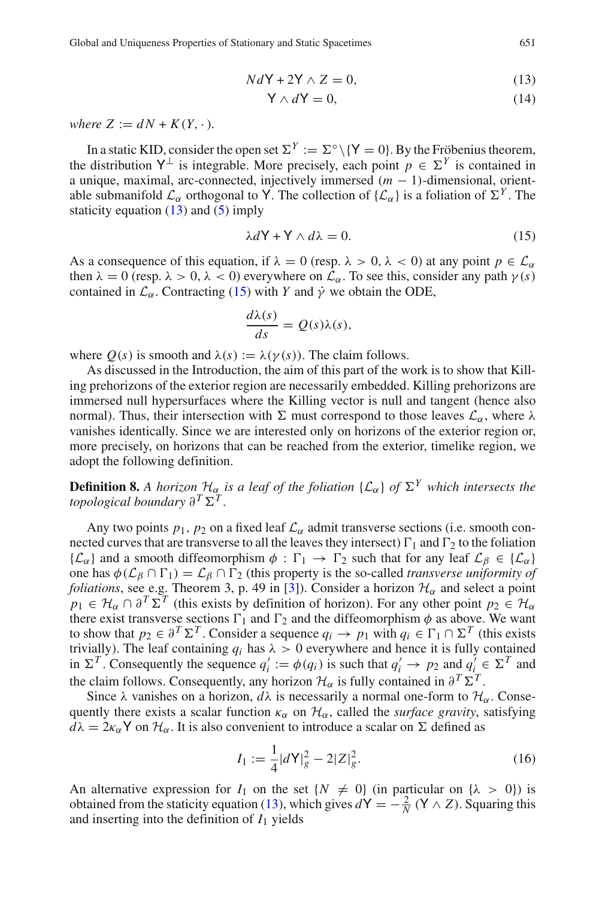$$N d\mathsf{Y} + 2\mathsf{Y} \wedge Z = 0, \tag{13}$$

$$\mathsf{Y} \wedge d\mathsf{Y} = 0, \tag{14}$$

*where* $Z := dN + K(Y, \cdot)$.

In a static KID, consider the open set $\Sigma^Y := \Sigma^\circ \setminus \{\mathsf{Y} = 0\}$. By the Fröbenius theorem, the distribution $\mathsf{Y}^\perp$ is integrable. More precisely, each point $p \in \Sigma^Y$ is contained in a unique, maximal, arc-connected, injectively immersed $(m-1)$-dimensional, orientable submanifold $\mathcal{L}_\alpha$ orthogonal to $\mathsf{Y}$. The collection of $\{\mathcal{L}_\alpha\}$ is a foliation of $\Sigma^Y$. The staticity equation (13) and (5) imply

$$\lambda d\mathsf{Y} + \mathsf{Y} \wedge d\lambda = 0. \tag{15}$$

As a consequence of this equation, if $\lambda = 0$ (resp. $\lambda > 0$, $\lambda < 0$) at any point $p \in \mathcal{L}_\alpha$ then $\lambda = 0$ (resp. $\lambda > 0$, $\lambda < 0$) everywhere on $\mathcal{L}_\alpha$. To see this, consider any path $\gamma(s)$ contained in $\mathcal{L}_\alpha$. Contracting (15) with $Y$ and $\dot{\gamma}$ we obtain the ODE,

$$\frac{d\lambda(s)}{ds} = Q(s)\lambda(s),$$

where $Q(s)$ is smooth and $\lambda(s) := \lambda(\gamma(s))$. The claim follows.

As discussed in the Introduction, the aim of this part of the work is to show that Killing prehorizons of the exterior region are necessarily embedded. Killing prehorizons are immersed null hypersurfaces where the Killing vector is null and tangent (hence also normal). Thus, their intersection with $\Sigma$ must correspond to those leaves $\mathcal{L}_\alpha$, where $\lambda$ vanishes identically. Since we are interested only on horizons of the exterior region or, more precisely, on horizons that can be reached from the exterior, timelike region, we adopt the following definition.

**Definition 8.** *A horizon $\mathcal{H}_\alpha$ is a leaf of the foliation $\{\mathcal{L}_\alpha\}$ of $\Sigma^Y$ which intersects the topological boundary $\partial^T \Sigma^T$.*

Any two points $p_1$, $p_2$ on a fixed leaf $\mathcal{L}_\alpha$ admit transverse sections (i.e. smooth connected curves that are transverse to all the leaves they intersect) $\Gamma_1$ and $\Gamma_2$ to the foliation $\{\mathcal{L}_\alpha\}$ and a smooth diffeomorphism $\phi : \Gamma_1 \to \Gamma_2$ such that for any leaf $\mathcal{L}_\beta \in \{\mathcal{L}_\alpha\}$ one has $\phi(\mathcal{L}_\beta \cap \Gamma_1) = \mathcal{L}_\beta \cap \Gamma_2$ (this property is the so-called *transverse uniformity of foliations*, see e.g. Theorem 3, p. 49 in [3]). Consider a horizon $\mathcal{H}_\alpha$ and select a point $p_1 \in \mathcal{H}_\alpha \cap \partial^T \Sigma^T$ (this exists by definition of horizon). For any other point $p_2 \in \mathcal{H}_\alpha$ there exist transverse sections $\Gamma_1$ and $\Gamma_2$ and the diffeomorphism $\phi$ as above. We want to show that $p_2 \in \partial^T \Sigma^T$. Consider a sequence $q_i \to p_1$ with $q_i \in \Gamma_1 \cap \Sigma^T$ (this exists trivially). The leaf containing $q_i$ has $\lambda > 0$ everywhere and hence it is fully contained in $\Sigma^T$. Consequently the sequence $q'_i := \phi(q_i)$ is such that $q'_i \to p_2$ and $q'_i \in \Sigma^T$ and the claim follows. Consequently, any horizon $\mathcal{H}_\alpha$ is fully contained in $\partial^T \Sigma^T$.

Since $\lambda$ vanishes on a horizon, $d\lambda$ is necessarily a normal one-form to $\mathcal{H}_\alpha$. Consequently there exists a scalar function $\kappa_\alpha$ on $\mathcal{H}_\alpha$, called the *surface gravity*, satisfying $d\lambda = 2\kappa_\alpha \mathsf{Y}$ on $\mathcal{H}_\alpha$. It is also convenient to introduce a scalar on $\Sigma$ defined as

$$I_1 := \frac{1}{4}|d\mathsf{Y}|^2_g - 2|Z|^2_g. \tag{16}$$

An alternative expression for $I_1$ on the set $\{N \neq 0\}$ (in particular on $\{\lambda > 0\}$) is obtained from the staticity equation (13), which gives $d\mathsf{Y} = -\frac{2}{N}(\mathsf{Y} \wedge Z)$. Squaring this and inserting into the definition of $I_1$ yields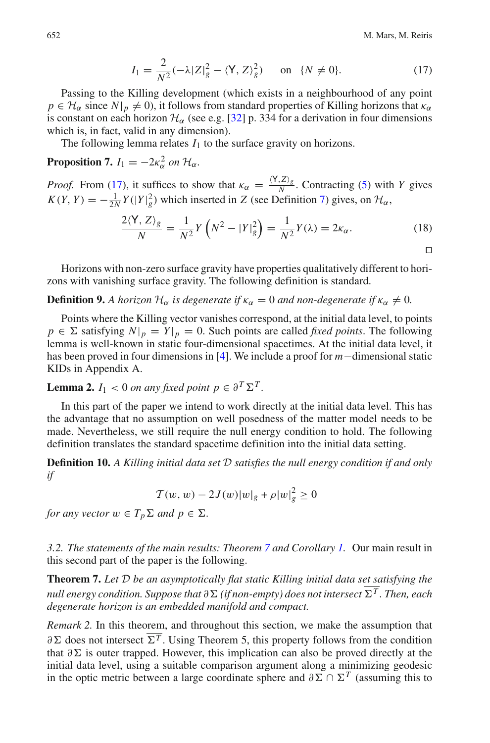$$I_1 = \frac{2}{N^2}(-\lambda |Z|_g^2 - \langle \mathsf{Y}, Z\rangle_g^2) \quad \text{ on } \{N \neq 0\}. \tag{17}$$

Passing to the Killing development (which exists in a neighbourhood of any point $p \in \mathcal{H}_\alpha$ since $N|_p \neq 0$), it follows from standard properties of Killing horizons that $\kappa_\alpha$ is constant on each horizon $\mathcal{H}_\alpha$ (see e.g. [32] p. 334 for a derivation in four dimensions which is, in fact, valid in any dimension).

The following lemma relates $I_1$ to the surface gravity on horizons.

**Proposition 7.** *$I_1 = -2\kappa_\alpha^2$ on $\mathcal{H}_\alpha$.*

*Proof.* From (17), it suffices to show that $\kappa_\alpha = \frac{\langle \mathsf{Y}, Z\rangle_g}{N}$. Contracting (5) with $Y$ gives $K(Y, Y) = -\frac{1}{2N} Y(|Y|_g^2)$ which inserted in $Z$ (see Definition 7) gives, on $\mathcal{H}_\alpha$,

$$\frac{2\langle \mathsf{Y}, Z\rangle_g}{N} = \frac{1}{N^2} Y\left(N^2 - |Y|_g^2\right) = \frac{1}{N^2} Y(\lambda) = 2\kappa_\alpha. \tag{18}$$

□

Horizons with non-zero surface gravity have properties qualitatively different to horizons with vanishing surface gravity. The following definition is standard.

**Definition 9.** *A horizon $\mathcal{H}_\alpha$ is degenerate if $\kappa_\alpha = 0$ and non-degenerate if $\kappa_\alpha \neq 0$.*

Points where the Killing vector vanishes correspond, at the initial data level, to points $p \in \Sigma$ satisfying $N|_p = Y|_p = 0$. Such points are called *fixed points*. The following lemma is well-known in static four-dimensional spacetimes. At the initial data level, it has been proved in four dimensions in [4]. We include a proof for $m-$dimensional static KIDs in Appendix A.

**Lemma 2.** *$I_1 < 0$ on any fixed point $p \in \partial^T \Sigma^T$.*

In this part of the paper we intend to work directly at the initial data level. This has the advantage that no assumption on well posedness of the matter model needs to be made. Nevertheless, we still require the null energy condition to hold. The following definition translates the standard spacetime definition into the initial data setting.

**Definition 10.** *A Killing initial data set $\mathcal{D}$ satisfies the null energy condition if and only if*

$$\mathcal{T}(w, w) - 2J(w)|w|_g + \rho |w|_g^2 \geq 0$$

*for any vector $w \in T_p\Sigma$ and $p \in \Sigma$.*

### *3.2. The statements of the main results: Theorem 7 and Corollary 1.*

Our main result in this second part of the paper is the following.

**Theorem 7.** *Let $\mathcal{D}$ be an asymptotically flat static Killing initial data set satisfying the null energy condition. Suppose that $\partial\Sigma$ (if non-empty) does not intersect $\overline{\Sigma^T}$. Then, each degenerate horizon is an embedded manifold and compact.*

*Remark 2.* In this theorem, and throughout this section, we make the assumption that $\partial\Sigma$ does not intersect $\overline{\Sigma^T}$. Using Theorem 5, this property follows from the condition that $\partial\Sigma$ is outer trapped. However, this implication can also be proved directly at the initial data level, using a suitable comparison argument along a minimizing geodesic in the optic metric between a large coordinate sphere and $\partial\Sigma \cap \Sigma^T$ (assuming this to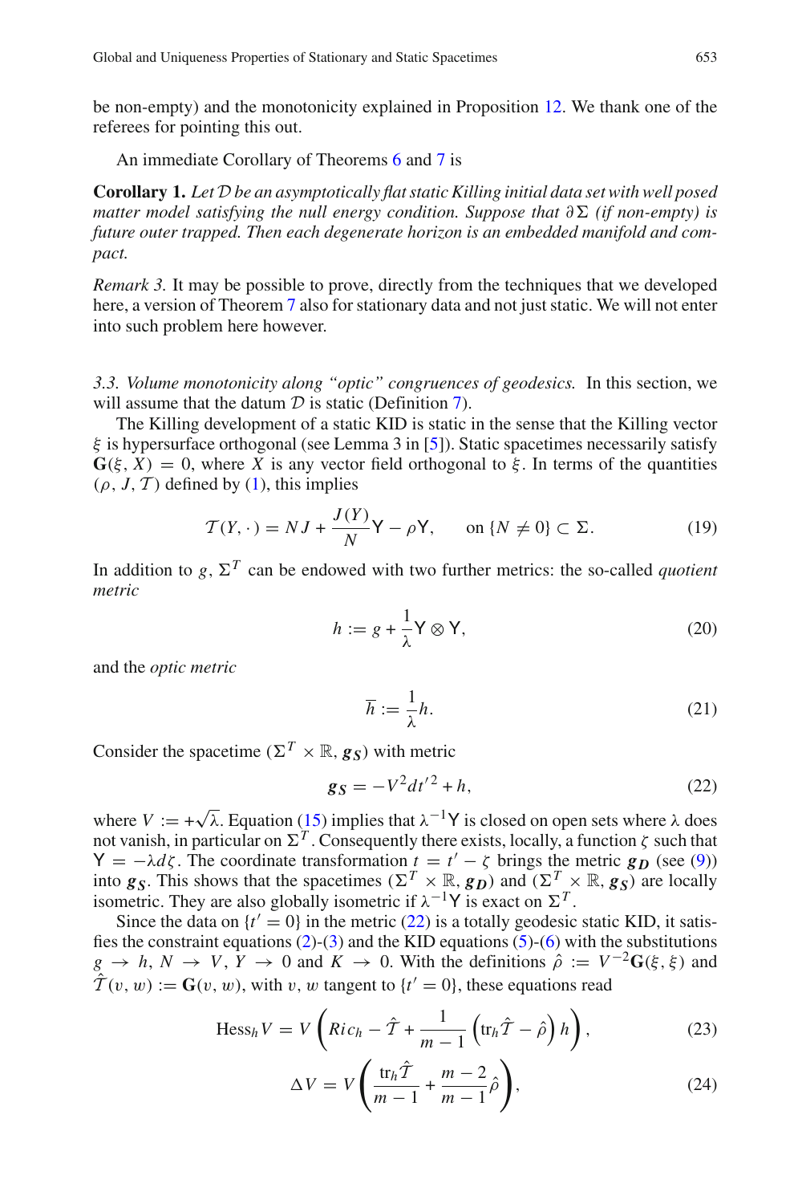be non-empty) and the monotonicity explained in Proposition 12. We thank one of the referees for pointing this out.

An immediate Corollary of Theorems 6 and 7 is

**Corollary 1.** *Let $\mathcal{D}$ be an asymptotically flat static Killing initial data set with well posed matter model satisfying the null energy condition. Suppose that $\partial\Sigma$ (if non-empty) is future outer trapped. Then each degenerate horizon is an embedded manifold and compact.*

*Remark 3.* It may be possible to prove, directly from the techniques that we developed here, a version of Theorem 7 also for stationary data and not just static. We will not enter into such problem here however.

*3.3. Volume monotonicity along "optic" congruences of geodesics.* In this section, we will assume that the datum $\mathcal{D}$ is static (Definition 7).

The Killing development of a static KID is static in the sense that the Killing vector $\xi$ is hypersurface orthogonal (see Lemma 3 in [5]). Static spacetimes necessarily satisfy $\mathbf{G}(\xi, X) = 0$, where $X$ is any vector field orthogonal to $\xi$. In terms of the quantities $(\rho, J, \mathcal{T})$ defined by (1), this implies

$$\mathcal{T}(Y, \cdot) = NJ + \frac{J(Y)}{N}\mathsf{Y} - \rho\mathsf{Y}, \qquad \text{on } \{N \neq 0\} \subset \Sigma. \tag{19}$$

In addition to $g$, $\Sigma^T$ can be endowed with two further metrics: the so-called *quotient metric*

$$h := g + \frac{1}{\lambda}\mathsf{Y} \otimes \mathsf{Y}, \tag{20}$$

and the *optic metric*

$$\overline{h} := \frac{1}{\lambda}h. \tag{21}$$

Consider the spacetime $(\Sigma^T \times \mathbb{R}, \boldsymbol{g_S})$ with metric

$$\boldsymbol{g_S} = -V^2 dt'^2 + h, \tag{22}$$

where $V := +\sqrt{\lambda}$. Equation (15) implies that $\lambda^{-1}\mathsf{Y}$ is closed on open sets where $\lambda$ does not vanish, in particular on $\Sigma^T$. Consequently there exists, locally, a function $\zeta$ such that $\mathsf{Y} = -\lambda d\zeta$. The coordinate transformation $t = t' - \zeta$ brings the metric $\boldsymbol{g_D}$ (see (9)) into $\boldsymbol{g_S}$. This shows that the spacetimes $(\Sigma^T \times \mathbb{R}, \boldsymbol{g_D})$ and $(\Sigma^T \times \mathbb{R}, \boldsymbol{g_S})$ are locally isometric. They are also globally isometric if $\lambda^{-1}\mathsf{Y}$ is exact on $\Sigma^T$.

Since the data on $\{t' = 0\}$ in the metric (22) is a totally geodesic static KID, it satisfies the constraint equations (2)-(3) and the KID equations (5)-(6) with the substitutions $g \to h$, $N \to V$, $Y \to 0$ and $K \to 0$. With the definitions $\hat{\rho} := V^{-2}\mathbf{G}(\xi, \xi)$ and $\hat{\mathcal{T}}(v, w) := \mathbf{G}(v, w)$, with $v$, $w$ tangent to $\{t' = 0\}$, these equations read

$$\text{Hess}_h V = V\left(Ric_h - \hat{\mathcal{T}} + \frac{1}{m-1}\left(\text{tr}_h\hat{\mathcal{T}} - \hat{\rho}\right)h\right), \tag{23}$$

$$\Delta V = V\left(\frac{\text{tr}_h\hat{\mathcal{T}}}{m-1} + \frac{m-2}{m-1}\hat{\rho}\right), \tag{24}$$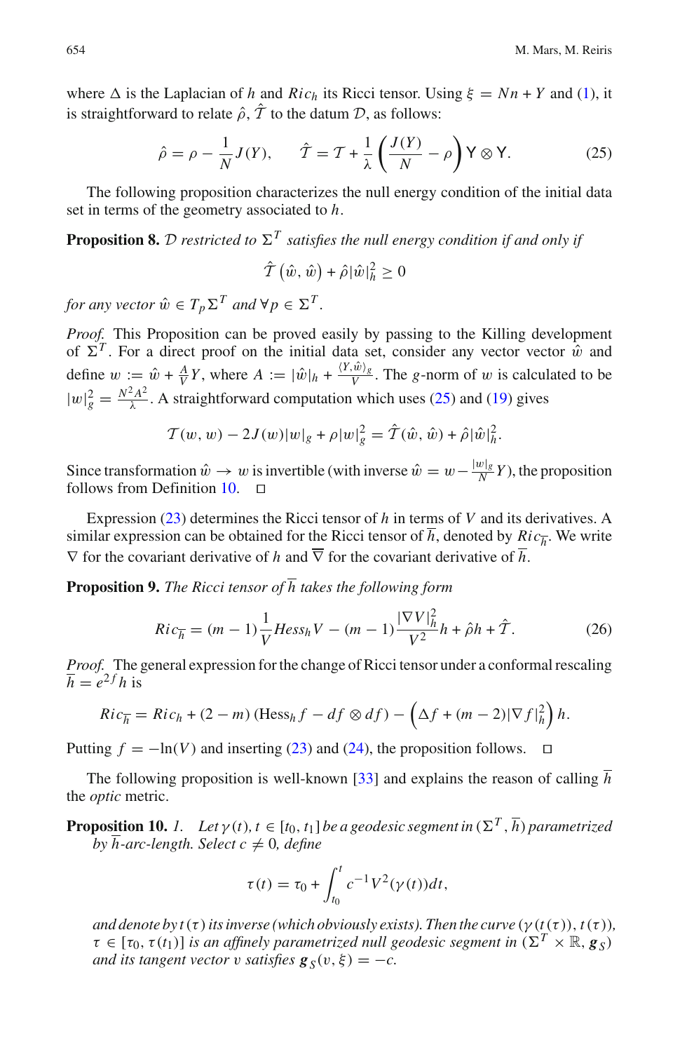where $\Delta$ is the Laplacian of $h$ and $Ric_h$ its Ricci tensor. Using $\xi = Nn + Y$ and (1), it is straightforward to relate $\hat{\rho}, \hat{\mathcal{T}}$ to the datum $\mathcal{D}$, as follows:

$$
\hat{\rho} = \rho - \frac{1}{N} J(Y), \qquad \hat{\mathcal{T}} = \mathcal{T} + \frac{1}{\lambda} \left( \frac{J(Y)}{N} - \rho \right) \mathsf{Y} \otimes \mathsf{Y}. \tag{25}
$$

The following proposition characterizes the null energy condition of the initial data set in terms of the geometry associated to $h$.

**Proposition 8.** *$\mathcal{D}$ restricted to $\Sigma^T$ satisfies the null energy condition if and only if*

$$
\hat{\mathcal{T}}\left(\hat{w}, \hat{w}\right) + \hat{\rho} |\hat{w}|_h^2 \geq 0
$$

*for any vector $\hat{w} \in T_p \Sigma^T$ and $\forall p \in \Sigma^T$.*

*Proof.* This Proposition can be proved easily by passing to the Killing development of $\Sigma^T$. For a direct proof on the initial data set, consider any vector vector $\hat{w}$ and define $w := \hat{w} + \frac{A}{V} Y$, where $A := |\hat{w}|_h + \frac{\langle Y, \hat{w} \rangle_g}{V}$. The $g$-norm of $w$ is calculated to be $|w|_g^2 = \frac{N^2 A^2}{\lambda}$. A straightforward computation which uses (25) and (19) gives

$$
\mathcal{T}(w, w) - 2J(w)|w|_g + \rho |w|_g^2 = \hat{\mathcal{T}}(\hat{w}, \hat{w}) + \hat{\rho} |\hat{w}|_h^2.
$$

Since transformation $\hat{w} \to w$ is invertible (with inverse $\hat{w} = w - \frac{|w|_g}{N} Y$), the proposition follows from Definition 10. $\square$

Expression (23) determines the Ricci tensor of $h$ in terms of $V$ and its derivatives. A similar expression can be obtained for the Ricci tensor of $\overline{h}$, denoted by $Ric_{\overline{h}}$. We write $\nabla$ for the covariant derivative of $h$ and $\overline{\nabla}$ for the covariant derivative of $\overline{h}$.

**Proposition 9.** *The Ricci tensor of $\overline{h}$ takes the following form*

$$
Ric_{\overline{h}} = (m-1) \frac{1}{V} Hess_h V - (m-1) \frac{|\nabla V|_h^2}{V^2} h + \hat{\rho} h + \hat{\mathcal{T}}. \tag{26}
$$

*Proof.* The general expression for the change of Ricci tensor under a conformal rescaling $\overline{h} = e^{2f} h$ is

$$
Ric_{\overline{h}} = Ric_h + (2-m) \left( \mathrm{Hess}_h f - df \otimes df \right) - \left( \Delta f + (m-2) |\nabla f|_h^2 \right) h.
$$

Putting $f = -\ln(V)$ and inserting (23) and (24), the proposition follows. $\square$

The following proposition is well-known [33] and explains the reason of calling $\overline{h}$ the *optic* metric.

**Proposition 10.** *1. Let $\gamma(t)$, $t \in [t_0, t_1]$ be a geodesic segment in $(\Sigma^T, \overline{h})$ parametrized by $\overline{h}$-arc-length. Select $c \neq 0$, define*

$$
\tau(t) = \tau_0 + \int_{t_0}^{t} c^{-1} V^2(\gamma(t)) dt,
$$

*and denote by $t(\tau)$ its inverse (which obviously exists). Then the curve $(\gamma(t(\tau)), t(\tau))$, $\tau \in [\tau_0, \tau(t_1)]$ is an affinely parametrized null geodesic segment in $(\Sigma^T \times \mathbb{R}, \boldsymbol{g}_S)$ and its tangent vector $v$ satisfies $\boldsymbol{g}_S(v, \xi) = -c$.*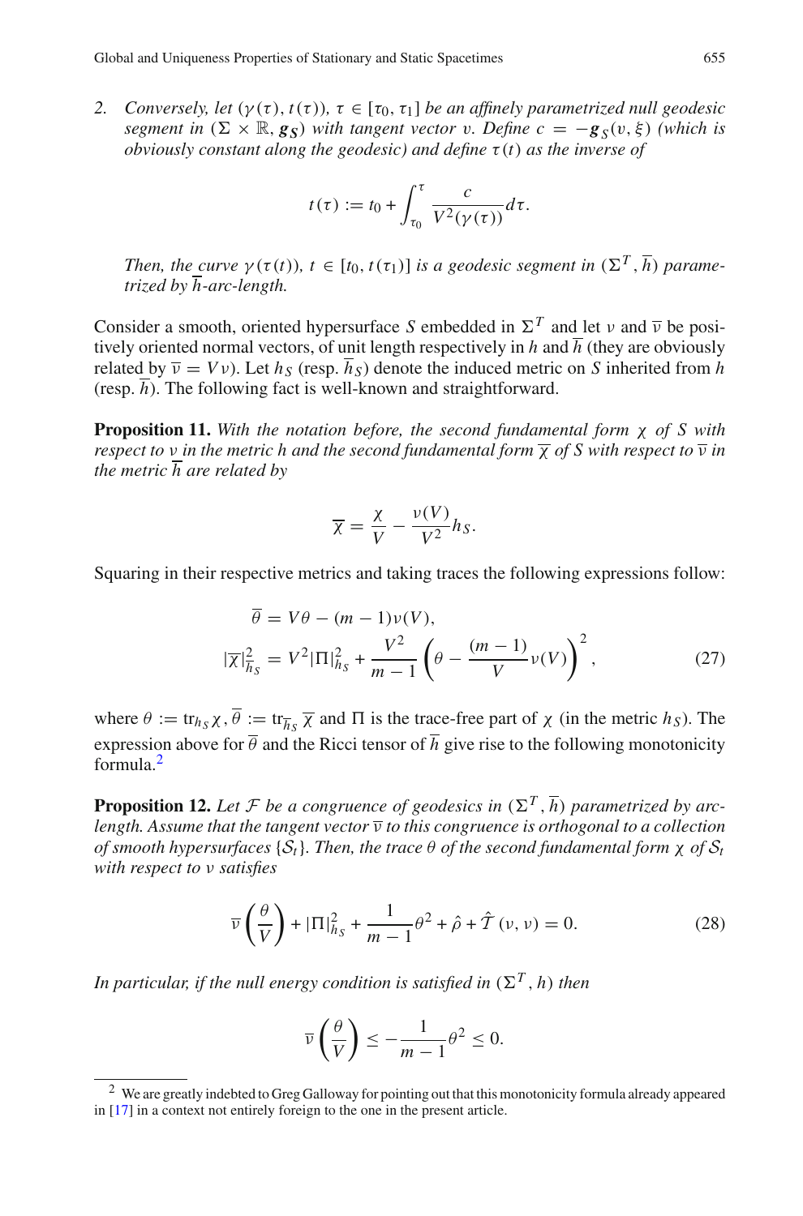2. *Conversely, let $(\gamma(\tau), t(\tau))$, $\tau \in [\tau_0, \tau_1]$ be an affinely parametrized null geodesic segment in $(\Sigma \times \mathbb{R}, \boldsymbol{g_S})$ with tangent vector $v$. Define $c = -\boldsymbol{g}_S(v, \xi)$ (which is obviously constant along the geodesic) and define $\tau(t)$ as the inverse of*

$$t(\tau) := t_0 + \int_{\tau_0}^{\tau} \frac{c}{V^2(\gamma(\tau))} d\tau.$$

*Then, the curve $\gamma(\tau(t))$, $t \in [t_0, t(\tau_1)]$ is a geodesic segment in $(\Sigma^T, \overline{h})$ parametrized by $\overline{h}$-arc-length.*

Consider a smooth, oriented hypersurface $S$ embedded in $\Sigma^T$ and let $\nu$ and $\overline{\nu}$ be positively oriented normal vectors, of unit length respectively in $h$ and $\overline{h}$ (they are obviously related by $\overline{\nu} = V\nu$). Let $h_S$ (resp. $\overline{h}_S$) denote the induced metric on $S$ inherited from $h$ (resp. $\overline{h}$). The following fact is well-known and straightforward.

**Proposition 11.** *With the notation before, the second fundamental form $\chi$ of $S$ with respect to $\nu$ in the metric $h$ and the second fundamental form $\overline{\chi}$ of $S$ with respect to $\overline{\nu}$ in the metric $\overline{h}$ are related by*

$$\overline{\chi} = \frac{\chi}{V} - \frac{\nu(V)}{V^2} h_S.$$

Squaring in their respective metrics and taking traces the following expressions follow:

$$\begin{aligned} \overline{\theta} &= V\theta - (m-1)\nu(V), \\ |\overline{\chi}|^2_{\overline{h}_S} &= V^2 |\Pi|^2_{h_S} + \frac{V^2}{m-1}\left(\theta - \frac{(m-1)}{V}\nu(V)\right)^2, \end{aligned} \tag{27}$$

where $\theta := \mathrm{tr}_{h_S}\chi$, $\overline{\theta} := \mathrm{tr}_{\overline{h}_S}\overline{\chi}$ and $\Pi$ is the trace-free part of $\chi$ (in the metric $h_S$). The expression above for $\overline{\theta}$ and the Ricci tensor of $\overline{h}$ give rise to the following monotonicity formula.[2]

**Proposition 12.** *Let $\mathcal{F}$ be a congruence of geodesics in $(\Sigma^T, \overline{h})$ parametrized by arc-length. Assume that the tangent vector $\overline{\nu}$ to this congruence is orthogonal to a collection of smooth hypersurfaces $\{\mathcal{S}_t\}$. Then, the trace $\theta$ of the second fundamental form $\chi$ of $\mathcal{S}_t$ with respect to $\nu$ satisfies*

$$\overline{\nu}\left(\frac{\theta}{V}\right) + |\Pi|^2_{h_S} + \frac{1}{m-1}\theta^2 + \hat{\rho} + \hat{\mathcal{T}}(\nu, \nu) = 0. \tag{28}$$

*In particular, if the null energy condition is satisfied in $(\Sigma^T, h)$ then*

$$\overline{\nu}\left(\frac{\theta}{V}\right) \leq -\frac{1}{m-1}\theta^2 \leq 0.$$

[2] We are greatly indebted to Greg Galloway for pointing out that this monotonicity formula already appeared in [17] in a context not entirely foreign to the one in the present article.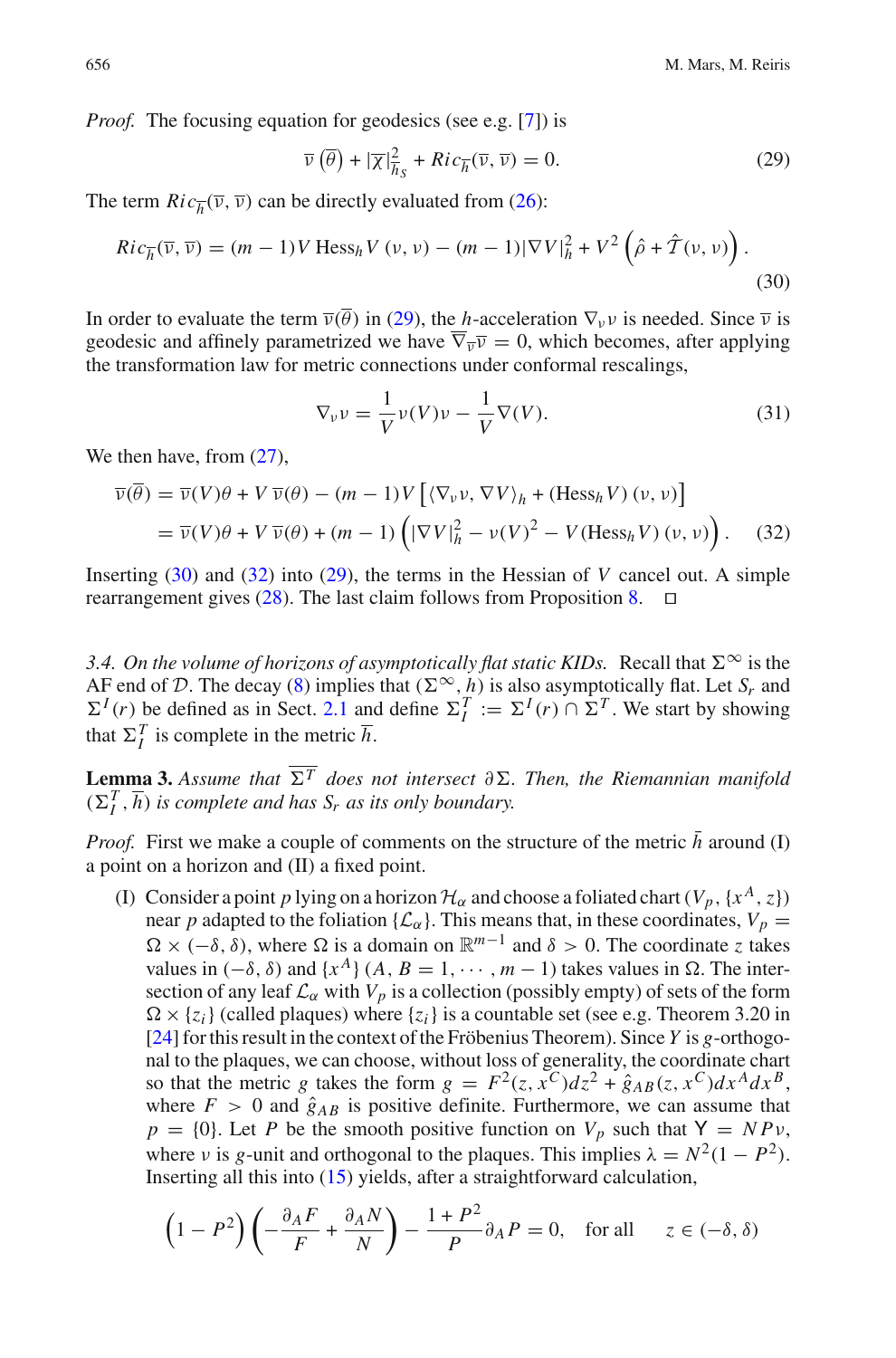*Proof.* The focusing equation for geodesics (see e.g. [7]) is

$$\overline{v}\left(\overline{\theta}\right) + |\overline{\chi}|^2_{h_S} + Ric_{\overline{h}}(\overline{v}, \overline{v}) = 0. \tag{29}$$

The term $Ric_{\overline{h}}(\overline{v}, \overline{v})$ can be directly evaluated from (26):

$$Ric_{\overline{h}}(\overline{v}, \overline{v}) = (m-1)V \,\mathrm{Hess}_h V\,(\nu, \nu) - (m-1)|\nabla V|^2_h + V^2\left(\hat{\rho} + \hat{\mathcal{T}}(\nu, \nu)\right). \tag{30}$$

In order to evaluate the term $\overline{v}(\overline{\theta})$ in (29), the $h$-acceleration $\nabla_\nu \nu$ is needed. Since $\overline{v}$ is geodesic and affinely parametrized we have $\overline{\nabla}_{\overline{v}}\overline{v} = 0$, which becomes, after applying the transformation law for metric connections under conformal rescalings,

$$\nabla_\nu \nu = \frac{1}{V}\nu(V)\nu - \frac{1}{V}\nabla(V). \tag{31}$$

We then have, from (27),

$$\begin{aligned}
\overline{v}(\overline{\theta}) &= \overline{v}(V)\theta + V\,\overline{v}(\theta) - (m-1)V\left[\langle \nabla_\nu \nu, \nabla V\rangle_h + (\mathrm{Hess}_h V)\,(\nu, \nu)\right] \\
&= \overline{v}(V)\theta + V\,\overline{v}(\theta) + (m-1)\left(|\nabla V|^2_h - \nu(V)^2 - V(\mathrm{Hess}_h V)\,(\nu, \nu)\right).
\end{aligned} \tag{32}$$

Inserting (30) and (32) into (29), the terms in the Hessian of $V$ cancel out. A simple rearrangement gives (28). The last claim follows from Proposition 8. □

*3.4. On the volume of horizons of asymptotically flat static KIDs.* Recall that $\Sigma^\infty$ is the AF end of $\mathcal{D}$. The decay (8) implies that $(\Sigma^\infty, h)$ is also asymptotically flat. Let $S_r$ and $\Sigma^I(r)$ be defined as in Sect. 2.1 and define $\Sigma^T_I := \Sigma^I(r) \cap \Sigma^T$. We start by showing that $\Sigma^T_I$ is complete in the metric $\overline{h}$.

**Lemma 3.** *Assume that* $\overline{\Sigma^T}$ *does not intersect* $\partial\Sigma$. *Then, the Riemannian manifold* $(\Sigma^T_I, \overline{h})$ *is complete and has* $S_r$ *as its only boundary.*

*Proof.* First we make a couple of comments on the structure of the metric $\bar{h}$ around (I) a point on a horizon and (II) a fixed point.

(I) Consider a point $p$ lying on a horizon $\mathcal{H}_\alpha$ and choose a foliated chart $(V_p, \{x^A, z\})$ near $p$ adapted to the foliation $\{\mathcal{L}_\alpha\}$. This means that, in these coordinates, $V_p = \Omega \times (-\delta, \delta)$, where $\Omega$ is a domain on $\mathbb{R}^{m-1}$ and $\delta > 0$. The coordinate $z$ takes values in $(-\delta, \delta)$ and $\{x^A\}$ $(A, B = 1, \cdots, m-1)$ takes values in $\Omega$. The intersection of any leaf $\mathcal{L}_\alpha$ with $V_p$ is a collection (possibly empty) of sets of the form $\Omega \times \{z_i\}$ (called plaques) where $\{z_i\}$ is a countable set (see e.g. Theorem 3.20 in [24] for this result in the context of the Fröbenius Theorem). Since $Y$ is $g$-orthogonal to the plaques, we can choose, without loss of generality, the coordinate chart so that the metric $g$ takes the form $g = F^2(z, x^C)dz^2 + \hat{g}_{AB}(z, x^C)dx^A dx^B$, where $F > 0$ and $\hat{g}_{AB}$ is positive definite. Furthermore, we can assume that $p = \{0\}$. Let $P$ be the smooth positive function on $V_p$ such that $\mathsf{Y} = NP\nu$, where $\nu$ is $g$-unit and orthogonal to the plaques. This implies $\lambda = N^2(1 - P^2)$. Inserting all this into (15) yields, after a straightforward calculation,

$$\left(1 - P^2\right)\left(-\frac{\partial_A F}{F} + \frac{\partial_A N}{N}\right) - \frac{1 + P^2}{P}\partial_A P = 0, \quad \text{for all} \quad z \in (-\delta, \delta)$$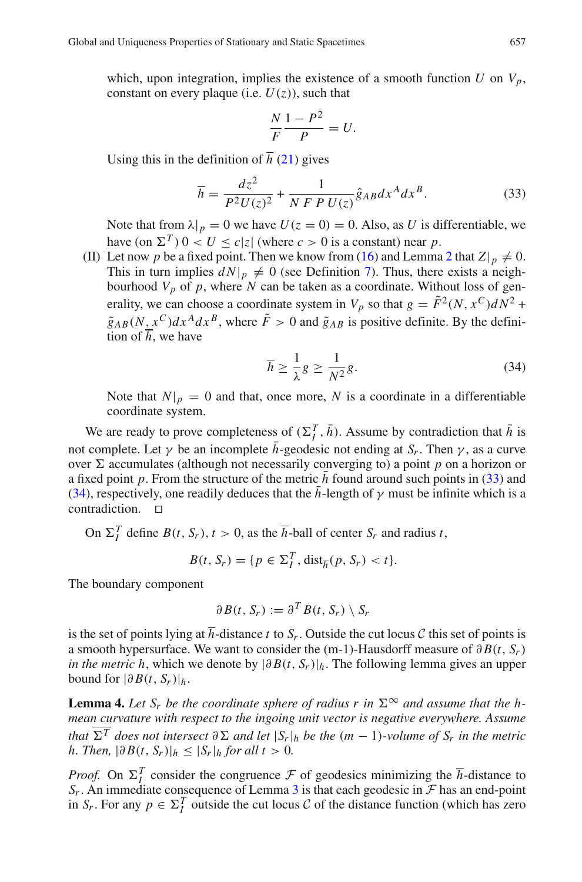which, upon integration, implies the existence of a smooth function $U$ on $V_p$, constant on every plaque (i.e. $U(z)$), such that

$$\frac{N}{F}\frac{1-P^2}{P} = U.$$

Using this in the definition of $\overline{h}$ (21) gives

$$\overline{h} = \frac{dz^2}{P^2 U(z)^2} + \frac{1}{N\,F\,P\,U(z)}\hat{g}_{AB}dx^A dx^B. \tag{33}$$

Note that from $\lambda|_p = 0$ we have $U(z=0) = 0$. Also, as $U$ is differentiable, we have (on $\Sigma^T$) $0 < U \leq c|z|$ (where $c > 0$ is a constant) near $p$.

(II) Let now $p$ be a fixed point. Then we know from (16) and Lemma 2 that $Z|_p \neq 0$. This in turn implies $dN|_p \neq 0$ (see Definition 7). Thus, there exists a neighbourhood $V_p$ of $p$, where $N$ can be taken as a coordinate. Without loss of generality, we can choose a coordinate system in $V_p$ so that $g = \tilde{F}^2(N, x^C)dN^2 + \tilde{g}_{AB}(N, x^C)dx^A dx^B$, where $\tilde{F} > 0$ and $\tilde{g}_{AB}$ is positive definite. By the definition of $\overline{h}$, we have

$$\overline{h} \geq \frac{1}{\lambda}g \geq \frac{1}{N^2}g. \tag{34}$$

Note that $N|_p = 0$ and that, once more, $N$ is a coordinate in a differentiable coordinate system.

We are ready to prove completeness of $(\Sigma^T_I, \bar{h})$. Assume by contradiction that $\bar{h}$ is not complete. Let $\gamma$ be an incomplete $\bar{h}$-geodesic not ending at $S_r$. Then $\gamma$, as a curve over $\Sigma$ accumulates (although not necessarily converging to) a point $p$ on a horizon or a fixed point $p$. From the structure of the metric $\bar{h}$ found around such points in (33) and (34), respectively, one readily deduces that the $\bar{h}$-length of $\gamma$ must be infinite which is a contradiction. □

On $\Sigma^T_I$ define $B(t, S_r)$, $t > 0$, as the $\overline{h}$-ball of center $S_r$ and radius $t$,

$$B(t, S_r) = \{p \in \Sigma^T_I, \operatorname{dist}_{\overline{h}}(p, S_r) < t\}.$$

The boundary component

$$\partial B(t, S_r) := \partial^T B(t, S_r) \setminus S_r$$

is the set of points lying at $\overline{h}$-distance $t$ to $S_r$. Outside the cut locus $\mathcal{C}$ this set of points is a smooth hypersurface. We want to consider the (m-1)-Hausdorff measure of $\partial B(t, S_r)$ *in the metric* $h$, which we denote by $|\partial B(t, S_r)|_h$. The following lemma gives an upper bound for $|\partial B(t, S_r)|_h$.

**Lemma 4.** *Let $S_r$ be the coordinate sphere of radius $r$ in $\Sigma^\infty$ and assume that the $h$-mean curvature with respect to the ingoing unit vector is negative everywhere. Assume that $\overline{\Sigma^T}$ does not intersect $\partial\Sigma$ and let $|S_r|_h$ be the $(m-1)$-volume of $S_r$ in the metric $h$. Then, $|\partial B(t, S_r)|_h \leq |S_r|_h$ for all $t > 0$.*

*Proof.* On $\Sigma^T_I$ consider the congruence $\mathcal{F}$ of geodesics minimizing the $\overline{h}$-distance to $S_r$. An immediate consequence of Lemma 3 is that each geodesic in $\mathcal{F}$ has an end-point in $S_r$. For any $p \in \Sigma^T_I$ outside the cut locus $\mathcal{C}$ of the distance function (which has zero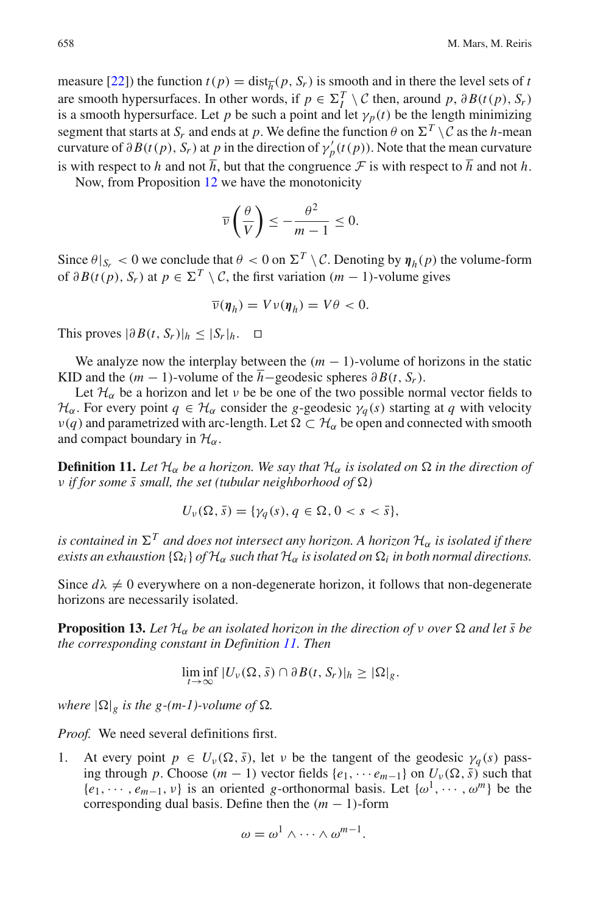measure [22]) the function $t(p) = \mathrm{dist}_{\overline{h}}(p, S_r)$ is smooth and in there the level sets of $t$ are smooth hypersurfaces. In other words, if $p \in \Sigma^T_I \setminus \mathcal{C}$ then, around $p$, $\partial B(t(p), S_r)$ is a smooth hypersurface. Let $p$ be such a point and let $\gamma_p(t)$ be the length minimizing segment that starts at $S_r$ and ends at $p$. We define the function $\theta$ on $\Sigma^T \setminus \mathcal{C}$ as the $h$-mean curvature of $\partial B(t(p), S_r)$ at $p$ in the direction of $\gamma'_p(t(p))$. Note that the mean curvature is with respect to $h$ and not $\overline{h}$, but that the congruence $\mathcal{F}$ is with respect to $\overline{h}$ and not $h$.

Now, from Proposition 12 we have the monotonicity

$$\overline{\nu}\left(\frac{\theta}{V}\right) \leq -\frac{\theta^2}{m-1} \leq 0.$$

Since $\theta|_{S_r} < 0$ we conclude that $\theta < 0$ on $\Sigma^T \setminus \mathcal{C}$. Denoting by $\boldsymbol{\eta}_h(p)$ the volume-form of $\partial B(t(p), S_r)$ at $p \in \Sigma^T \setminus \mathcal{C}$, the first variation $(m-1)$-volume gives

$$\overline{\nu}(\boldsymbol{\eta}_h) = V\nu(\boldsymbol{\eta}_h) = V\theta < 0.$$

This proves $|\partial B(t, S_r)|_h \leq |S_r|_h$. □

We analyze now the interplay between the $(m-1)$-volume of horizons in the static KID and the $(m-1)$-volume of the $\overline{h}-$geodesic spheres $\partial B(t, S_r)$.

Let $\mathcal{H}_\alpha$ be a horizon and let $\nu$ be be one of the two possible normal vector fields to $\mathcal{H}_\alpha$. For every point $q \in \mathcal{H}_\alpha$ consider the $g$-geodesic $\gamma_q(s)$ starting at $q$ with velocity $\nu(q)$ and parametrized with arc-length. Let $\Omega \subset \mathcal{H}_\alpha$ be open and connected with smooth and compact boundary in $\mathcal{H}_\alpha$.

**Definition 11.** *Let $\mathcal{H}_\alpha$ be a horizon. We say that $\mathcal{H}_\alpha$ is isolated on $\Omega$ in the direction of $\nu$ if for some $\bar{s}$ small, the set (tubular neighborhood of $\Omega$)*

$$U_\nu(\Omega, \bar{s}) = \{\gamma_q(s), q \in \Omega, 0 < s < \bar{s}\},$$

*is contained in $\Sigma^T$ and does not intersect any horizon. A horizon $\mathcal{H}_\alpha$ is isolated if there exists an exhaustion $\{\Omega_i\}$ of $\mathcal{H}_\alpha$ such that $\mathcal{H}_\alpha$ is isolated on $\Omega_i$ in both normal directions.*

Since $d\lambda \neq 0$ everywhere on a non-degenerate horizon, it follows that non-degenerate horizons are necessarily isolated.

**Proposition 13.** *Let $\mathcal{H}_\alpha$ be an isolated horizon in the direction of $\nu$ over $\Omega$ and let $\bar{s}$ be the corresponding constant in Definition 11. Then*

$$\liminf_{t\to\infty} |U_\nu(\Omega, \bar{s}) \cap \partial B(t, S_r)|_h \geq |\Omega|_g.$$

*where $|\Omega|_g$ is the g-(m-1)-volume of $\Omega$.*

*Proof.* We need several definitions first.

1. At every point $p \in U_\nu(\Omega, \bar{s})$, let $\nu$ be the tangent of the geodesic $\gamma_q(s)$ passing through $p$. Choose $(m-1)$ vector fields $\{e_1, \cdots e_{m-1}\}$ on $U_\nu(\Omega, \bar{s})$ such that $\{e_1, \cdots, e_{m-1}, \nu\}$ is an oriented $g$-orthonormal basis. Let $\{\omega^1, \cdots, \omega^m\}$ be the corresponding dual basis. Define then the $(m-1)$-form

$$\omega = \omega^1 \wedge \cdots \wedge \omega^{m-1}.$$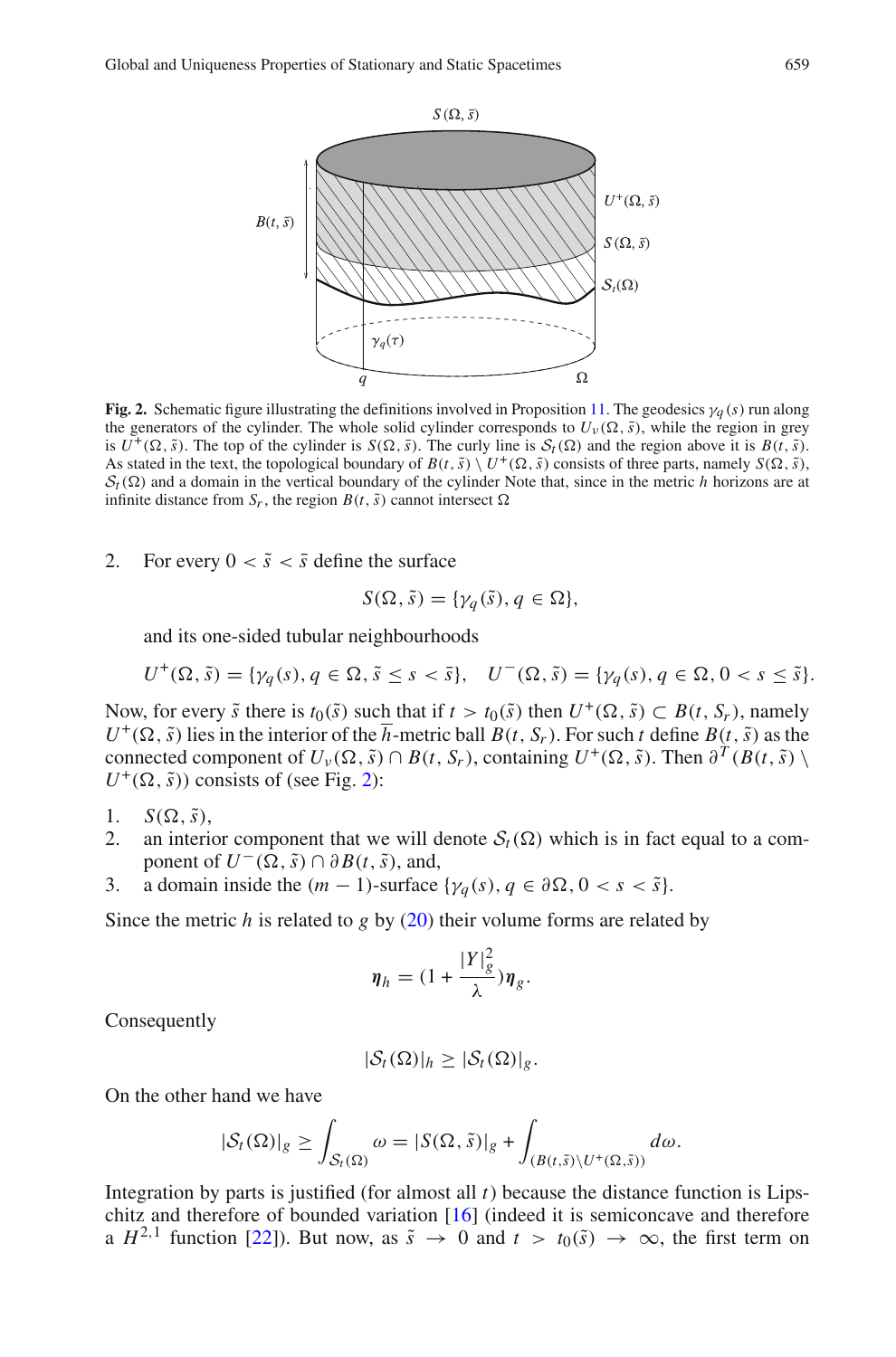**Fig. 2.** Schematic figure illustrating the definitions involved in Proposition 11. The geodesics $\gamma_q(s)$ run along the generators of the cylinder. The whole solid cylinder corresponds to $U_\nu(\Omega, \bar{s})$, while the region in grey is $U^+(\Omega, \tilde{s})$. The top of the cylinder is $S(\Omega, \bar{s})$. The curly line is $\mathcal{S}_t(\Omega)$ and the region above it is $B(t, \tilde{s})$. As stated in the text, the topological boundary of $B(t, \tilde{s}) \setminus U^+(\Omega, \tilde{s})$ consists of three parts, namely $S(\Omega, \tilde{s})$, $\mathcal{S}_t(\Omega)$ and a domain in the vertical boundary of the cylinder Note that, since in the metric $h$ horizons are at infinite distance from $S_r$, the region $B(t, \tilde{s})$ cannot intersect $\Omega$

2. For every $0 < \tilde{s} < \bar{s}$ define the surface

$$S(\Omega, \tilde{s}) = \{\gamma_q(\tilde{s}), q \in \Omega\},$$

and its one-sided tubular neighbourhoods

$$U^+(\Omega, \tilde{s}) = \{\gamma_q(s), q \in \Omega, \tilde{s} \leq s < \bar{s}\}, \quad U^-(\Omega, \tilde{s}) = \{\gamma_q(s), q \in \Omega, 0 < s \leq \tilde{s}\}.$$

Now, for every $\tilde{s}$ there is $t_0(\tilde{s})$ such that if $t > t_0(\tilde{s})$ then $U^+(\Omega, \tilde{s}) \subset B(t, S_r)$, namely $U^+(\Omega, \tilde{s})$ lies in the interior of the $\overline{h}$-metric ball $B(t, S_r)$. For such $t$ define $B(t, \tilde{s})$ as the connected component of $U_\nu(\Omega, \bar{s}) \cap B(t, S_r)$, containing $U^+(\Omega, \tilde{s})$. Then $\partial^T(B(t, \tilde{s}) \setminus U^+(\Omega, \tilde{s}))$ consists of (see Fig. 2):

1. $S(\Omega, \tilde{s})$,
2. an interior component that we will denote $\mathcal{S}_t(\Omega)$ which is in fact equal to a component of $U^-(\Omega, \tilde{s}) \cap \partial B(t, \tilde{s})$, and,
3. a domain inside the $(m-1)$-surface $\{\gamma_q(s), q \in \partial\Omega, 0 < s < \tilde{s}\}$.

Since the metric $h$ is related to $g$ by (20) their volume forms are related by

$$\boldsymbol{\eta}_h = (1 + \frac{|Y|_g^2}{\lambda})\boldsymbol{\eta}_g.$$

Consequently

$$|\mathcal{S}_t(\Omega)|_h \geq |\mathcal{S}_t(\Omega)|_g.$$

On the other hand we have

$$|\mathcal{S}_t(\Omega)|_g \geq \int_{\mathcal{S}_t(\Omega)} \omega = |S(\Omega, \tilde{s})|_g + \int_{(B(t,\tilde{s}) \setminus U^+(\Omega,\tilde{s}))} d\omega.$$

Integration by parts is justified (for almost all $t$) because the distance function is Lipschitz and therefore of bounded variation [16] (indeed it is semiconcave and therefore a $H^{2,1}$ function [22]). But now, as $\tilde{s} \to 0$ and $t > t_0(\tilde{s}) \to \infty$, the first term on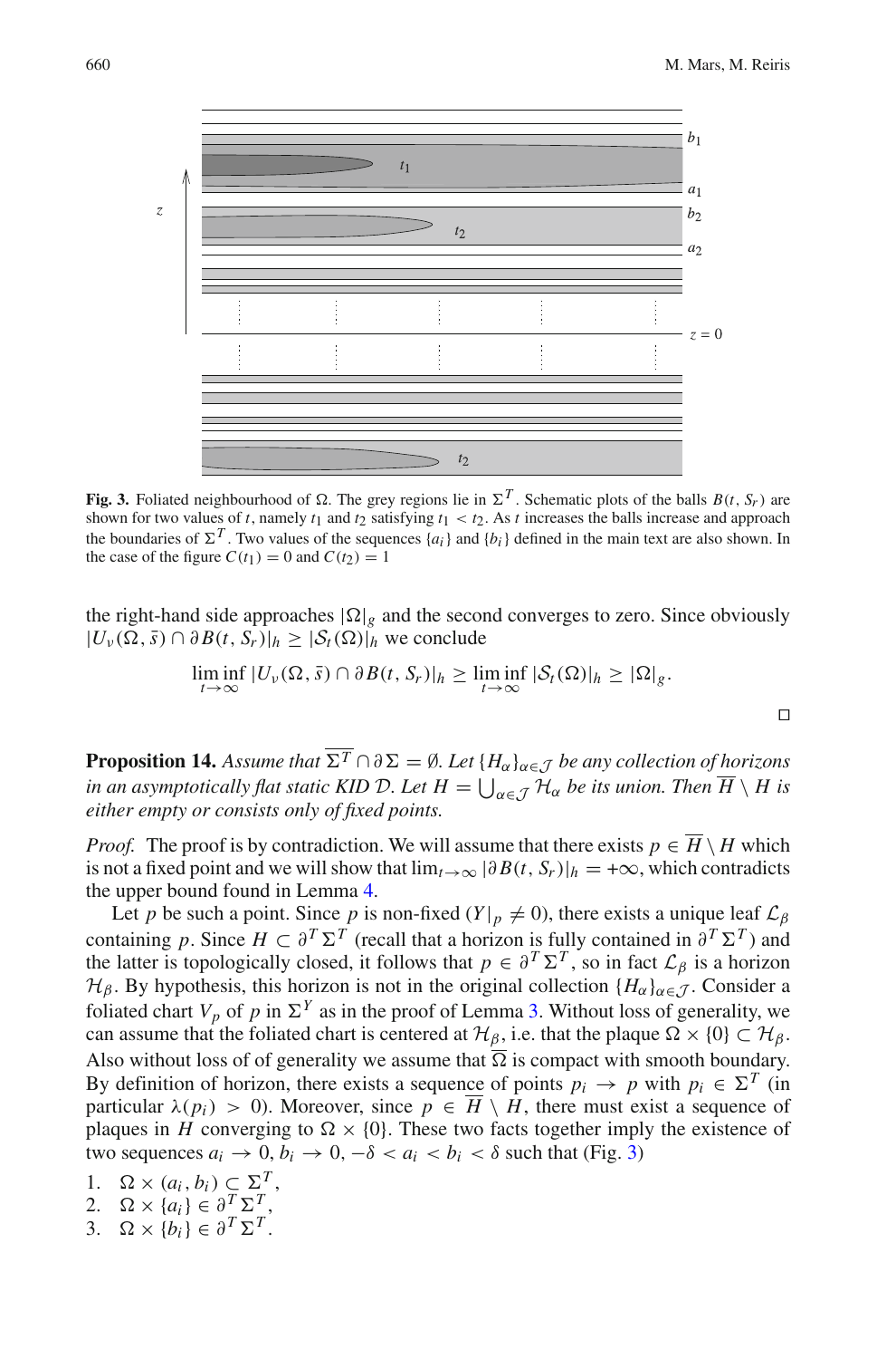**Fig. 3.** Foliated neighbourhood of $\Omega$. The grey regions lie in $\Sigma^T$. Schematic plots of the balls $B(t, S_r)$ are shown for two values of $t$, namely $t_1$ and $t_2$ satisfying $t_1 < t_2$. As $t$ increases the balls increase and approach the boundaries of $\Sigma^T$. Two values of the sequences $\{a_i\}$ and $\{b_i\}$ defined in the main text are also shown. In the case of the figure $C(t_1) = 0$ and $C(t_2) = 1$

the right-hand side approaches $|\Omega|_g$ and the second converges to zero. Since obviously $|U_\nu(\Omega, \bar{s}) \cap \partial B(t, S_r)|_h \geq |\mathcal{S}_t(\Omega)|_h$ we conclude

$$\liminf_{t\to\infty} |U_\nu(\Omega, \bar{s}) \cap \partial B(t, S_r)|_h \geq \liminf_{t\to\infty} |\mathcal{S}_t(\Omega)|_h \geq |\Omega|_g.$$

□

**Proposition 14.** *Assume that $\overline{\Sigma^T} \cap \partial \Sigma = \emptyset$. Let $\{H_\alpha\}_{\alpha\in\mathcal{J}}$ be any collection of horizons in an asymptotically flat static KID $\mathcal{D}$. Let $H = \bigcup_{\alpha\in\mathcal{J}} \mathcal{H}_\alpha$ be its union. Then $\overline{H} \setminus H$ is either empty or consists only of fixed points.*

*Proof.* The proof is by contradiction. We will assume that there exists $p \in \overline{H} \setminus H$ which is not a fixed point and we will show that $\lim_{t\to\infty} |\partial B(t, S_r)|_h = +\infty$, which contradicts the upper bound found in Lemma 4.

Let $p$ be such a point. Since $p$ is non-fixed ($Y|_p \neq 0$), there exists a unique leaf $\mathcal{L}_\beta$ containing $p$. Since $H \subset \partial^T \Sigma^T$ (recall that a horizon is fully contained in $\partial^T \Sigma^T$) and the latter is topologically closed, it follows that $p \in \partial^T \Sigma^T$, so in fact $\mathcal{L}_\beta$ is a horizon $\mathcal{H}_\beta$. By hypothesis, this horizon is not in the original collection $\{H_\alpha\}_{\alpha\in\mathcal{J}}$. Consider a foliated chart $V_p$ of $p$ in $\Sigma^Y$ as in the proof of Lemma 3. Without loss of generality, we can assume that the foliated chart is centered at $\mathcal{H}_\beta$, i.e. that the plaque $\Omega \times \{0\} \subset \mathcal{H}_\beta$. Also without loss of of generality we assume that $\overline{\Omega}$ is compact with smooth boundary. By definition of horizon, there exists a sequence of points $p_i \to p$ with $p_i \in \Sigma^T$ (in particular $\lambda(p_i) > 0$). Moreover, since $p \in \overline{H} \setminus H$, there must exist a sequence of plaques in $H$ converging to $\Omega \times \{0\}$. These two facts together imply the existence of two sequences $a_i \to 0$, $b_i \to 0$, $-\delta < a_i < b_i < \delta$ such that (Fig. 3)

1. $\Omega \times (a_i, b_i) \subset \Sigma^T$,
2. $\Omega \times \{a_i\} \in \partial^T \Sigma^T$,
3. $\Omega \times \{b_i\} \in \partial^T \Sigma^T$.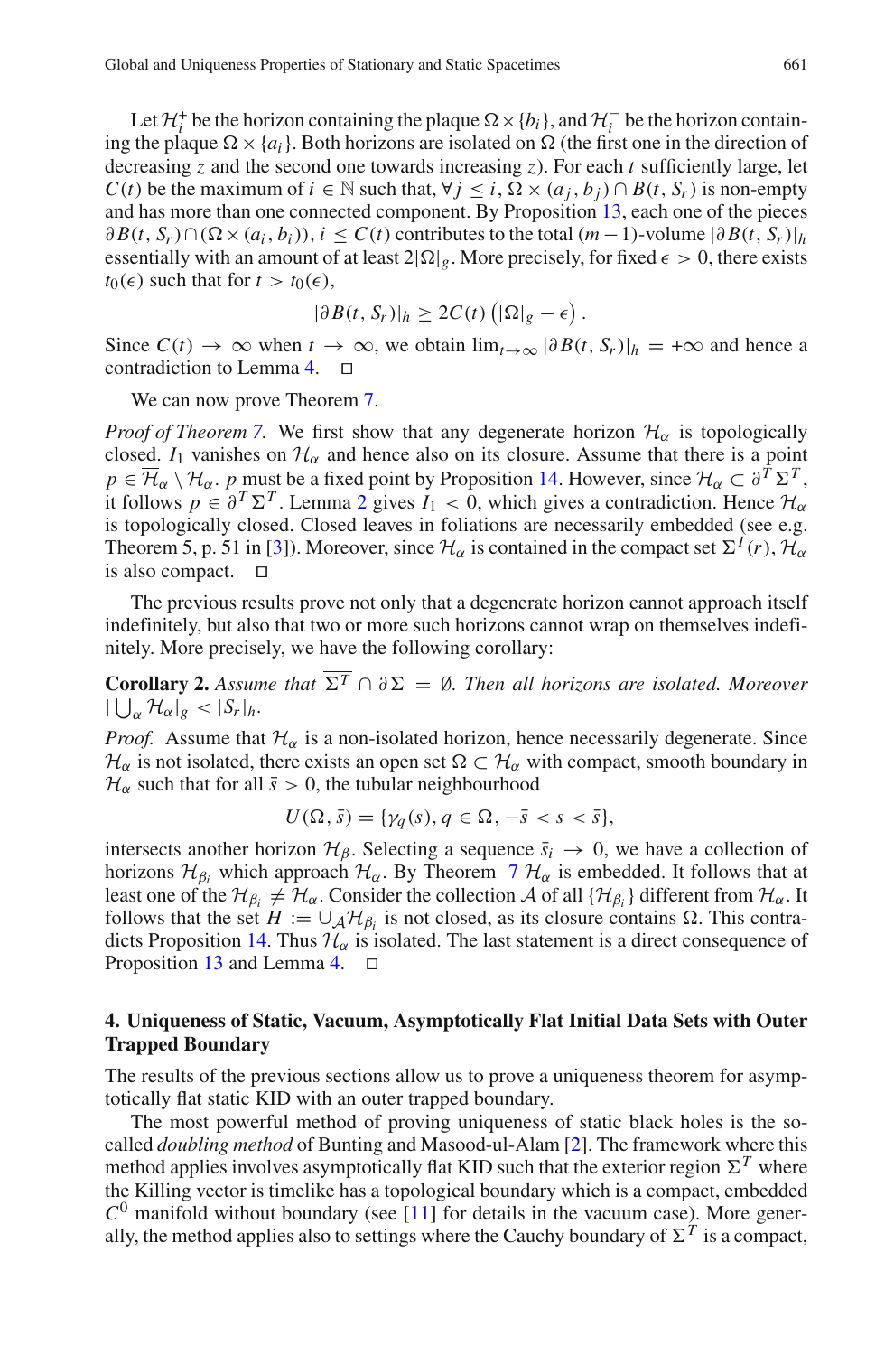Let $\mathcal{H}_i^+$ be the horizon containing the plaque $\Omega \times \{b_i\}$, and $\mathcal{H}_i^-$ be the horizon containing the plaque $\Omega \times \{a_i\}$. Both horizons are isolated on $\Omega$ (the first one in the direction of decreasing $z$ and the second one towards increasing $z$). For each $t$ sufficiently large, let $C(t)$ be the maximum of $i \in \mathbb{N}$ such that, $\forall j \leq i$, $\Omega \times (a_j, b_j) \cap B(t, S_r)$ is non-empty and has more than one connected component. By Proposition 13, each one of the pieces $\partial B(t, S_r) \cap (\Omega \times (a_i, b_i))$, $i \leq C(t)$ contributes to the total $(m-1)$-volume $|\partial B(t, S_r)|_h$ essentially with an amount of at least $2|\Omega|_g$. More precisely, for fixed $\epsilon > 0$, there exists $t_0(\epsilon)$ such that for $t > t_0(\epsilon)$,

$$|\partial B(t, S_r)|_h \geq 2C(t)\left(|\Omega|_g - \epsilon\right).$$

Since $C(t) \to \infty$ when $t \to \infty$, we obtain $\lim_{t\to\infty} |\partial B(t, S_r)|_h = +\infty$ and hence a contradiction to Lemma 4. $\square$

We can now prove Theorem 7.

*Proof of Theorem 7.* We first show that any degenerate horizon $\mathcal{H}_\alpha$ is topologically closed. $I_1$ vanishes on $\mathcal{H}_\alpha$ and hence also on its closure. Assume that there is a point $p \in \overline{\mathcal{H}}_\alpha \setminus \mathcal{H}_\alpha$. $p$ must be a fixed point by Proposition 14. However, since $\mathcal{H}_\alpha \subset \partial^T \Sigma^T$, it follows $p \in \partial^T \Sigma^T$. Lemma 2 gives $I_1 < 0$, which gives a contradiction. Hence $\mathcal{H}_\alpha$ is topologically closed. Closed leaves in foliations are necessarily embedded (see e.g. Theorem 5, p. 51 in [3]). Moreover, since $\mathcal{H}_\alpha$ is contained in the compact set $\Sigma^I(r)$, $\mathcal{H}_\alpha$ is also compact. $\square$

The previous results prove not only that a degenerate horizon cannot approach itself indefinitely, but also that two or more such horizons cannot wrap on themselves indefinitely. More precisely, we have the following corollary:

**Corollary 2.** *Assume that $\overline{\Sigma^T} \cap \partial\Sigma = \emptyset$. Then all horizons are isolated. Moreover $|\bigcup_\alpha \mathcal{H}_\alpha|_g < |S_r|_h$.*

*Proof.* Assume that $\mathcal{H}_\alpha$ is a non-isolated horizon, hence necessarily degenerate. Since $\mathcal{H}_\alpha$ is not isolated, there exists an open set $\Omega \subset \mathcal{H}_\alpha$ with compact, smooth boundary in $\mathcal{H}_\alpha$ such that for all $\bar{s} > 0$, the tubular neighbourhood

$$U(\Omega, \bar{s}) = \{\gamma_q(s), q \in \Omega, -\bar{s} < s < \bar{s}\},$$

intersects another horizon $\mathcal{H}_\beta$. Selecting a sequence $\bar{s}_i \to 0$, we have a collection of horizons $\mathcal{H}_{\beta_i}$ which approach $\mathcal{H}_\alpha$. By Theorem 7 $\mathcal{H}_\alpha$ is embedded. It follows that at least one of the $\mathcal{H}_{\beta_i} \neq \mathcal{H}_\alpha$. Consider the collection $\mathcal{A}$ of all $\{\mathcal{H}_{\beta_i}\}$ different from $\mathcal{H}_\alpha$. It follows that the set $H := \cup_{\mathcal{A}} \mathcal{H}_{\beta_i}$ is not closed, as its closure contains $\Omega$. This contradicts Proposition 14. Thus $\mathcal{H}_\alpha$ is isolated. The last statement is a direct consequence of Proposition 13 and Lemma 4. $\square$

## 4. Uniqueness of Static, Vacuum, Asymptotically Flat Initial Data Sets with Outer Trapped Boundary

The results of the previous sections allow us to prove a uniqueness theorem for asymptotically flat static KID with an outer trapped boundary.

The most powerful method of proving uniqueness of static black holes is the so-called *doubling method* of Bunting and Masood-ul-Alam [2]. The framework where this method applies involves asymptotically flat KID such that the exterior region $\Sigma^T$ where the Killing vector is timelike has a topological boundary which is a compact, embedded $C^0$ manifold without boundary (see [11] for details in the vacuum case). More generally, the method applies also to settings where the Cauchy boundary of $\Sigma^T$ is a compact,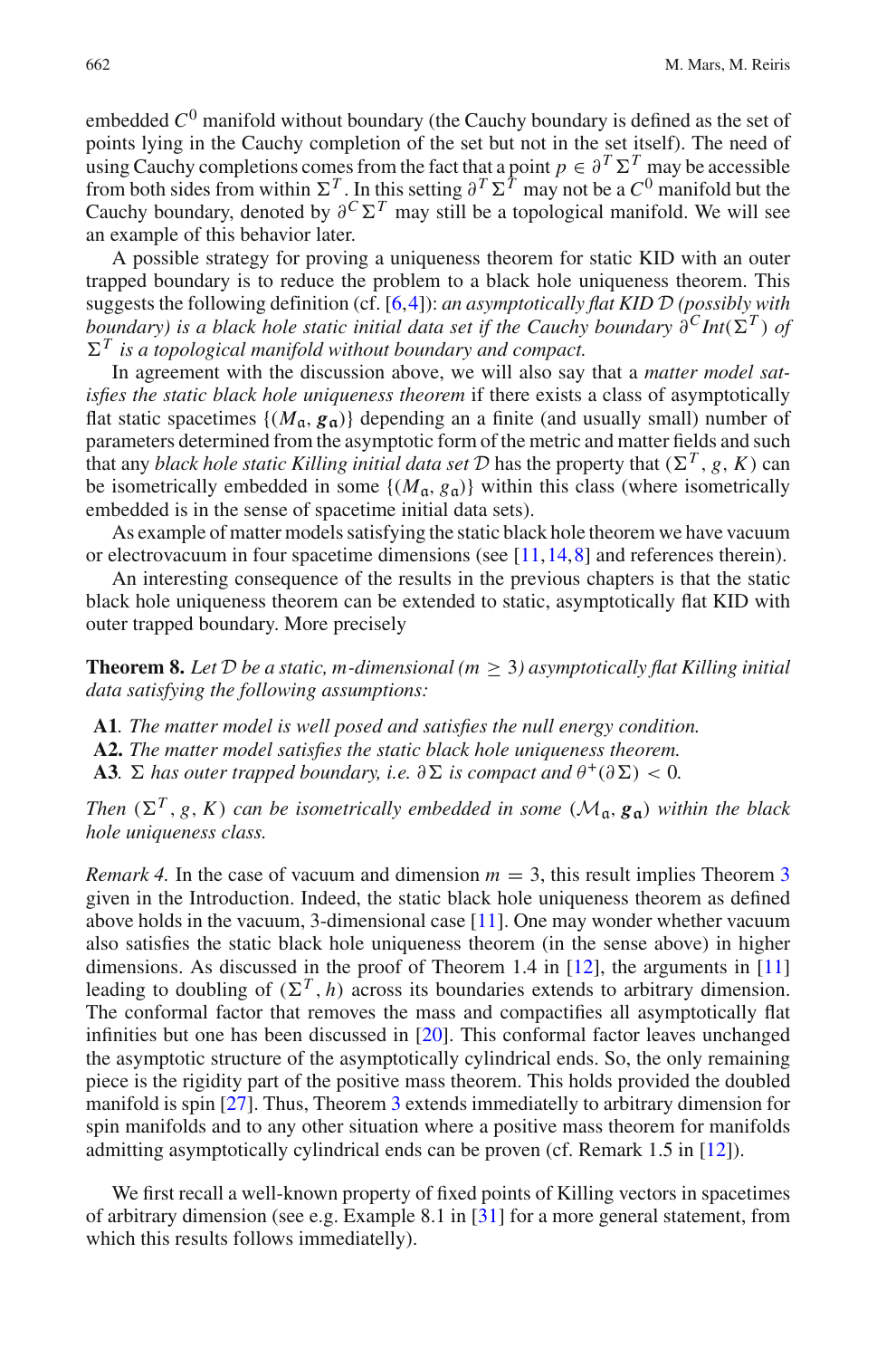embedded $C^0$ manifold without boundary (the Cauchy boundary is defined as the set of points lying in the Cauchy completion of the set but not in the set itself). The need of using Cauchy completions comes from the fact that a point $p \in \partial^T \Sigma^T$ may be accessible from both sides from within $\Sigma^T$. In this setting $\partial^T \Sigma^T$ may not be a $C^0$ manifold but the Cauchy boundary, denoted by $\partial^C \Sigma^T$ may still be a topological manifold. We will see an example of this behavior later.

A possible strategy for proving a uniqueness theorem for static KID with an outer trapped boundary is to reduce the problem to a black hole uniqueness theorem. This suggests the following definition (cf. [6,4]): *an asymptotically flat KID $\mathcal{D}$ (possibly with boundary) is a black hole static initial data set if the Cauchy boundary $\partial^C Int(\Sigma^T)$ of $\Sigma^T$ is a topological manifold without boundary and compact.*

In agreement with the discussion above, we will also say that a *matter model satisfies the static black hole uniqueness theorem* if there exists a class of asymptotically flat static spacetimes $\{(M_{\mathfrak{a}}, \boldsymbol{g}_{\mathfrak{a}})\}$ depending an a finite (and usually small) number of parameters determined from the asymptotic form of the metric and matter fields and such that any *black hole static Killing initial data set $\mathcal{D}$* has the property that $(\Sigma^T, g, K)$ can be isometrically embedded in some $\{(M_{\mathfrak{a}}, g_{\mathfrak{a}})\}$ within this class (where isometrically embedded is in the sense of spacetime initial data sets).

As example of matter models satisfying the static black hole theorem we have vacuum or electrovacuum in four spacetime dimensions (see [11,14,8] and references therein).

An interesting consequence of the results in the previous chapters is that the static black hole uniqueness theorem can be extended to static, asymptotically flat KID with outer trapped boundary. More precisely

**Theorem 8.** *Let $\mathcal{D}$ be a static, m-dimensional ($m \geq 3$) asymptotically flat Killing initial data satisfying the following assumptions:*

- **A1**. *The matter model is well posed and satisfies the null energy condition.*
- **A2.** *The matter model satisfies the static black hole uniqueness theorem.*
- **A3**. *$\Sigma$ has outer trapped boundary, i.e. $\partial\Sigma$ is compact and $\theta^+(\partial\Sigma) < 0$.*

*Then $(\Sigma^T, g, K)$ can be isometrically embedded in some $(\mathcal{M}_{\mathfrak{a}}, \boldsymbol{g}_{\mathfrak{a}})$ within the black hole uniqueness class.*

*Remark 4.* In the case of vacuum and dimension $m = 3$, this result implies Theorem 3 given in the Introduction. Indeed, the static black hole uniqueness theorem as defined above holds in the vacuum, 3-dimensional case [11]. One may wonder whether vacuum also satisfies the static black hole uniqueness theorem (in the sense above) in higher dimensions. As discussed in the proof of Theorem 1.4 in [12], the arguments in [11] leading to doubling of $(\Sigma^T, h)$ across its boundaries extends to arbitrary dimension. The conformal factor that removes the mass and compactifies all asymptotically flat infinities but one has been discussed in [20]. This conformal factor leaves unchanged the asymptotic structure of the asymptotically cylindrical ends. So, the only remaining piece is the rigidity part of the positive mass theorem. This holds provided the doubled manifold is spin [27]. Thus, Theorem 3 extends immediately to arbitrary dimension for spin manifolds and to any other situation where a positive mass theorem for manifolds admitting asymptotically cylindrical ends can be proven (cf. Remark 1.5 in [12]).

We first recall a well-known property of fixed points of Killing vectors in spacetimes of arbitrary dimension (see e.g. Example 8.1 in [31] for a more general statement, from which this results follows immediately).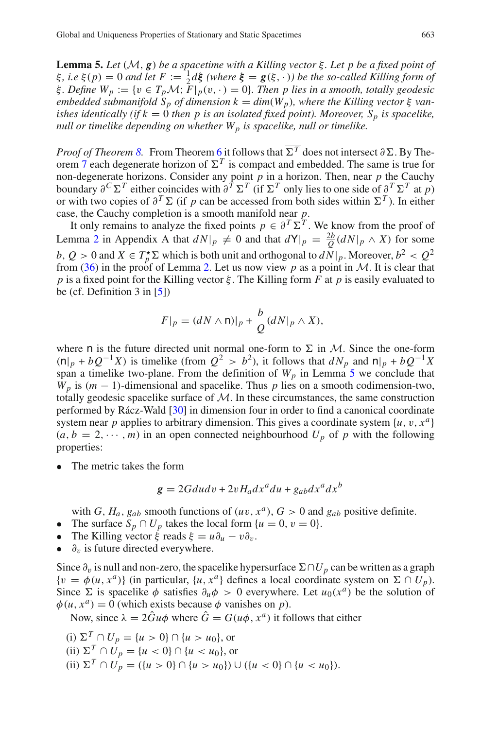**Lemma 5.** *Let $(\mathcal{M}, \boldsymbol{g})$ be a spacetime with a Killing vector $\xi$. Let $p$ be a fixed point of $\xi$, i.e $\xi(p) = 0$ and let $F := \frac{1}{2}d\boldsymbol{\xi}$ (where $\boldsymbol{\xi} = \boldsymbol{g}(\xi, \cdot)$) be the so-called Killing form of $\xi$. Define $W_p := \{v \in T_p\mathcal{M};\ F|_p(v, \cdot) = 0\}$. Then $p$ lies in a smooth, totally geodesic embedded submanifold $S_p$ of dimension $k = dim(W_p)$, where the Killing vector $\xi$ vanishes identically (if $k = 0$ then $p$ is an isolated fixed point). Moreover, $S_p$ is spacelike, null or timelike depending on whether $W_p$ is spacelike, null or timelike.*

*Proof of Theorem 8.* From Theorem 6 it follows that $\overline{\Sigma^T}$ does not intersect $\partial\Sigma$. By Theorem 7 each degenerate horizon of $\Sigma^T$ is compact and embedded. The same is true for non-degenerate horizons. Consider any point $p$ in a horizon. Then, near $p$ the Cauchy boundary $\partial^C\Sigma^T$ either coincides with $\partial^T\Sigma^T$ (if $\Sigma^T$ only lies to one side of $\partial^T\Sigma^T$ at $p$) or with two copies of $\partial^T\Sigma$ (if $p$ can be accessed from both sides within $\Sigma^T$). In either case, the Cauchy completion is a smooth manifold near $p$.

It only remains to analyze the fixed points $p \in \partial^T\Sigma^T$. We know from the proof of Lemma 2 in Appendix A that $dN|_p \neq 0$ and that $d\mathsf{Y}|_p = \frac{2b}{Q}(dN|_p \wedge X)$ for some $b$, $Q > 0$ and $X \in T^\star_p\Sigma$ which is both unit and orthogonal to $dN|_p$. Moreover, $b^2 < Q^2$ from (36) in the proof of Lemma 2. Let us now view $p$ as a point in $\mathcal{M}$. It is clear that $p$ is a fixed point for the Killing vector $\xi$. The Killing form $F$ at $p$ is easily evaluated to be (cf. Definition 3 in [5])

$$F|_p = (dN \wedge \mathsf{n})|_p + \frac{b}{Q}(dN|_p \wedge X),$$

where $\mathsf{n}$ is the future directed unit normal one-form to $\Sigma$ in $\mathcal{M}$. Since the one-form $(\mathsf{n}|_p + bQ^{-1}X)$ is timelike (from $Q^2 > b^2$), it follows that $dN_p$ and $\mathsf{n}|_p + bQ^{-1}X$ span a timelike two-plane. From the definition of $W_p$ in Lemma 5 we conclude that $W_p$ is $(m-1)$-dimensional and spacelike. Thus $p$ lies on a smooth codimension-two, totally geodesic spacelike surface of $\mathcal{M}$. In these circumstances, the same construction performed by Rácz-Wald [30] in dimension four in order to find a canonical coordinate system near $p$ applies to arbitrary dimension. This gives a coordinate system $\{u, v, x^a\}$ $(a, b = 2, \cdots, m)$ in an open connected neighbourhood $U_p$ of $p$ with the following properties:

- The metric takes the form
$$\boldsymbol{g} = 2Gdudv + 2vH_a dx^a du + g_{ab}dx^a dx^b$$
with $G$, $H_a$, $g_{ab}$ smooth functions of $(uv, x^a)$, $G > 0$ and $g_{ab}$ positive definite.
- The surface $S_p \cap U_p$ takes the local form $\{u = 0, v = 0\}$.
- The Killing vector $\xi$ reads $\xi = u\partial_u - v\partial_v$.
- $\partial_v$ is future directed everywhere.

Since $\partial_v$ is null and non-zero, the spacelike hypersurface $\Sigma \cap U_p$ can be written as a graph $\{v = \phi(u, x^a)\}$ (in particular, $\{u, x^a\}$ defines a local coordinate system on $\Sigma \cap U_p$). Since $\Sigma$ is spacelike $\phi$ satisfies $\partial_u\phi > 0$ everywhere. Let $u_0(x^a)$ be the solution of $\phi(u, x^a) = 0$ (which exists because $\phi$ vanishes on $p$).

Now, since $\lambda = 2\hat{G}u\phi$ where $\hat{G} = G(u\phi, x^a)$ it follows that either

(i) $\Sigma^T \cap U_p = \{u > 0\} \cap \{u > u_0\}$, or
(ii) $\Sigma^T \cap U_p = \{u < 0\} \cap \{u < u_0\}$, or
(ii) $\Sigma^T \cap U_p = (\{u > 0\} \cap \{u > u_0\}) \cup (\{u < 0\} \cap \{u < u_0\})$.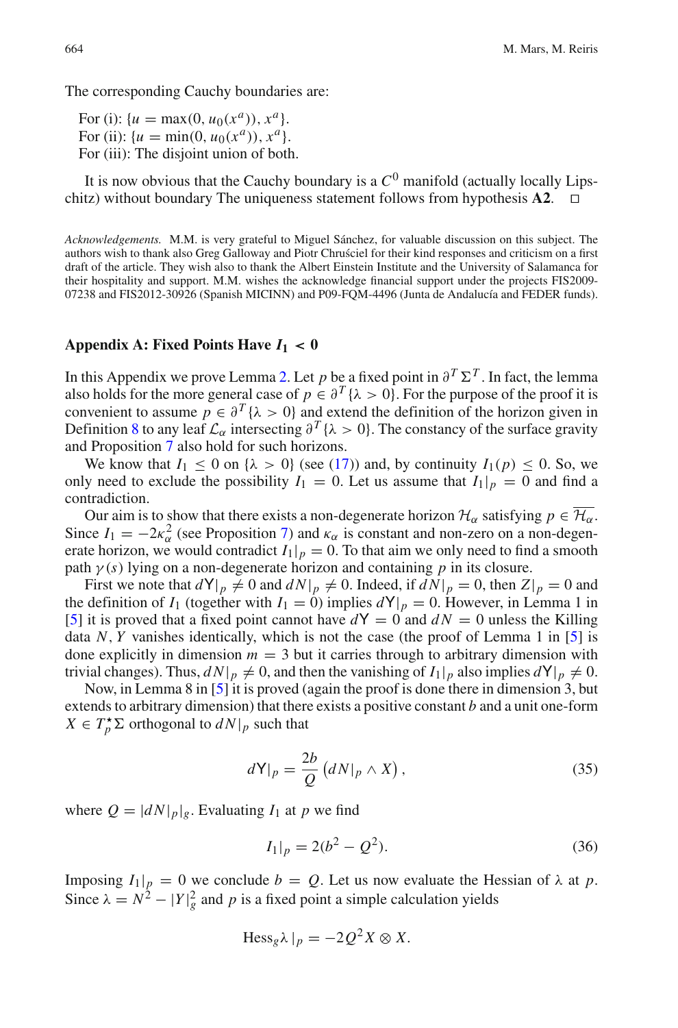The corresponding Cauchy boundaries are:

For (i): $\{u = \max(0, u_0(x^a)), x^a\}$.
For (ii): $\{u = \min(0, u_0(x^a)), x^a\}$.
For (iii): The disjoint union of both.

It is now obvious that the Cauchy boundary is a $C^0$ manifold (actually locally Lipschitz) without boundary The uniqueness statement follows from hypothesis **A2**. □

*Acknowledgements.* M.M. is very grateful to Miguel Sánchez, for valuable discussion on this subject. The authors wish to thank also Greg Galloway and Piotr Chruściel for their kind responses and criticism on a first draft of the article. They wish also to thank the Albert Einstein Institute and the University of Salamanca for their hospitality and support. M.M. wishes the acknowledge financial support under the projects FIS2009-07238 and FIS2012-30926 (Spanish MICINN) and P09-FQM-4496 (Junta de Andalucía and FEDER funds).

## Appendix A: Fixed Points Have $I_1 < 0$

In this Appendix we prove Lemma 2. Let $p$ be a fixed point in $\partial^T \Sigma^T$. In fact, the lemma also holds for the more general case of $p \in \partial^T\{\lambda > 0\}$. For the purpose of the proof it is convenient to assume $p \in \partial^T\{\lambda > 0\}$ and extend the definition of the horizon given in Definition 8 to any leaf $\mathcal{L}_\alpha$ intersecting $\partial^T\{\lambda > 0\}$. The constancy of the surface gravity and Proposition 7 also hold for such horizons.

We know that $I_1 \leq 0$ on $\{\lambda > 0\}$ (see (17)) and, by continuity $I_1(p) \leq 0$. So, we only need to exclude the possibility $I_1 = 0$. Let us assume that $I_1|_p = 0$ and find a contradiction.

Our aim is to show that there exists a non-degenerate horizon $\mathcal{H}_\alpha$ satisfying $p \in \overline{\mathcal{H}_\alpha}$. Since $I_1 = -2\kappa_\alpha^2$ (see Proposition 7) and $\kappa_\alpha$ is constant and non-zero on a non-degenerate horizon, we would contradict $I_1|_p = 0$. To that aim we only need to find a smooth path $\gamma(s)$ lying on a non-degenerate horizon and containing $p$ in its closure.

First we note that $d\mathsf{Y}|_p \neq 0$ and $dN|_p \neq 0$. Indeed, if $dN|_p = 0$, then $Z|_p = 0$ and the definition of $I_1$ (together with $I_1 = 0$) implies $d\mathsf{Y}|_p = 0$. However, in Lemma 1 in [5] it is proved that a fixed point cannot have $d\mathsf{Y} = 0$ and $dN = 0$ unless the Killing data $N, Y$ vanishes identically, which is not the case (the proof of Lemma 1 in [5] is done explicitly in dimension $m = 3$ but it carries through to arbitrary dimension with trivial changes). Thus, $dN|_p \neq 0$, and then the vanishing of $I_1|_p$ also implies $d\mathsf{Y}|_p \neq 0$.

Now, in Lemma 8 in [5] it is proved (again the proof is done there in dimension 3, but extends to arbitrary dimension) that there exists a positive constant $b$ and a unit one-form $X \in T_p^\star \Sigma$ orthogonal to $dN|_p$ such that

$$d\mathsf{Y}|_p = \frac{2b}{Q}\left(dN|_p \wedge X\right), \tag{35}$$

where $Q = |dN|_p|_g$. Evaluating $I_1$ at $p$ we find

$$I_1|_p = 2(b^2 - Q^2). \tag{36}$$

Imposing $I_1|_p = 0$ we conclude $b = Q$. Let us now evaluate the Hessian of $\lambda$ at $p$. Since $\lambda = N^2 - |Y|_g^2$ and $p$ is a fixed point a simple calculation yields

$$\mathrm{Hess}_g \lambda\,|_p = -2Q^2 X \otimes X.$$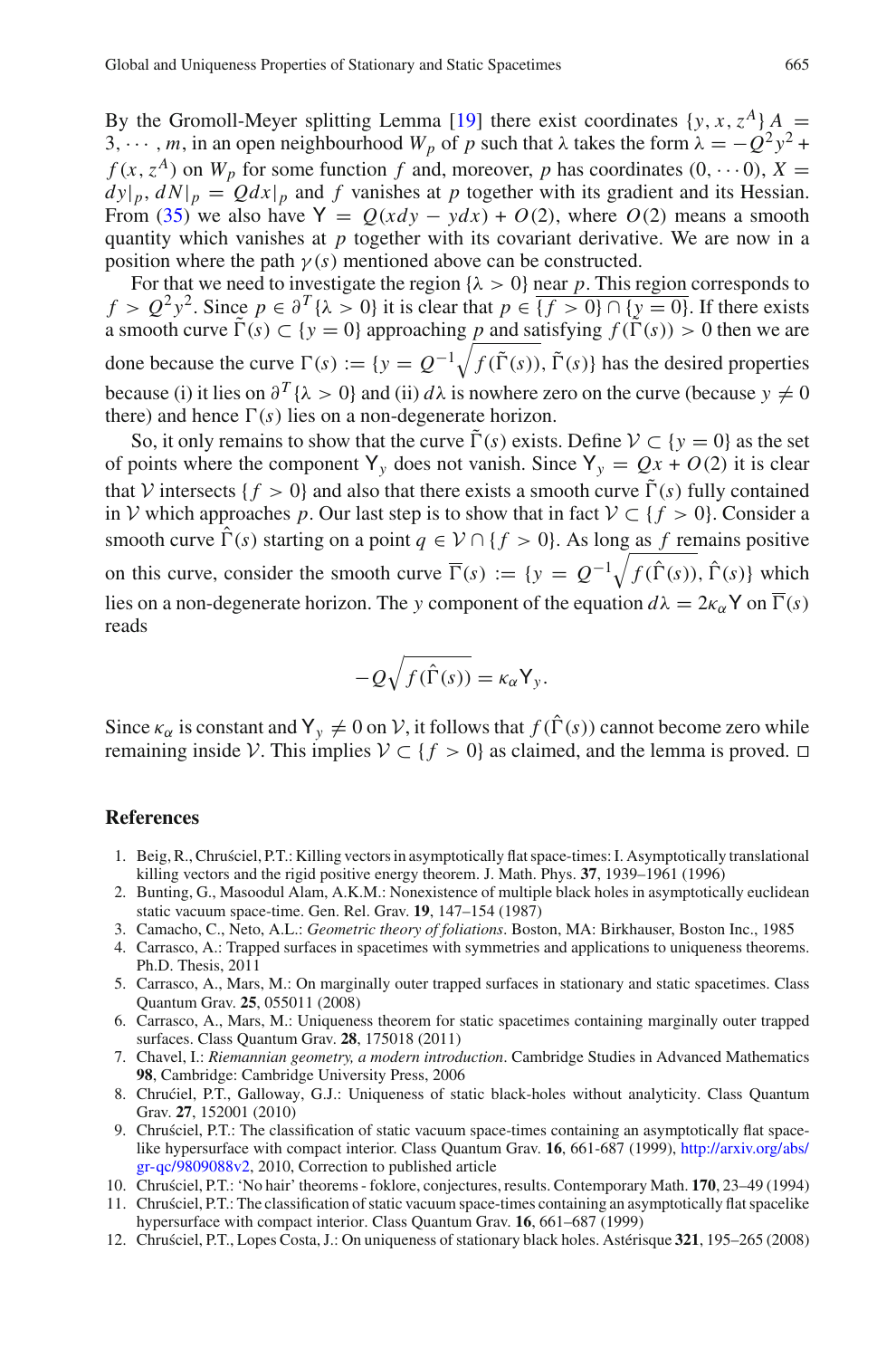By the Gromoll-Meyer splitting Lemma [19] there exist coordinates $\{y, x, z^A\}$ $A = 3, \cdots, m$, in an open neighbourhood $W_p$ of $p$ such that $\lambda$ takes the form $\lambda = -Q^2 y^2 + f(x, z^A)$ on $W_p$ for some function $f$ and, moreover, $p$ has coordinates $(0, \cdots 0)$, $X = dy|_p$, $dN|_p = Qdx|_p$ and $f$ vanishes at $p$ together with its gradient and its Hessian. From (35) we also have $\mathsf{Y} = Q(xdy - ydx) + O(2)$, where $O(2)$ means a smooth quantity which vanishes at $p$ together with its covariant derivative. We are now in a position where the path $\gamma(s)$ mentioned above can be constructed.

For that we need to investigate the region $\{\lambda > 0\}$ near $p$. This region corresponds to $f > Q^2 y^2$. Since $p \in \partial^T\{\lambda > 0\}$ it is clear that $p \in \overline{\{f > 0\} \cap \{y = 0\}}$. If there exists a smooth curve $\tilde{\Gamma}(s) \subset \{y = 0\}$ approaching $p$ and satisfying $f(\tilde{\Gamma}(s)) > 0$ then we are done because the curve $\Gamma(s) := \{y = Q^{-1}\sqrt{f(\tilde{\Gamma}(s))}, \tilde{\Gamma}(s)\}$ has the desired properties because (i) it lies on $\partial^T\{\lambda > 0\}$ and (ii) $d\lambda$ is nowhere zero on the curve (because $y \neq 0$ there) and hence $\Gamma(s)$ lies on a non-degenerate horizon.

So, it only remains to show that the curve $\tilde{\Gamma}(s)$ exists. Define $\mathcal{V} \subset \{y = 0\}$ as the set of points where the component $\mathsf{Y}_y$ does not vanish. Since $\mathsf{Y}_y = Qx + O(2)$ it is clear that $\mathcal{V}$ intersects $\{f > 0\}$ and also that there exists a smooth curve $\tilde{\Gamma}(s)$ fully contained in $\mathcal{V}$ which approaches $p$. Our last step is to show that in fact $\mathcal{V} \subset \{f > 0\}$. Consider a smooth curve $\hat{\Gamma}(s)$ starting on a point $q \in \mathcal{V} \cap \{f > 0\}$. As long as $f$ remains positive on this curve, consider the smooth curve $\overline{\Gamma}(s) := \{y = Q^{-1}\sqrt{f(\hat{\Gamma}(s))}, \hat{\Gamma}(s)\}$ which lies on a non-degenerate horizon. The $y$ component of the equation $d\lambda = 2\kappa_\alpha \mathsf{Y}$ on $\overline{\Gamma}(s)$ reads

$$-Q\sqrt{f(\hat{\Gamma}(s))} = \kappa_\alpha \mathsf{Y}_y.$$

Since $\kappa_\alpha$ is constant and $\mathsf{Y}_y \neq 0$ on $\mathcal{V}$, it follows that $f(\hat{\Gamma}(s))$ cannot become zero while remaining inside $\mathcal{V}$. This implies $\mathcal{V} \subset \{f > 0\}$ as claimed, and the lemma is proved. $\square$

## References

1. Beig, R., Chruściel, P.T.: Killing vectors in asymptotically flat space-times: I. Asymptotically translational killing vectors and the rigid positive energy theorem. J. Math. Phys. **37**, 1939–1961 (1996)
2. Bunting, G., Masoodul Alam, A.K.M.: Nonexistence of multiple black holes in asymptotically euclidean static vacuum space-time. Gen. Rel. Grav. **19**, 147–154 (1987)
3. Camacho, C., Neto, A.L.: *Geometric theory of foliations*. Boston, MA: Birkhauser, Boston Inc., 1985
4. Carrasco, A.: Trapped surfaces in spacetimes with symmetries and applications to uniqueness theorems. Ph.D. Thesis, 2011
5. Carrasco, A., Mars, M.: On marginally outer trapped surfaces in stationary and static spacetimes. Class Quantum Grav. **25**, 055011 (2008)
6. Carrasco, A., Mars, M.: Uniqueness theorem for static spacetimes containing marginally outer trapped surfaces. Class Quantum Grav. **28**, 175018 (2011)
7. Chavel, I.: *Riemannian geometry, a modern introduction*. Cambridge Studies in Advanced Mathematics **98**, Cambridge: Cambridge University Press, 2006
8. Chrućiel, P.T., Galloway, G.J.: Uniqueness of static black-holes without analyticity. Class Quantum Grav. **27**, 152001 (2010)
9. Chruściel, P.T.: The classification of static vacuum space-times containing an asymptotically flat space-like hypersurface with compact interior. Class Quantum Grav. **16**, 661-687 (1999), http://arxiv.org/abs/gr-qc/9809088v2, 2010, Correction to published article
10. Chruściel, P.T.: 'No hair' theorems - foklore, conjectures, results. Contemporary Math. **170**, 23–49 (1994)
11. Chruściel, P.T.: The classification of static vacuum space-times containing an asymptotically flat spacelike hypersurface with compact interior. Class Quantum Grav. **16**, 661–687 (1999)
12. Chruściel, P.T., Lopes Costa, J.: On uniqueness of stationary black holes. Astérisque **321**, 195–265 (2008)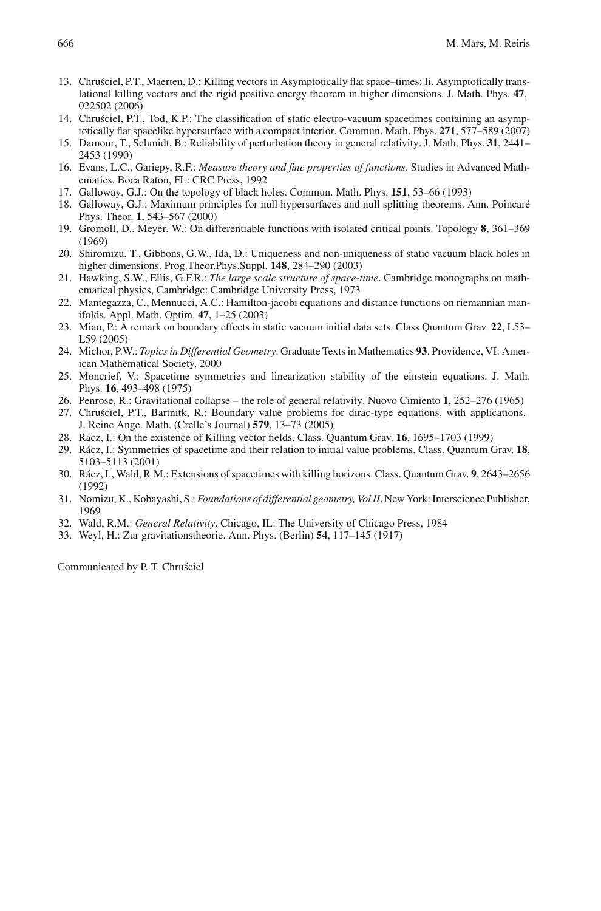13. Chruściel, P.T., Maerten, D.: Killing vectors in Asymptotically flat space–times: Ii. Asymptotically translational killing vectors and the rigid positive energy theorem in higher dimensions. J. Math. Phys. **47**, 022502 (2006)
14. Chruściel, P.T., Tod, K.P.: The classification of static electro-vacuum spacetimes containing an asymptotically flat spacelike hypersurface with a compact interior. Commun. Math. Phys. **271**, 577–589 (2007)
15. Damour, T., Schmidt, B.: Reliability of perturbation theory in general relativity. J. Math. Phys. **31**, 2441–2453 (1990)
16. Evans, L.C., Gariepy, R.F.: *Measure theory and fine properties of functions*. Studies in Advanced Mathematics. Boca Raton, FL: CRC Press, 1992
17. Galloway, G.J.: On the topology of black holes. Commun. Math. Phys. **151**, 53–66 (1993)
18. Galloway, G.J.: Maximum principles for null hypersurfaces and null splitting theorems. Ann. Poincaré Phys. Theor. **1**, 543–567 (2000)
19. Gromoll, D., Meyer, W.: On differentiable functions with isolated critical points. Topology **8**, 361–369 (1969)
20. Shiromizu, T., Gibbons, G.W., Ida, D.: Uniqueness and non-uniqueness of static vacuum black holes in higher dimensions. Prog.Theor.Phys.Suppl. **148**, 284–290 (2003)
21. Hawking, S.W., Ellis, G.F.R.: *The large scale structure of space-time*. Cambridge monographs on mathematical physics, Cambridge: Cambridge University Press, 1973
22. Mantegazza, C., Mennucci, A.C.: Hamilton-jacobi equations and distance functions on riemannian manifolds. Appl. Math. Optim. **47**, 1–25 (2003)
23. Miao, P.: A remark on boundary effects in static vacuum initial data sets. Class Quantum Grav. **22**, L53–L59 (2005)
24. Michor, P.W.: *Topics in Differential Geometry*. Graduate Texts in Mathematics **93**. Providence, VI: American Mathematical Society, 2000
25. Moncrief, V.: Spacetime symmetries and linearization stability of the einstein equations. J. Math. Phys. **16**, 493–498 (1975)
26. Penrose, R.: Gravitational collapse – the role of general relativity. Nuovo Cimiento **1**, 252–276 (1965)
27. Chruściel, P.T., Bartnitk, R.: Boundary value problems for dirac-type equations, with applications. J. Reine Ange. Math. (Crelle's Journal) **579**, 13–73 (2005)
28. Rácz, I.: On the existence of Killing vector fields. Class. Quantum Grav. **16**, 1695–1703 (1999)
29. Rácz, I.: Symmetries of spacetime and their relation to initial value problems. Class. Quantum Grav. **18**, 5103–5113 (2001)
30. Rácz, I., Wald, R.M.: Extensions of spacetimes with killing horizons. Class. Quantum Grav. **9**, 2643–2656 (1992)
31. Nomizu, K., Kobayashi, S.: *Foundations of differential geometry, Vol II*. New York: Interscience Publisher, 1969
32. Wald, R.M.: *General Relativity*. Chicago, IL: The University of Chicago Press, 1984
33. Weyl, H.: Zur gravitationstheorie. Ann. Phys. (Berlin) **54**, 117–145 (1917)

Communicated by P. T. Chruściel